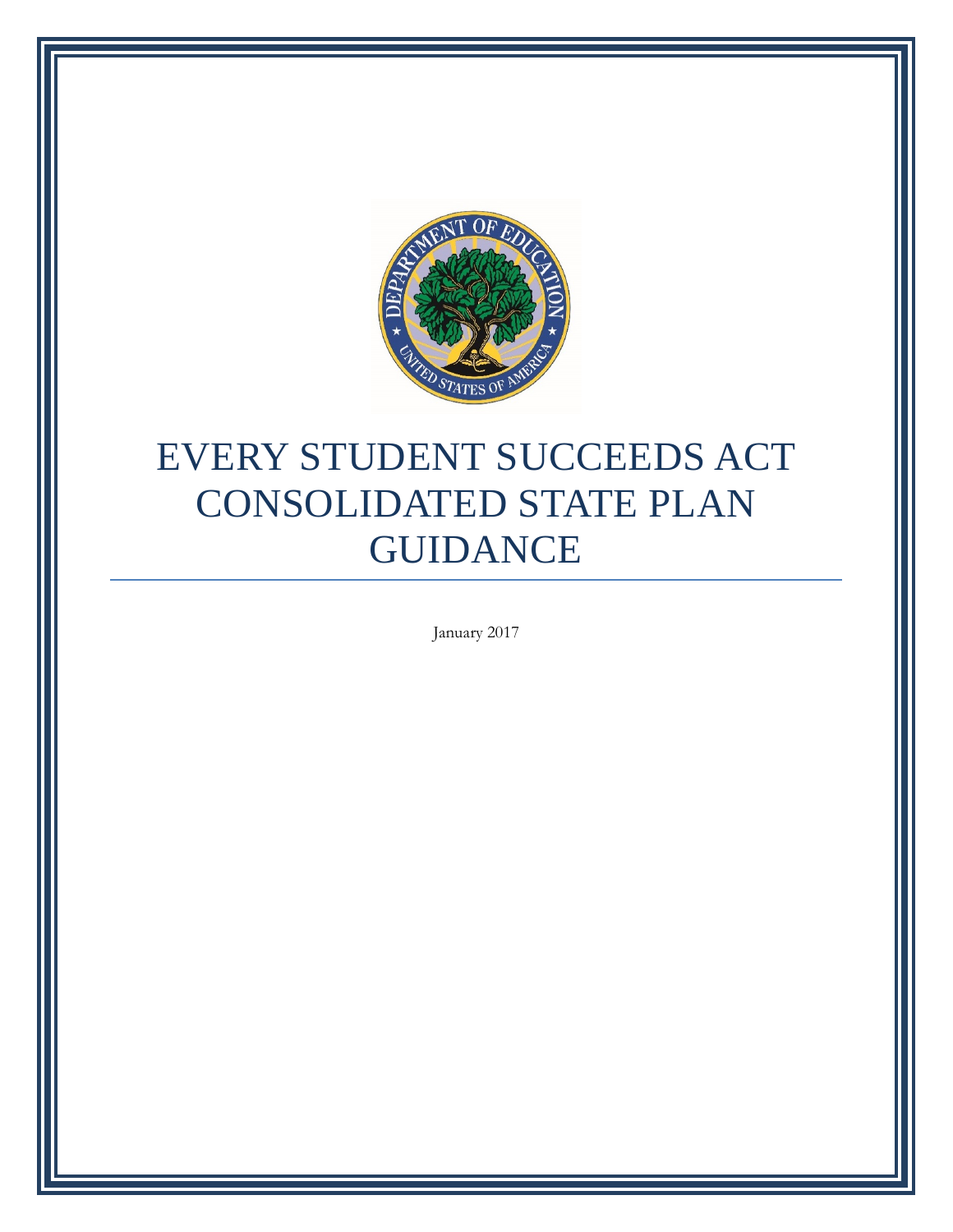# EVERY STUDENT SUCCEEDS ACT CONSOLIDATED STATE PLAN GUIDANCE

January 2017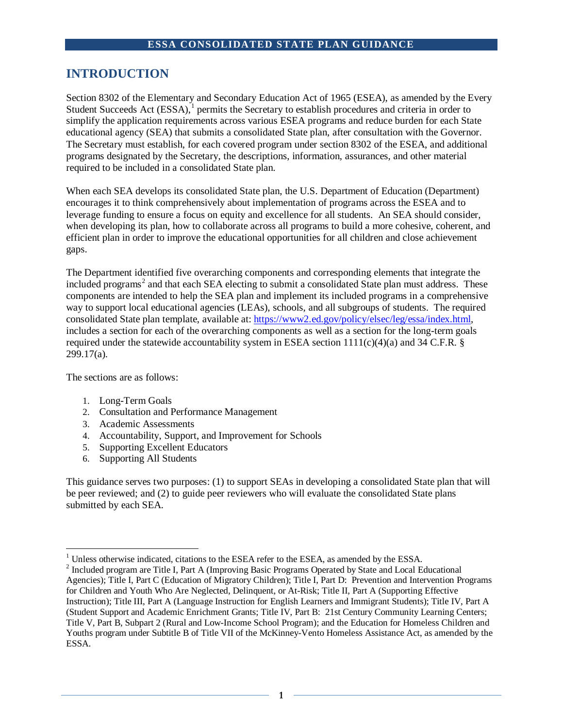# INTRODUCTION

Section 8302 of the Elementary and Secondary Education Act of 1965 (ESEA), as amended by the Every Student Succeeds Act (ESSA),[1] permits the Secretary to establish procedures and criteria in order to simplify the application requirements across various ESEA programs and reduce burden for each State educational agency (SEA) that submits a consolidated State plan, after consultation with the Governor. The Secretary must establish, for each covered program under section 8302 of the ESEA, and additional programs designated by the Secretary, the descriptions, information, assurances, and other material required to be included in a consolidated State plan.

When each SEA develops its consolidated State plan, the U.S. Department of Education (Department) encourages it to think comprehensively about implementation of programs across the ESEA and to leverage funding to ensure a focus on equity and excellence for all students. An SEA should consider, when developing its plan, how to collaborate across all programs to build a more cohesive, coherent, and efficient plan in order to improve the educational opportunities for all children and close achievement gaps.

The Department identified five overarching components and corresponding elements that integrate the included programs[2] and that each SEA electing to submit a consolidated State plan must address. These components are intended to help the SEA plan and implement its included programs in a comprehensive way to support local educational agencies (LEAs), schools, and all subgroups of students. The required consolidated State plan template, available at: https://www2.ed.gov/policy/elsec/leg/essa/index.html, includes a section for each of the overarching components as well as a section for the long-term goals required under the statewide accountability system in ESEA section 1111(c)(4)(a) and 34 C.F.R. § 299.17(a).

The sections are as follows:

1. Long-Term Goals
2. Consultation and Performance Management
3. Academic Assessments
4. Accountability, Support, and Improvement for Schools
5. Supporting Excellent Educators
6. Supporting All Students

This guidance serves two purposes: (1) to support SEAs in developing a consolidated State plan that will be peer reviewed; and (2) to guide peer reviewers who will evaluate the consolidated State plans submitted by each SEA.

---

[1] Unless otherwise indicated, citations to the ESEA refer to the ESEA, as amended by the ESSA.

[2] Included program are Title I, Part A (Improving Basic Programs Operated by State and Local Educational Agencies); Title I, Part C (Education of Migratory Children); Title I, Part D: Prevention and Intervention Programs for Children and Youth Who Are Neglected, Delinquent, or At-Risk; Title II, Part A (Supporting Effective Instruction); Title III, Part A (Language Instruction for English Learners and Immigrant Students); Title IV, Part A (Student Support and Academic Enrichment Grants; Title IV, Part B: 21st Century Community Learning Centers; Title V, Part B, Subpart 2 (Rural and Low-Income School Program); and the Education for Homeless Children and Youths program under Subtitle B of Title VII of the McKinney-Vento Homeless Assistance Act, as amended by the ESSA.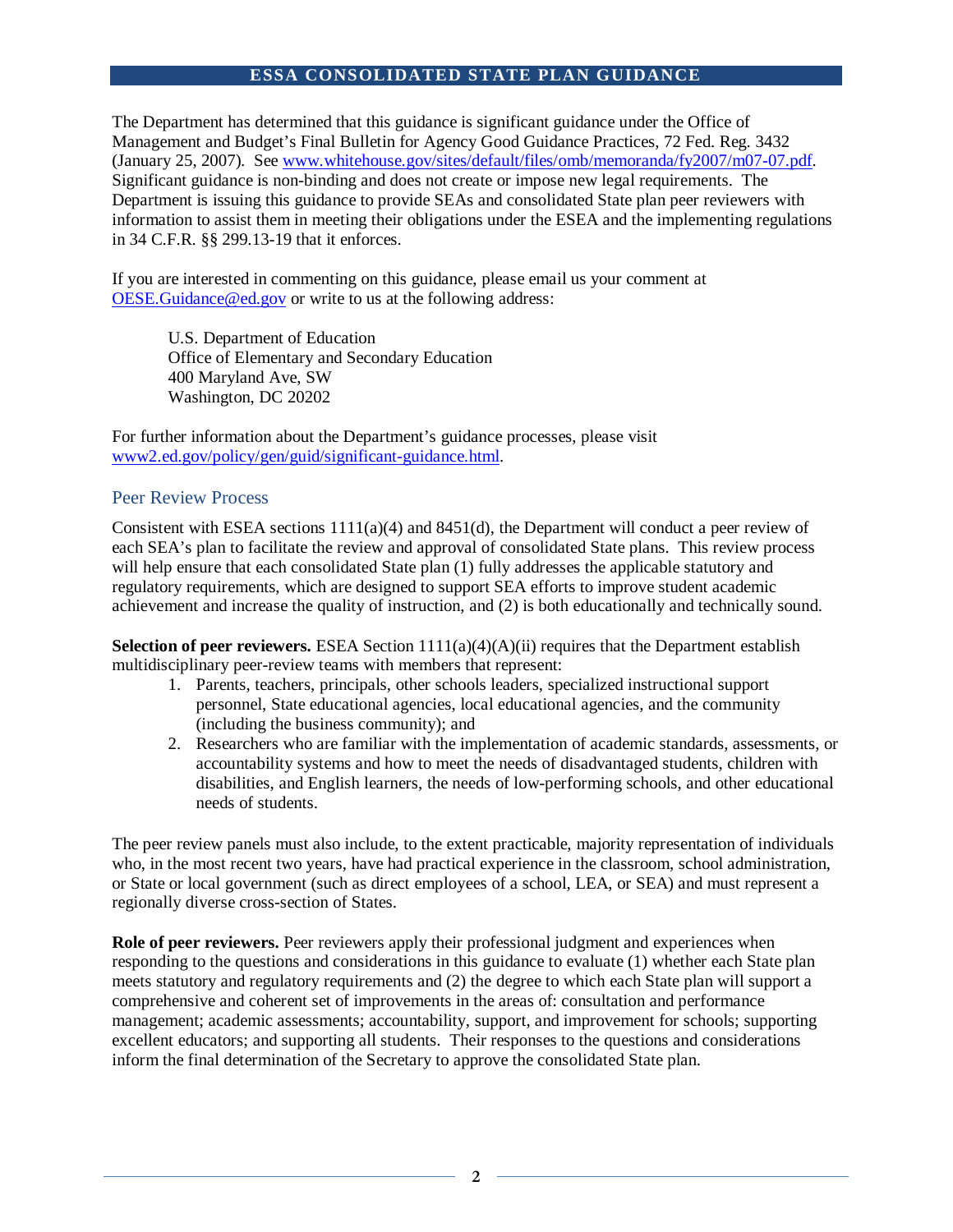The Department has determined that this guidance is significant guidance under the Office of Management and Budget's Final Bulletin for Agency Good Guidance Practices, 72 Fed. Reg. 3432 (January 25, 2007). See [www.whitehouse.gov/sites/default/files/omb/memoranda/fy2007/m07-07.pdf](www.whitehouse.gov/sites/default/files/omb/memoranda/fy2007/m07-07.pdf). Significant guidance is non-binding and does not create or impose new legal requirements. The Department is issuing this guidance to provide SEAs and consolidated State plan peer reviewers with information to assist them in meeting their obligations under the ESEA and the implementing regulations in 34 C.F.R. §§ 299.13-19 that it enforces.

If you are interested in commenting on this guidance, please email us your comment at [OESE.Guidance@ed.gov](mailto:OESE.Guidance@ed.gov) or write to us at the following address:

> U.S. Department of Education
> Office of Elementary and Secondary Education
> 400 Maryland Ave, SW
> Washington, DC 20202

For further information about the Department's guidance processes, please visit [www2.ed.gov/policy/gen/guid/significant-guidance.html](www2.ed.gov/policy/gen/guid/significant-guidance.html).

## Peer Review Process

Consistent with ESEA sections 1111(a)(4) and 8451(d), the Department will conduct a peer review of each SEA's plan to facilitate the review and approval of consolidated State plans. This review process will help ensure that each consolidated State plan (1) fully addresses the applicable statutory and regulatory requirements, which are designed to support SEA efforts to improve student academic achievement and increase the quality of instruction, and (2) is both educationally and technically sound.

**Selection of peer reviewers.** ESEA Section 1111(a)(4)(A)(ii) requires that the Department establish multidisciplinary peer-review teams with members that represent:

1. Parents, teachers, principals, other schools leaders, specialized instructional support personnel, State educational agencies, local educational agencies, and the community (including the business community); and
2. Researchers who are familiar with the implementation of academic standards, assessments, or accountability systems and how to meet the needs of disadvantaged students, children with disabilities, and English learners, the needs of low-performing schools, and other educational needs of students.

The peer review panels must also include, to the extent practicable, majority representation of individuals who, in the most recent two years, have had practical experience in the classroom, school administration, or State or local government (such as direct employees of a school, LEA, or SEA) and must represent a regionally diverse cross-section of States.

**Role of peer reviewers.** Peer reviewers apply their professional judgment and experiences when responding to the questions and considerations in this guidance to evaluate (1) whether each State plan meets statutory and regulatory requirements and (2) the degree to which each State plan will support a comprehensive and coherent set of improvements in the areas of: consultation and performance management; academic assessments; accountability, support, and improvement for schools; supporting excellent educators; and supporting all students. Their responses to the questions and considerations inform the final determination of the Secretary to approve the consolidated State plan.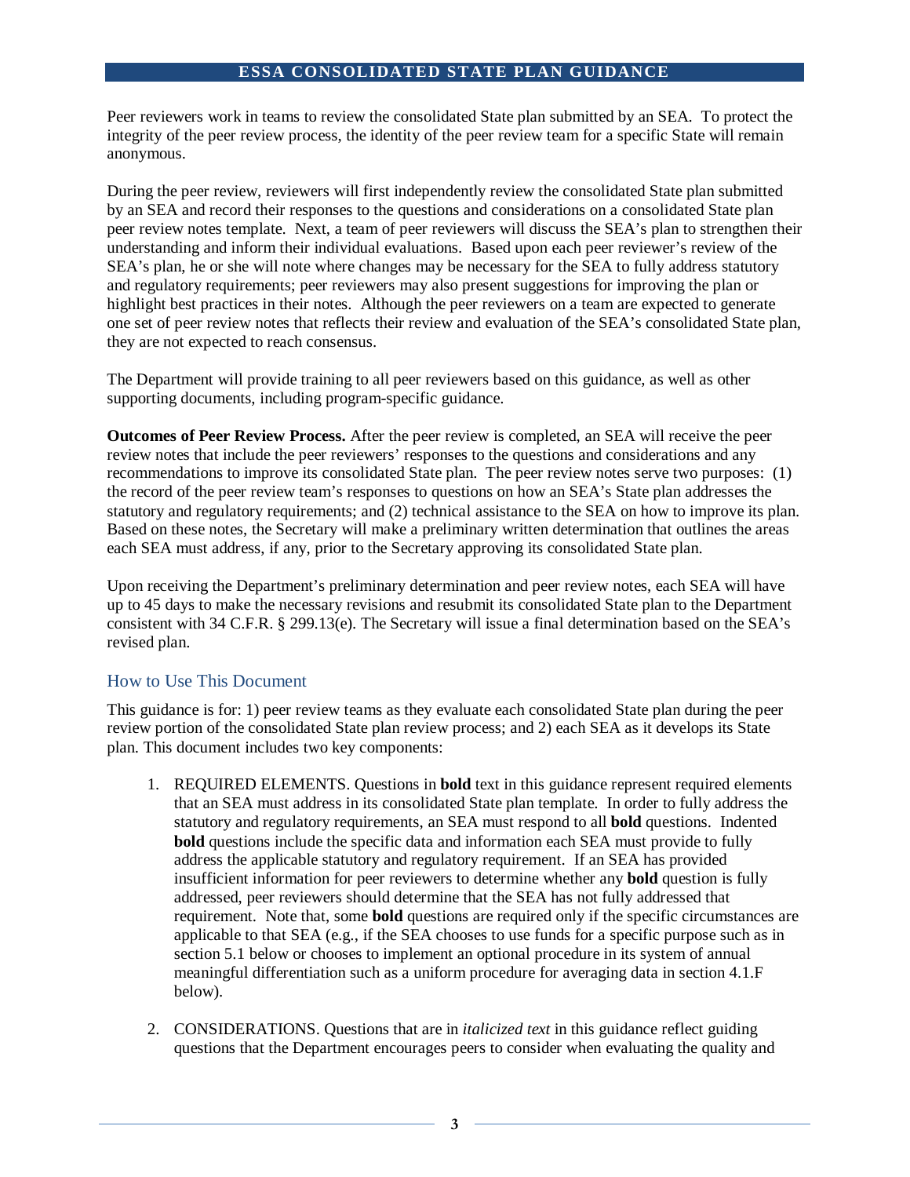Peer reviewers work in teams to review the consolidated State plan submitted by an SEA. To protect the integrity of the peer review process, the identity of the peer review team for a specific State will remain anonymous.

During the peer review, reviewers will first independently review the consolidated State plan submitted by an SEA and record their responses to the questions and considerations on a consolidated State plan peer review notes template. Next, a team of peer reviewers will discuss the SEA's plan to strengthen their understanding and inform their individual evaluations. Based upon each peer reviewer's review of the SEA's plan, he or she will note where changes may be necessary for the SEA to fully address statutory and regulatory requirements; peer reviewers may also present suggestions for improving the plan or highlight best practices in their notes. Although the peer reviewers on a team are expected to generate one set of peer review notes that reflects their review and evaluation of the SEA's consolidated State plan, they are not expected to reach consensus.

The Department will provide training to all peer reviewers based on this guidance, as well as other supporting documents, including program-specific guidance.

**Outcomes of Peer Review Process.** After the peer review is completed, an SEA will receive the peer review notes that include the peer reviewers' responses to the questions and considerations and any recommendations to improve its consolidated State plan. The peer review notes serve two purposes: (1) the record of the peer review team's responses to questions on how an SEA's State plan addresses the statutory and regulatory requirements; and (2) technical assistance to the SEA on how to improve its plan. Based on these notes, the Secretary will make a preliminary written determination that outlines the areas each SEA must address, if any, prior to the Secretary approving its consolidated State plan.

Upon receiving the Department's preliminary determination and peer review notes, each SEA will have up to 45 days to make the necessary revisions and resubmit its consolidated State plan to the Department consistent with 34 C.F.R. § 299.13(e). The Secretary will issue a final determination based on the SEA's revised plan.

## How to Use This Document

This guidance is for: 1) peer review teams as they evaluate each consolidated State plan during the peer review portion of the consolidated State plan review process; and 2) each SEA as it develops its State plan. This document includes two key components:

1. REQUIRED ELEMENTS. Questions in **bold** text in this guidance represent required elements that an SEA must address in its consolidated State plan template. In order to fully address the statutory and regulatory requirements, an SEA must respond to all **bold** questions. Indented **bold** questions include the specific data and information each SEA must provide to fully address the applicable statutory and regulatory requirement. If an SEA has provided insufficient information for peer reviewers to determine whether any **bold** question is fully addressed, peer reviewers should determine that the SEA has not fully addressed that requirement. Note that, some **bold** questions are required only if the specific circumstances are applicable to that SEA (e.g., if the SEA chooses to use funds for a specific purpose such as in section 5.1 below or chooses to implement an optional procedure in its system of annual meaningful differentiation such as a uniform procedure for averaging data in section 4.1.F below).

2. CONSIDERATIONS. Questions that are in *italicized text* in this guidance reflect guiding questions that the Department encourages peers to consider when evaluating the quality and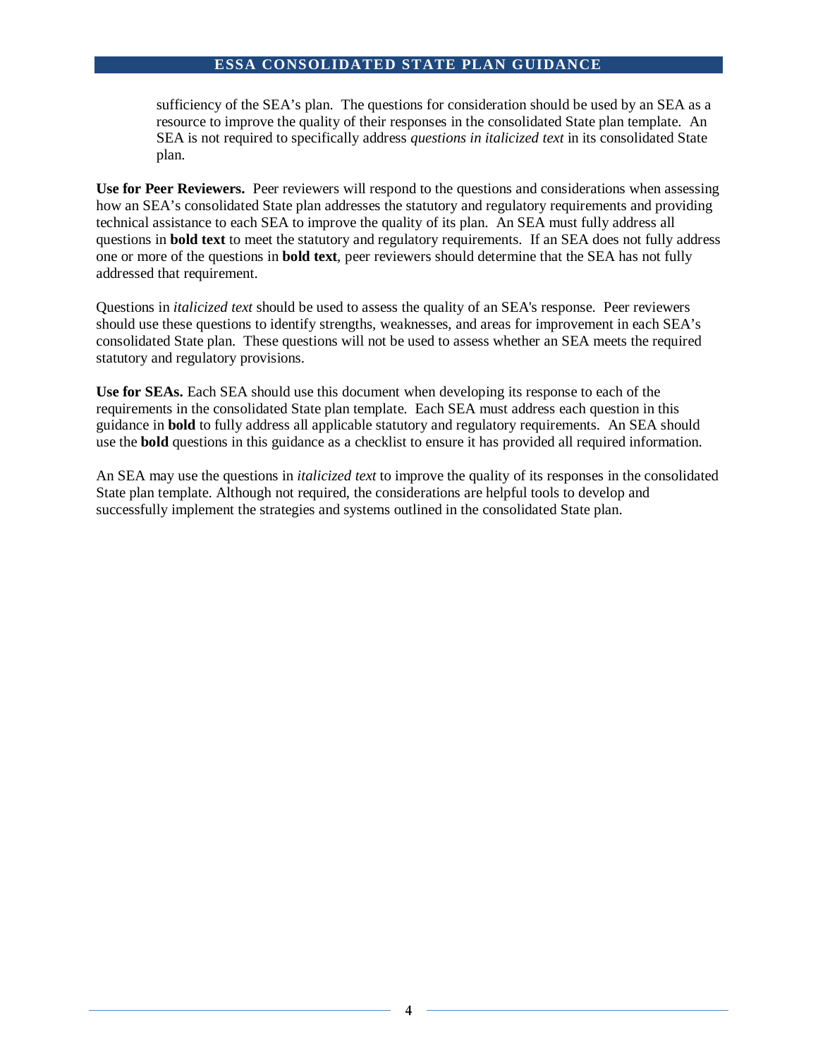sufficiency of the SEA's plan. The questions for consideration should be used by an SEA as a resource to improve the quality of their responses in the consolidated State plan template. An SEA is not required to specifically address *questions in italicized text* in its consolidated State plan.

**Use for Peer Reviewers.** Peer reviewers will respond to the questions and considerations when assessing how an SEA's consolidated State plan addresses the statutory and regulatory requirements and providing technical assistance to each SEA to improve the quality of its plan. An SEA must fully address all questions in **bold text** to meet the statutory and regulatory requirements. If an SEA does not fully address one or more of the questions in **bold text**, peer reviewers should determine that the SEA has not fully addressed that requirement.

Questions in *italicized text* should be used to assess the quality of an SEA's response. Peer reviewers should use these questions to identify strengths, weaknesses, and areas for improvement in each SEA's consolidated State plan. These questions will not be used to assess whether an SEA meets the required statutory and regulatory provisions.

**Use for SEAs.** Each SEA should use this document when developing its response to each of the requirements in the consolidated State plan template. Each SEA must address each question in this guidance in **bold** to fully address all applicable statutory and regulatory requirements. An SEA should use the **bold** questions in this guidance as a checklist to ensure it has provided all required information.

An SEA may use the questions in *italicized text* to improve the quality of its responses in the consolidated State plan template. Although not required, the considerations are helpful tools to develop and successfully implement the strategies and systems outlined in the consolidated State plan.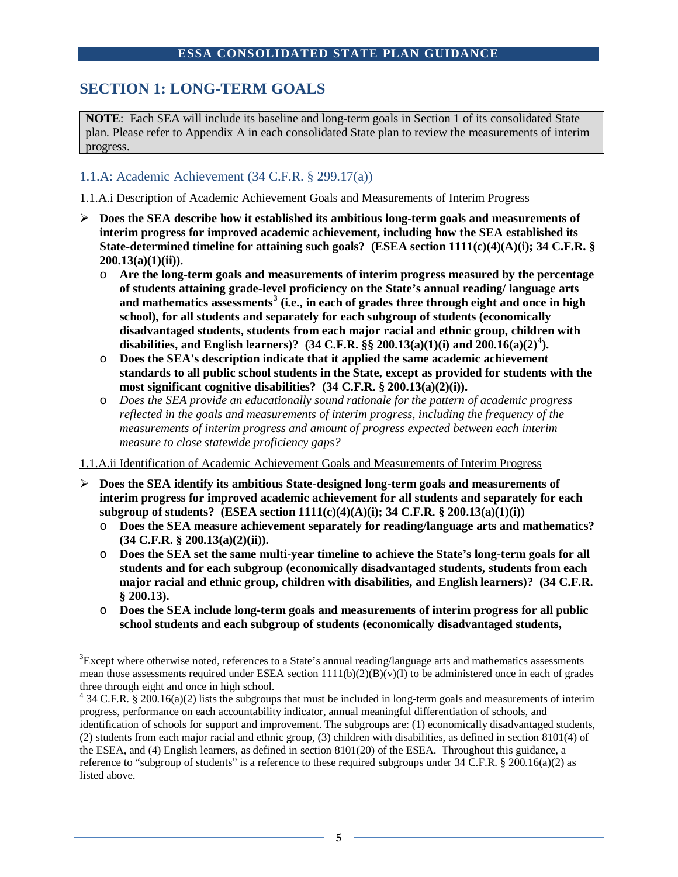# SECTION 1: LONG-TERM GOALS

**NOTE**: Each SEA will include its baseline and long-term goals in Section 1 of its consolidated State plan. Please refer to Appendix A in each consolidated State plan to review the measurements of interim progress.

## 1.1.A: Academic Achievement (34 C.F.R. § 299.17(a))

1.1.A.i Description of Academic Achievement Goals and Measurements of Interim Progress

- **Does the SEA describe how it established its ambitious long-term goals and measurements of interim progress for improved academic achievement, including how the SEA established its State-determined timeline for attaining such goals? (ESEA section 1111(c)(4)(A)(i); 34 C.F.R. § 200.13(a)(1)(ii)).**
  - **Are the long-term goals and measurements of interim progress measured by the percentage of students attaining grade-level proficiency on the State's annual reading/ language arts and mathematics assessments[3] (i.e., in each of grades three through eight and once in high school), for all students and separately for each subgroup of students (economically disadvantaged students, students from each major racial and ethnic group, children with disabilities, and English learners)? (34 C.F.R. §§ 200.13(a)(1)(i) and 200.16(a)(2)[4]).**
  - **Does the SEA's description indicate that it applied the same academic achievement standards to all public school students in the State, except as provided for students with the most significant cognitive disabilities? (34 C.F.R. § 200.13(a)(2)(i)).**
  - *Does the SEA provide an educationally sound rationale for the pattern of academic progress reflected in the goals and measurements of interim progress, including the frequency of the measurements of interim progress and amount of progress expected between each interim measure to close statewide proficiency gaps?*

1.1.A.ii Identification of Academic Achievement Goals and Measurements of Interim Progress

- **Does the SEA identify its ambitious State-designed long-term goals and measurements of interim progress for improved academic achievement for all students and separately for each subgroup of students? (ESEA section 1111(c)(4)(A)(i); 34 C.F.R. § 200.13(a)(1)(i))**
  - **Does the SEA measure achievement separately for reading/language arts and mathematics? (34 C.F.R. § 200.13(a)(2)(ii)).**
  - **Does the SEA set the same multi-year timeline to achieve the State's long-term goals for all students and for each subgroup (economically disadvantaged students, students from each major racial and ethnic group, children with disabilities, and English learners)? (34 C.F.R. § 200.13).**
  - **Does the SEA include long-term goals and measurements of interim progress for all public school students and each subgroup of students (economically disadvantaged students,**

---

[3] Except where otherwise noted, references to a State's annual reading/language arts and mathematics assessments mean those assessments required under ESEA section 1111(b)(2)(B)(v)(I) to be administered once in each of grades three through eight and once in high school.

[4] 34 C.F.R. § 200.16(a)(2) lists the subgroups that must be included in long-term goals and measurements of interim progress, performance on each accountability indicator, annual meaningful differentiation of schools, and identification of schools for support and improvement. The subgroups are: (1) economically disadvantaged students, (2) students from each major racial and ethnic group, (3) children with disabilities, as defined in section 8101(4) of the ESEA, and (4) English learners, as defined in section 8101(20) of the ESEA. Throughout this guidance, a reference to "subgroup of students" is a reference to these required subgroups under 34 C.F.R. § 200.16(a)(2) as listed above.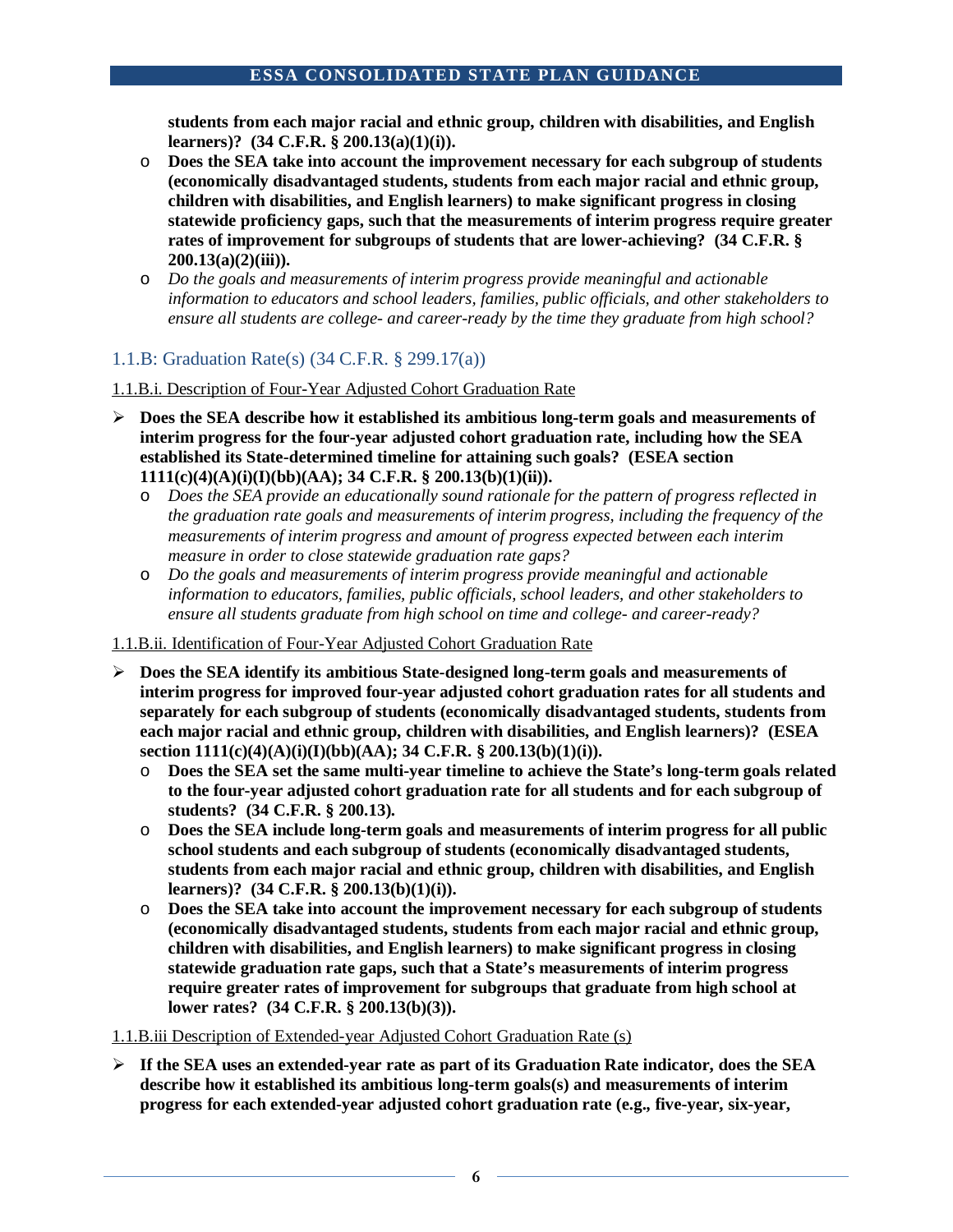**students from each major racial and ethnic group, children with disabilities, and English learners)? (34 C.F.R. § 200.13(a)(1)(i)).**

- **Does the SEA take into account the improvement necessary for each subgroup of students (economically disadvantaged students, students from each major racial and ethnic group, children with disabilities, and English learners) to make significant progress in closing statewide proficiency gaps, such that the measurements of interim progress require greater rates of improvement for subgroups of students that are lower-achieving? (34 C.F.R. § 200.13(a)(2)(iii)).**
- *Do the goals and measurements of interim progress provide meaningful and actionable information to educators and school leaders, families, public officials, and other stakeholders to ensure all students are college- and career-ready by the time they graduate from high school?*

### 1.1.B: Graduation Rate(s) (34 C.F.R. § 299.17(a))

1.1.B.i. Description of Four-Year Adjusted Cohort Graduation Rate

- **Does the SEA describe how it established its ambitious long-term goals and measurements of interim progress for the four-year adjusted cohort graduation rate, including how the SEA established its State-determined timeline for attaining such goals? (ESEA section 1111(c)(4)(A)(i)(I)(bb)(AA); 34 C.F.R. § 200.13(b)(1)(ii)).**
  - *Does the SEA provide an educationally sound rationale for the pattern of progress reflected in the graduation rate goals and measurements of interim progress, including the frequency of the measurements of interim progress and amount of progress expected between each interim measure in order to close statewide graduation rate gaps?*
  - *Do the goals and measurements of interim progress provide meaningful and actionable information to educators, families, public officials, school leaders, and other stakeholders to ensure all students graduate from high school on time and college- and career-ready?*

1.1.B.ii. Identification of Four-Year Adjusted Cohort Graduation Rate

- **Does the SEA identify its ambitious State-designed long-term goals and measurements of interim progress for improved four-year adjusted cohort graduation rates for all students and separately for each subgroup of students (economically disadvantaged students, students from each major racial and ethnic group, children with disabilities, and English learners)? (ESEA section 1111(c)(4)(A)(i)(I)(bb)(AA); 34 C.F.R. § 200.13(b)(1)(i)).**
  - **Does the SEA set the same multi-year timeline to achieve the State's long-term goals related to the four-year adjusted cohort graduation rate for all students and for each subgroup of students? (34 C.F.R. § 200.13).**
  - **Does the SEA include long-term goals and measurements of interim progress for all public school students and each subgroup of students (economically disadvantaged students, students from each major racial and ethnic group, children with disabilities, and English learners)? (34 C.F.R. § 200.13(b)(1)(i)).**
  - **Does the SEA take into account the improvement necessary for each subgroup of students (economically disadvantaged students, students from each major racial and ethnic group, children with disabilities, and English learners) to make significant progress in closing statewide graduation rate gaps, such that a State's measurements of interim progress require greater rates of improvement for subgroups that graduate from high school at lower rates? (34 C.F.R. § 200.13(b)(3)).**

1.1.B.iii Description of Extended-year Adjusted Cohort Graduation Rate (s)

- **If the SEA uses an extended-year rate as part of its Graduation Rate indicator, does the SEA describe how it established its ambitious long-term goals(s) and measurements of interim progress for each extended-year adjusted cohort graduation rate (e.g., five-year, six-year,**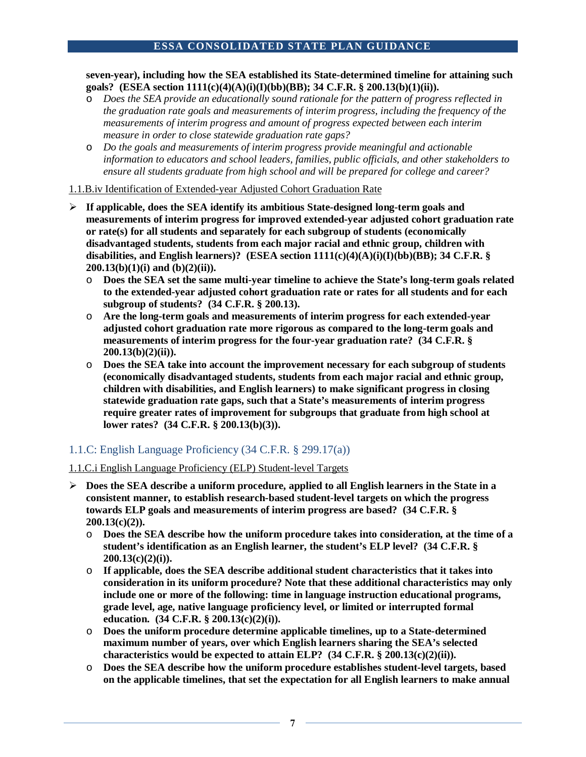**seven-year), including how the SEA established its State-determined timeline for attaining such goals? (ESEA section 1111(c)(4)(A)(i)(I)(bb)(BB); 34 C.F.R. § 200.13(b)(1)(ii)).**

- *Does the SEA provide an educationally sound rationale for the pattern of progress reflected in the graduation rate goals and measurements of interim progress, including the frequency of the measurements of interim progress and amount of progress expected between each interim measure in order to close statewide graduation rate gaps?*
- *Do the goals and measurements of interim progress provide meaningful and actionable information to educators and school leaders, families, public officials, and other stakeholders to ensure all students graduate from high school and will be prepared for college and career?*

1.1.B.iv Identification of Extended-year Adjusted Cohort Graduation Rate

- **If applicable, does the SEA identify its ambitious State-designed long-term goals and measurements of interim progress for improved extended-year adjusted cohort graduation rate or rate(s) for all students and separately for each subgroup of students (economically disadvantaged students, students from each major racial and ethnic group, children with disabilities, and English learners)? (ESEA section 1111(c)(4)(A)(i)(I)(bb)(BB); 34 C.F.R. § 200.13(b)(1)(i) and (b)(2)(ii)).**
  - **Does the SEA set the same multi-year timeline to achieve the State's long-term goals related to the extended-year adjusted cohort graduation rate or rates for all students and for each subgroup of students? (34 C.F.R. § 200.13).**
  - **Are the long-term goals and measurements of interim progress for each extended-year adjusted cohort graduation rate more rigorous as compared to the long-term goals and measurements of interim progress for the four-year graduation rate? (34 C.F.R. § 200.13(b)(2)(ii)).**
  - **Does the SEA take into account the improvement necessary for each subgroup of students (economically disadvantaged students, students from each major racial and ethnic group, children with disabilities, and English learners) to make significant progress in closing statewide graduation rate gaps, such that a State's measurements of interim progress require greater rates of improvement for subgroups that graduate from high school at lower rates? (34 C.F.R. § 200.13(b)(3)).**

### 1.1.C: English Language Proficiency (34 C.F.R. § 299.17(a))

1.1.C.i English Language Proficiency (ELP) Student-level Targets

- **Does the SEA describe a uniform procedure, applied to all English learners in the State in a consistent manner, to establish research-based student-level targets on which the progress towards ELP goals and measurements of interim progress are based? (34 C.F.R. § 200.13(c)(2)).**
  - **Does the SEA describe how the uniform procedure takes into consideration, at the time of a student's identification as an English learner, the student's ELP level? (34 C.F.R. § 200.13(c)(2)(i)).**
  - **If applicable, does the SEA describe additional student characteristics that it takes into consideration in its uniform procedure? Note that these additional characteristics may only include one or more of the following: time in language instruction educational programs, grade level, age, native language proficiency level, or limited or interrupted formal education. (34 C.F.R. § 200.13(c)(2)(i)).**
  - **Does the uniform procedure determine applicable timelines, up to a State-determined maximum number of years, over which English learners sharing the SEA's selected characteristics would be expected to attain ELP? (34 C.F.R. § 200.13(c)(2)(ii)).**
  - **Does the SEA describe how the uniform procedure establishes student-level targets, based on the applicable timelines, that set the expectation for all English learners to make annual**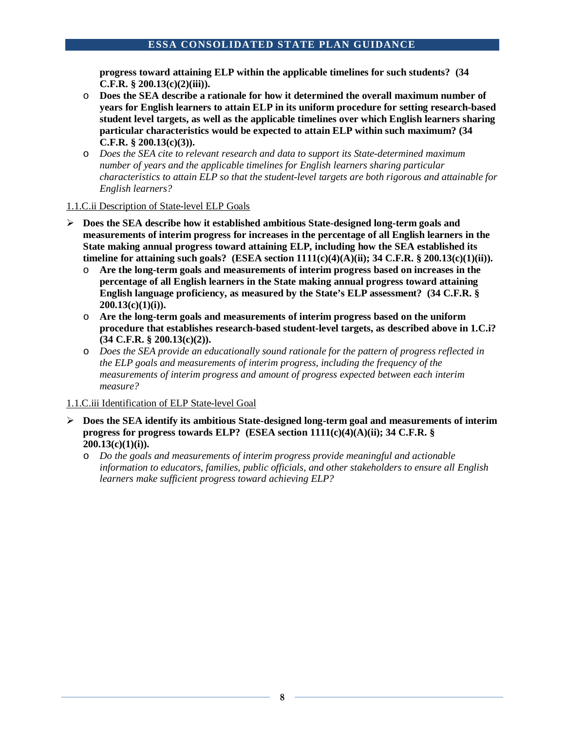**progress toward attaining ELP within the applicable timelines for such students? (34 C.F.R. § 200.13(c)(2)(iii)).**

- **Does the SEA describe a rationale for how it determined the overall maximum number of years for English learners to attain ELP in its uniform procedure for setting research-based student level targets, as well as the applicable timelines over which English learners sharing particular characteristics would be expected to attain ELP within such maximum? (34 C.F.R. § 200.13(c)(3)).**
- *Does the SEA cite to relevant research and data to support its State-determined maximum number of years and the applicable timelines for English learners sharing particular characteristics to attain ELP so that the student-level targets are both rigorous and attainable for English learners?*

1.1.C.ii Description of State-level ELP Goals

- **Does the SEA describe how it established ambitious State-designed long-term goals and measurements of interim progress for increases in the percentage of all English learners in the State making annual progress toward attaining ELP, including how the SEA established its timeline for attaining such goals? (ESEA section 1111(c)(4)(A)(ii); 34 C.F.R. § 200.13(c)(1)(ii)).**
  - **Are the long-term goals and measurements of interim progress based on increases in the percentage of all English learners in the State making annual progress toward attaining English language proficiency, as measured by the State's ELP assessment? (34 C.F.R. § 200.13(c)(1)(i)).**
  - **Are the long-term goals and measurements of interim progress based on the uniform procedure that establishes research-based student-level targets, as described above in 1.C.i? (34 C.F.R. § 200.13(c)(2)).**
  - *Does the SEA provide an educationally sound rationale for the pattern of progress reflected in the ELP goals and measurements of interim progress, including the frequency of the measurements of interim progress and amount of progress expected between each interim measure?*

1.1.C.iii Identification of ELP State-level Goal

- **Does the SEA identify its ambitious State-designed long-term goal and measurements of interim progress for progress towards ELP? (ESEA section 1111(c)(4)(A)(ii); 34 C.F.R. § 200.13(c)(1)(i)).**
  - *Do the goals and measurements of interim progress provide meaningful and actionable information to educators, families, public officials, and other stakeholders to ensure all English learners make sufficient progress toward achieving ELP?*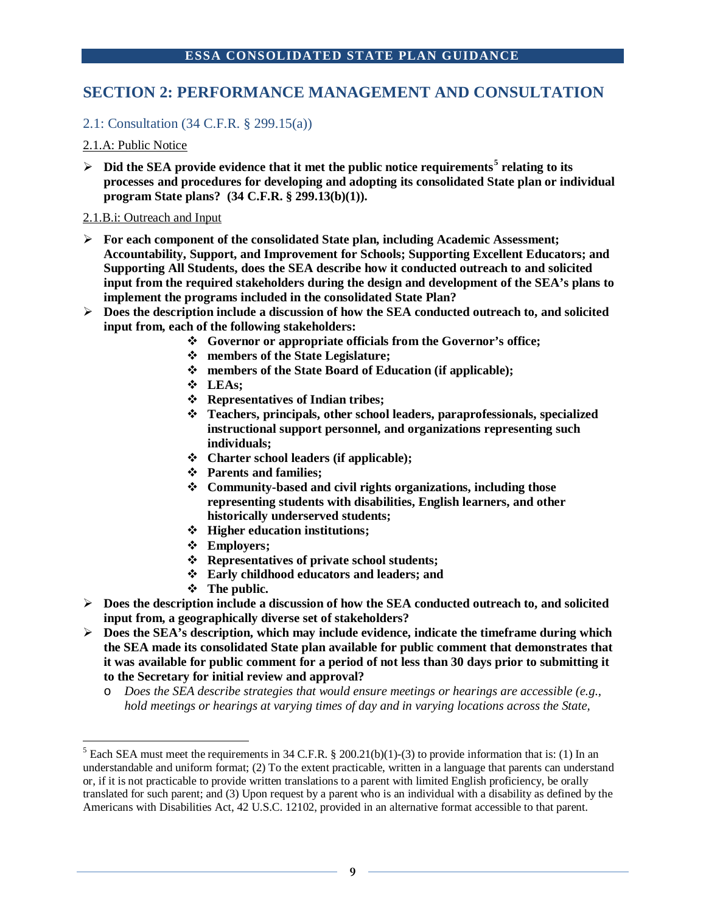## SECTION 2: PERFORMANCE MANAGEMENT AND CONSULTATION

### 2.1: Consultation (34 C.F.R. § 299.15(a))

2.1.A: Public Notice

- **Did the SEA provide evidence that it met the public notice requirements[5] relating to its processes and procedures for developing and adopting its consolidated State plan or individual program State plans? (34 C.F.R. § 299.13(b)(1)).**

2.1.B.i: Outreach and Input

- **For each component of the consolidated State plan, including Academic Assessment; Accountability, Support, and Improvement for Schools; Supporting Excellent Educators; and Supporting All Students, does the SEA describe how it conducted outreach to and solicited input from the required stakeholders during the design and development of the SEA's plans to implement the programs included in the consolidated State Plan?**
- **Does the description include a discussion of how the SEA conducted outreach to, and solicited input from, each of the following stakeholders:**
  - **Governor or appropriate officials from the Governor's office;**
  - **members of the State Legislature;**
  - **members of the State Board of Education (if applicable);**
  - **LEAs;**
  - **Representatives of Indian tribes;**
  - **Teachers, principals, other school leaders, paraprofessionals, specialized instructional support personnel, and organizations representing such individuals;**
  - **Charter school leaders (if applicable);**
  - **Parents and families;**
  - **Community-based and civil rights organizations, including those representing students with disabilities, English learners, and other historically underserved students;**
  - **Higher education institutions;**
  - **Employers;**
  - **Representatives of private school students;**
  - **Early childhood educators and leaders; and**
  - **The public.**
- **Does the description include a discussion of how the SEA conducted outreach to, and solicited input from, a geographically diverse set of stakeholders?**
- **Does the SEA's description, which may include evidence, indicate the timeframe during which the SEA made its consolidated State plan available for public comment that demonstrates that it was available for public comment for a period of not less than 30 days prior to submitting it to the Secretary for initial review and approval?**
  - *Does the SEA describe strategies that would ensure meetings or hearings are accessible (e.g., hold meetings or hearings at varying times of day and in varying locations across the State,*

---

[5] Each SEA must meet the requirements in 34 C.F.R. § 200.21(b)(1)-(3) to provide information that is: (1) In an understandable and uniform format; (2) To the extent practicable, written in a language that parents can understand or, if it is not practicable to provide written translations to a parent with limited English proficiency, be orally translated for such parent; and (3) Upon request by a parent who is an individual with a disability as defined by the Americans with Disabilities Act, 42 U.S.C. 12102, provided in an alternative format accessible to that parent.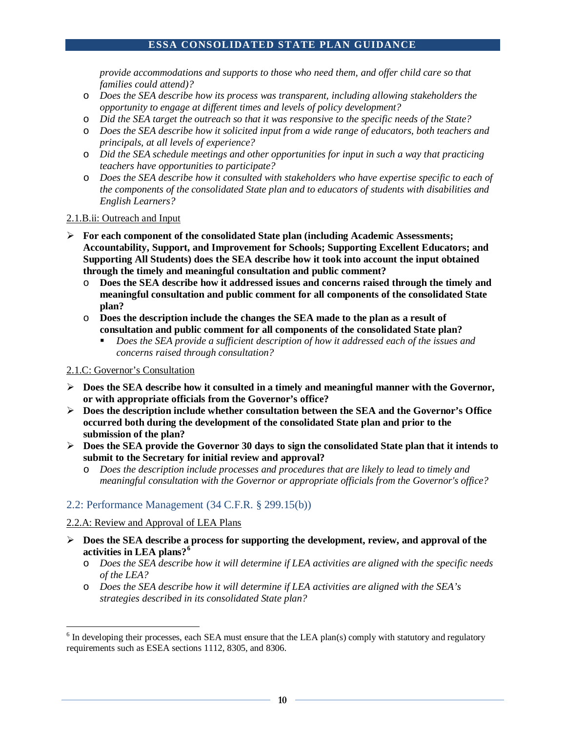*provide accommodations and supports to those who need them, and offer child care so that families could attend)?*

- *Does the SEA describe how its process was transparent, including allowing stakeholders the opportunity to engage at different times and levels of policy development?*
- *Did the SEA target the outreach so that it was responsive to the specific needs of the State?*
- *Does the SEA describe how it solicited input from a wide range of educators, both teachers and principals, at all levels of experience?*
- *Did the SEA schedule meetings and other opportunities for input in such a way that practicing teachers have opportunities to participate?*
- *Does the SEA describe how it consulted with stakeholders who have expertise specific to each of the components of the consolidated State plan and to educators of students with disabilities and English Learners?*

2.1.B.ii: Outreach and Input

- **For each component of the consolidated State plan (including Academic Assessments; Accountability, Support, and Improvement for Schools; Supporting Excellent Educators; and Supporting All Students) does the SEA describe how it took into account the input obtained through the timely and meaningful consultation and public comment?**
  - **Does the SEA describe how it addressed issues and concerns raised through the timely and meaningful consultation and public comment for all components of the consolidated State plan?**
  - **Does the description include the changes the SEA made to the plan as a result of consultation and public comment for all components of the consolidated State plan?**
    - *Does the SEA provide a sufficient description of how it addressed each of the issues and concerns raised through consultation?*

2.1.C: Governor's Consultation

- **Does the SEA describe how it consulted in a timely and meaningful manner with the Governor, or with appropriate officials from the Governor's office?**
- **Does the description include whether consultation between the SEA and the Governor's Office occurred both during the development of the consolidated State plan and prior to the submission of the plan?**
- **Does the SEA provide the Governor 30 days to sign the consolidated State plan that it intends to submit to the Secretary for initial review and approval?**
  - *Does the description include processes and procedures that are likely to lead to timely and meaningful consultation with the Governor or appropriate officials from the Governor's office?*

## 2.2: Performance Management (34 C.F.R. § 299.15(b))

2.2.A: Review and Approval of LEA Plans

- **Does the SEA describe a process for supporting the development, review, and approval of the activities in LEA plans?[6]**
  - *Does the SEA describe how it will determine if LEA activities are aligned with the specific needs of the LEA?*
  - *Does the SEA describe how it will determine if LEA activities are aligned with the SEA's strategies described in its consolidated State plan?*

[6] In developing their processes, each SEA must ensure that the LEA plan(s) comply with statutory and regulatory requirements such as ESEA sections 1112, 8305, and 8306.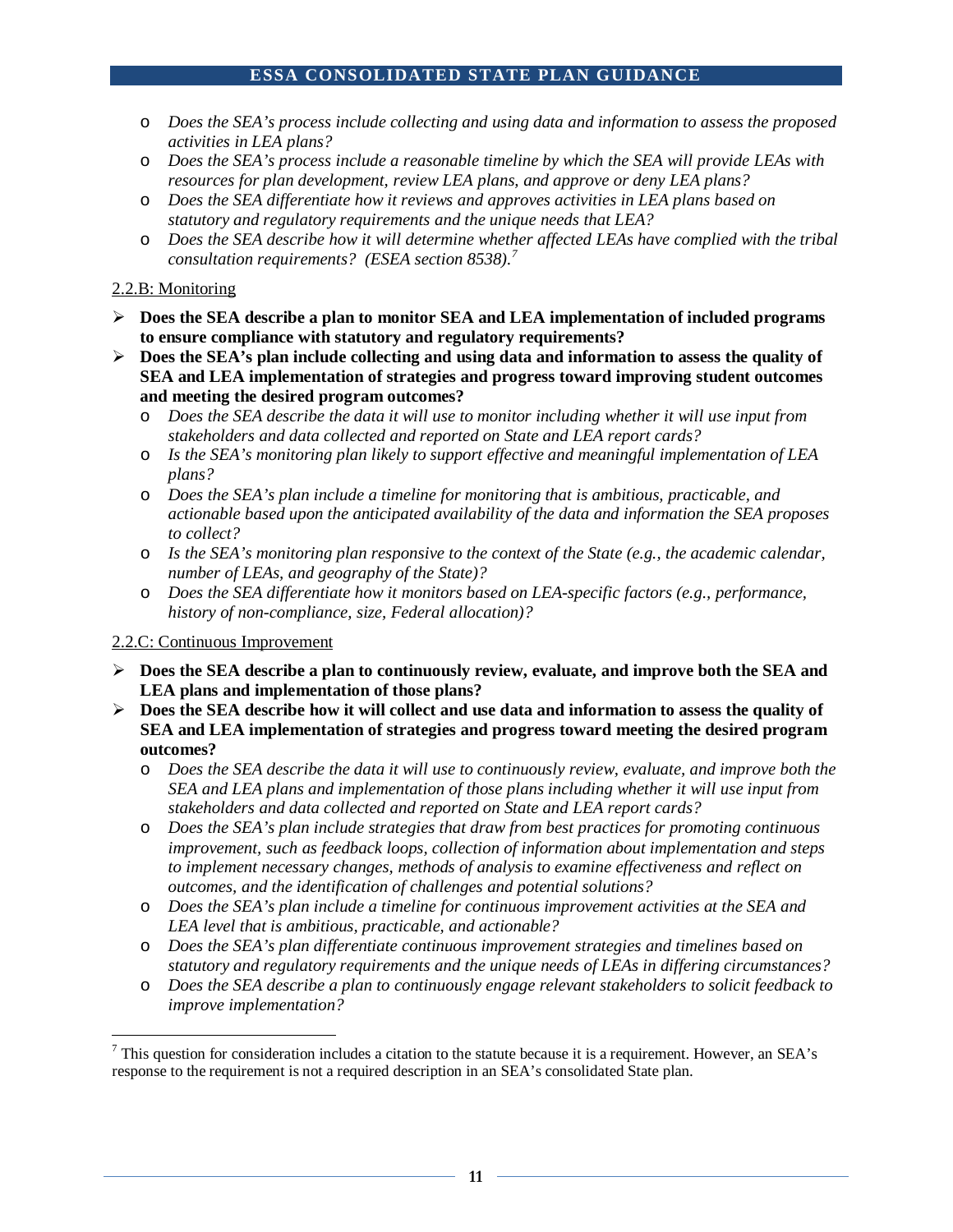- *Does the SEA's process include collecting and using data and information to assess the proposed activities in LEA plans?*
- *Does the SEA's process include a reasonable timeline by which the SEA will provide LEAs with resources for plan development, review LEA plans, and approve or deny LEA plans?*
- *Does the SEA differentiate how it reviews and approves activities in LEA plans based on statutory and regulatory requirements and the unique needs that LEA?*
- *Does the SEA describe how it will determine whether affected LEAs have complied with the tribal consultation requirements? (ESEA section 8538).*[7]

2.2.B: Monitoring

- **Does the SEA describe a plan to monitor SEA and LEA implementation of included programs to ensure compliance with statutory and regulatory requirements?**
- **Does the SEA's plan include collecting and using data and information to assess the quality of SEA and LEA implementation of strategies and progress toward improving student outcomes and meeting the desired program outcomes?**
  - *Does the SEA describe the data it will use to monitor including whether it will use input from stakeholders and data collected and reported on State and LEA report cards?*
  - *Is the SEA's monitoring plan likely to support effective and meaningful implementation of LEA plans?*
  - *Does the SEA's plan include a timeline for monitoring that is ambitious, practicable, and actionable based upon the anticipated availability of the data and information the SEA proposes to collect?*
  - *Is the SEA's monitoring plan responsive to the context of the State (e.g., the academic calendar, number of LEAs, and geography of the State)?*
  - *Does the SEA differentiate how it monitors based on LEA-specific factors (e.g., performance, history of non-compliance, size, Federal allocation)?*

2.2.C: Continuous Improvement

- **Does the SEA describe a plan to continuously review, evaluate, and improve both the SEA and LEA plans and implementation of those plans?**
- **Does the SEA describe how it will collect and use data and information to assess the quality of SEA and LEA implementation of strategies and progress toward meeting the desired program outcomes?**
  - *Does the SEA describe the data it will use to continuously review, evaluate, and improve both the SEA and LEA plans and implementation of those plans including whether it will use input from stakeholders and data collected and reported on State and LEA report cards?*
  - *Does the SEA's plan include strategies that draw from best practices for promoting continuous improvement, such as feedback loops, collection of information about implementation and steps to implement necessary changes, methods of analysis to examine effectiveness and reflect on outcomes, and the identification of challenges and potential solutions?*
  - *Does the SEA's plan include a timeline for continuous improvement activities at the SEA and LEA level that is ambitious, practicable, and actionable?*
  - *Does the SEA's plan differentiate continuous improvement strategies and timelines based on statutory and regulatory requirements and the unique needs of LEAs in differing circumstances?*
  - *Does the SEA describe a plan to continuously engage relevant stakeholders to solicit feedback to improve implementation?*

[7] This question for consideration includes a citation to the statute because it is a requirement. However, an SEA's response to the requirement is not a required description in an SEA's consolidated State plan.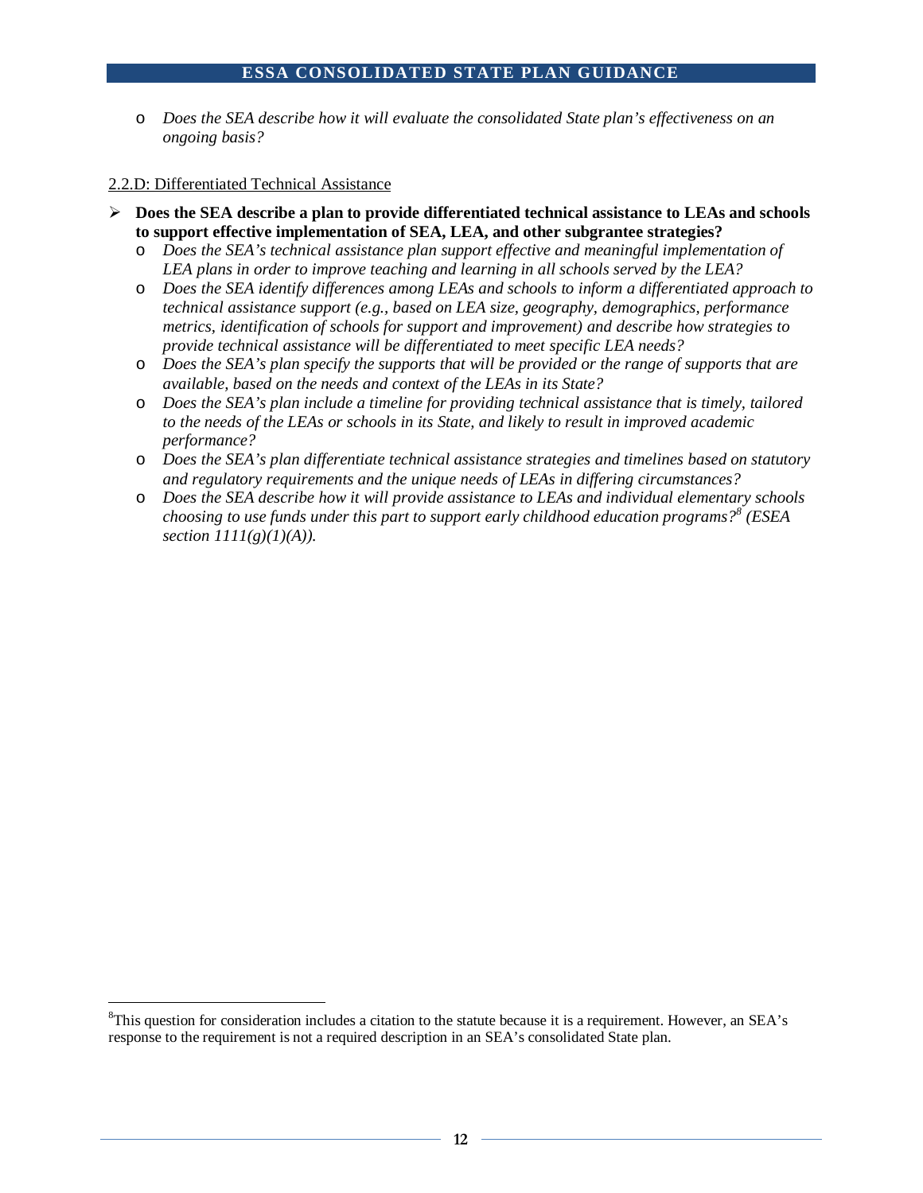- *Does the SEA describe how it will evaluate the consolidated State plan's effectiveness on an ongoing basis?*

2.2.D: Differentiated Technical Assistance

- **Does the SEA describe a plan to provide differentiated technical assistance to LEAs and schools to support effective implementation of SEA, LEA, and other subgrantee strategies?**
  - *Does the SEA's technical assistance plan support effective and meaningful implementation of LEA plans in order to improve teaching and learning in all schools served by the LEA?*
  - *Does the SEA identify differences among LEAs and schools to inform a differentiated approach to technical assistance support (e.g., based on LEA size, geography, demographics, performance metrics, identification of schools for support and improvement) and describe how strategies to provide technical assistance will be differentiated to meet specific LEA needs?*
  - *Does the SEA's plan specify the supports that will be provided or the range of supports that are available, based on the needs and context of the LEAs in its State?*
  - *Does the SEA's plan include a timeline for providing technical assistance that is timely, tailored to the needs of the LEAs or schools in its State, and likely to result in improved academic performance?*
  - *Does the SEA's plan differentiate technical assistance strategies and timelines based on statutory and regulatory requirements and the unique needs of LEAs in differing circumstances?*
  - *Does the SEA describe how it will provide assistance to LEAs and individual elementary schools choosing to use funds under this part to support early childhood education programs?[8] (ESEA section 1111(g)(1)(A)).*

---

[8] This question for consideration includes a citation to the statute because it is a requirement. However, an SEA's response to the requirement is not a required description in an SEA's consolidated State plan.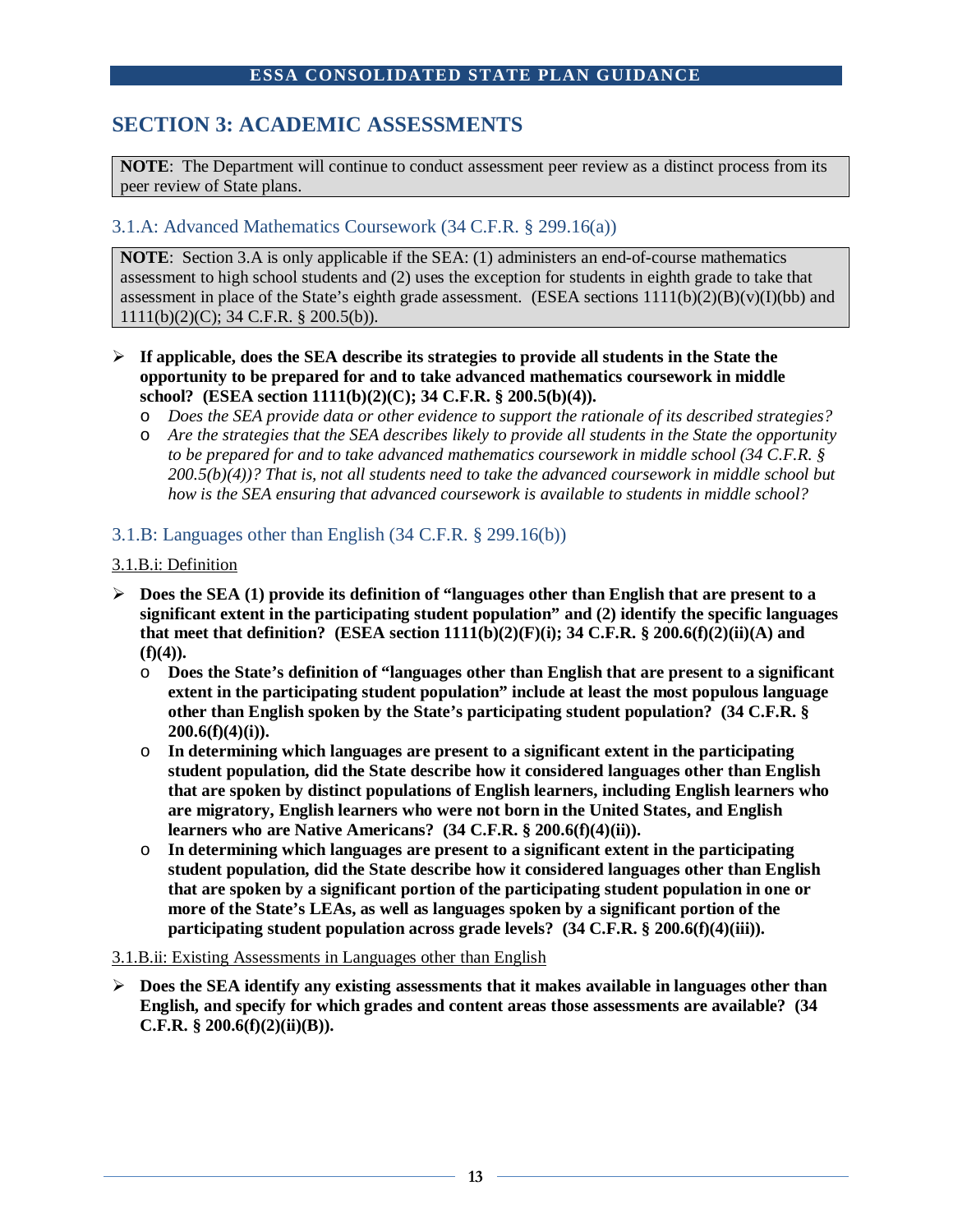## SECTION 3: ACADEMIC ASSESSMENTS

**NOTE**: The Department will continue to conduct assessment peer review as a distinct process from its peer review of State plans.

### 3.1.A: Advanced Mathematics Coursework (34 C.F.R. § 299.16(a))

**NOTE**: Section 3.A is only applicable if the SEA: (1) administers an end-of-course mathematics assessment to high school students and (2) uses the exception for students in eighth grade to take that assessment in place of the State's eighth grade assessment. (ESEA sections 1111(b)(2)(B)(v)(I)(bb) and 1111(b)(2)(C); 34 C.F.R. § 200.5(b)).

- **If applicable, does the SEA describe its strategies to provide all students in the State the opportunity to be prepared for and to take advanced mathematics coursework in middle school? (ESEA section 1111(b)(2)(C); 34 C.F.R. § 200.5(b)(4)).**
  - *Does the SEA provide data or other evidence to support the rationale of its described strategies?*
  - *Are the strategies that the SEA describes likely to provide all students in the State the opportunity to be prepared for and to take advanced mathematics coursework in middle school (34 C.F.R. § 200.5(b)(4))? That is, not all students need to take the advanced coursework in middle school but how is the SEA ensuring that advanced coursework is available to students in middle school?*

### 3.1.B: Languages other than English (34 C.F.R. § 299.16(b))

3.1.B.i: Definition

- **Does the SEA (1) provide its definition of "languages other than English that are present to a significant extent in the participating student population" and (2) identify the specific languages that meet that definition? (ESEA section 1111(b)(2)(F)(i); 34 C.F.R. § 200.6(f)(2)(ii)(A) and (f)(4)).**
  - **Does the State's definition of "languages other than English that are present to a significant extent in the participating student population" include at least the most populous language other than English spoken by the State's participating student population? (34 C.F.R. § 200.6(f)(4)(i)).**
  - **In determining which languages are present to a significant extent in the participating student population, did the State describe how it considered languages other than English that are spoken by distinct populations of English learners, including English learners who are migratory, English learners who were not born in the United States, and English learners who are Native Americans? (34 C.F.R. § 200.6(f)(4)(ii)).**
  - **In determining which languages are present to a significant extent in the participating student population, did the State describe how it considered languages other than English that are spoken by a significant portion of the participating student population in one or more of the State's LEAs, as well as languages spoken by a significant portion of the participating student population across grade levels? (34 C.F.R. § 200.6(f)(4)(iii)).**

3.1.B.ii: Existing Assessments in Languages other than English

- **Does the SEA identify any existing assessments that it makes available in languages other than English, and specify for which grades and content areas those assessments are available? (34 C.F.R. § 200.6(f)(2)(ii)(B)).**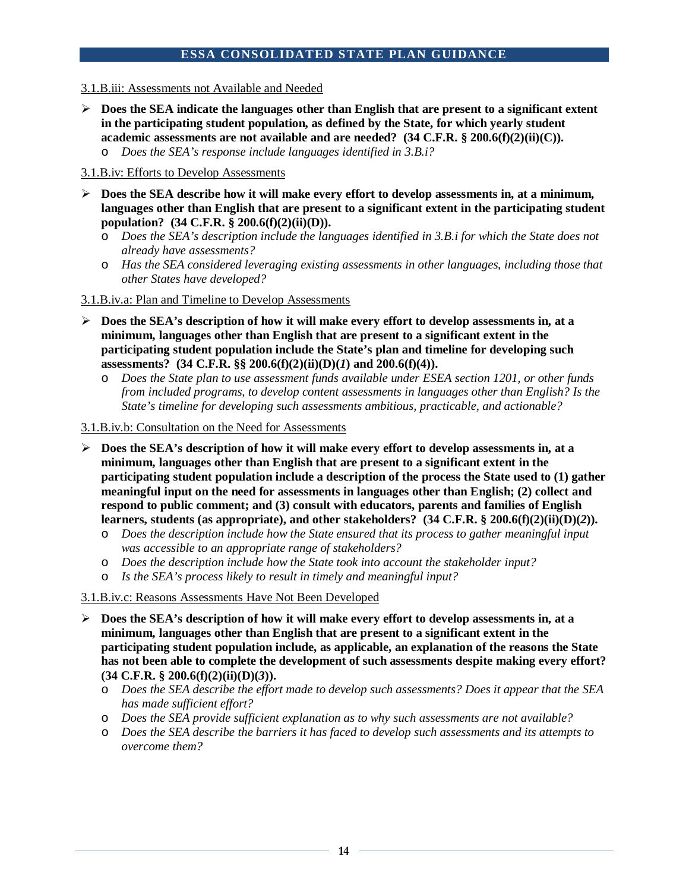3.1.B.iii: Assessments not Available and Needed

- **Does the SEA indicate the languages other than English that are present to a significant extent in the participating student population, as defined by the State, for which yearly student academic assessments are not available and are needed? (34 C.F.R. § 200.6(f)(2)(ii)(C)).**
  - *Does the SEA's response include languages identified in 3.B.i?*

3.1.B.iv: Efforts to Develop Assessments

- **Does the SEA describe how it will make every effort to develop assessments in, at a minimum, languages other than English that are present to a significant extent in the participating student population? (34 C.F.R. § 200.6(f)(2)(ii)(D)).**
  - *Does the SEA's description include the languages identified in 3.B.i for which the State does not already have assessments?*
  - *Has the SEA considered leveraging existing assessments in other languages, including those that other States have developed?*

3.1.B.iv.a: Plan and Timeline to Develop Assessments

- **Does the SEA's description of how it will make every effort to develop assessments in, at a minimum, languages other than English that are present to a significant extent in the participating student population include the State's plan and timeline for developing such assessments? (34 C.F.R. §§ 200.6(f)(2)(ii)(D)(*1*) and 200.6(f)(4)).**
  - *Does the State plan to use assessment funds available under ESEA section 1201, or other funds from included programs, to develop content assessments in languages other than English? Is the State's timeline for developing such assessments ambitious, practicable, and actionable?*

3.1.B.iv.b: Consultation on the Need for Assessments

- **Does the SEA's description of how it will make every effort to develop assessments in, at a minimum, languages other than English that are present to a significant extent in the participating student population include a description of the process the State used to (1) gather meaningful input on the need for assessments in languages other than English; (2) collect and respond to public comment; and (3) consult with educators, parents and families of English learners, students (as appropriate), and other stakeholders? (34 C.F.R. § 200.6(f)(2)(ii)(D)(*2*)).**
  - *Does the description include how the State ensured that its process to gather meaningful input was accessible to an appropriate range of stakeholders?*
  - *Does the description include how the State took into account the stakeholder input?*
  - *Is the SEA's process likely to result in timely and meaningful input?*

3.1.B.iv.c: Reasons Assessments Have Not Been Developed

- **Does the SEA's description of how it will make every effort to develop assessments in, at a minimum, languages other than English that are present to a significant extent in the participating student population include, as applicable, an explanation of the reasons the State has not been able to complete the development of such assessments despite making every effort? (34 C.F.R. § 200.6(f)(2)(ii)(D)(*3*)).**
  - *Does the SEA describe the effort made to develop such assessments? Does it appear that the SEA has made sufficient effort?*
  - *Does the SEA provide sufficient explanation as to why such assessments are not available?*
  - *Does the SEA describe the barriers it has faced to develop such assessments and its attempts to overcome them?*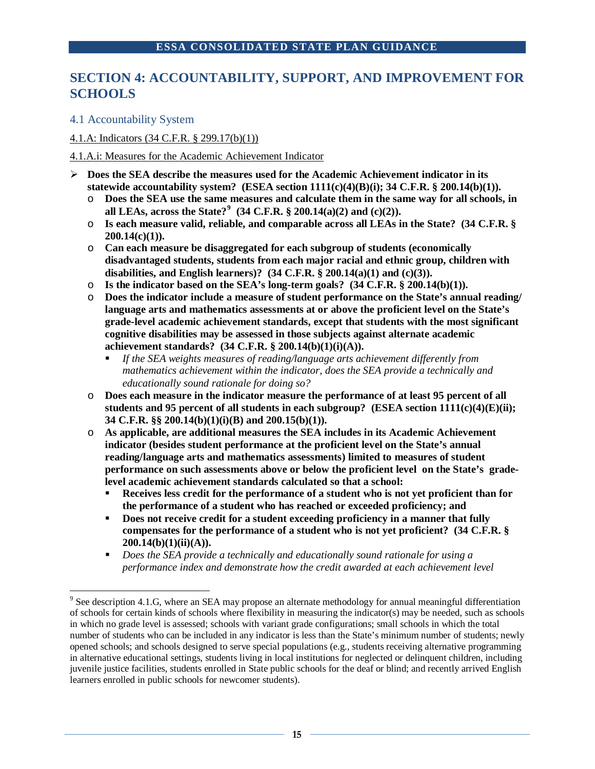## SECTION 4: ACCOUNTABILITY, SUPPORT, AND IMPROVEMENT FOR SCHOOLS

### 4.1 Accountability System

4.1.A: Indicators (34 C.F.R. § 299.17(b)(1))

4.1.A.i: Measures for the Academic Achievement Indicator

- **Does the SEA describe the measures used for the Academic Achievement indicator in its statewide accountability system? (ESEA section 1111(c)(4)(B)(i); 34 C.F.R. § 200.14(b)(1)).**
  - **Does the SEA use the same measures and calculate them in the same way for all schools, in all LEAs, across the State?[9] (34 C.F.R. § 200.14(a)(2) and (c)(2)).**
  - **Is each measure valid, reliable, and comparable across all LEAs in the State? (34 C.F.R. § 200.14(c)(1)).**
  - **Can each measure be disaggregated for each subgroup of students (economically disadvantaged students, students from each major racial and ethnic group, children with disabilities, and English learners)? (34 C.F.R. § 200.14(a)(1) and (c)(3)).**
  - **Is the indicator based on the SEA's long-term goals? (34 C.F.R. § 200.14(b)(1)).**
  - **Does the indicator include a measure of student performance on the State's annual reading/ language arts and mathematics assessments at or above the proficient level on the State's grade-level academic achievement standards, except that students with the most significant cognitive disabilities may be assessed in those subjects against alternate academic achievement standards? (34 C.F.R. § 200.14(b)(1)(i)(A)).**
    - *If the SEA weights measures of reading/language arts achievement differently from mathematics achievement within the indicator, does the SEA provide a technically and educationally sound rationale for doing so?*
  - **Does each measure in the indicator measure the performance of at least 95 percent of all students and 95 percent of all students in each subgroup? (ESEA section 1111(c)(4)(E)(ii); 34 C.F.R. §§ 200.14(b)(1)(i)(B) and 200.15(b)(1)).**
  - **As applicable, are additional measures the SEA includes in its Academic Achievement indicator (besides student performance at the proficient level on the State's annual reading/language arts and mathematics assessments) limited to measures of student performance on such assessments above or below the proficient level on the State's grade-level academic achievement standards calculated so that a school:**
    - **Receives less credit for the performance of a student who is not yet proficient than for the performance of a student who has reached or exceeded proficiency; and**
    - **Does not receive credit for a student exceeding proficiency in a manner that fully compensates for the performance of a student who is not yet proficient? (34 C.F.R. § 200.14(b)(1)(ii)(A)).**
    - *Does the SEA provide a technically and educationally sound rationale for using a performance index and demonstrate how the credit awarded at each achievement level*

---

[9] See description 4.1.G, where an SEA may propose an alternate methodology for annual meaningful differentiation of schools for certain kinds of schools where flexibility in measuring the indicator(s) may be needed, such as schools in which no grade level is assessed; schools with variant grade configurations; small schools in which the total number of students who can be included in any indicator is less than the State's minimum number of students; newly opened schools; and schools designed to serve special populations (e.g., students receiving alternative programming in alternative educational settings, students living in local institutions for neglected or delinquent children, including juvenile justice facilities, students enrolled in State public schools for the deaf or blind; and recently arrived English learners enrolled in public schools for newcomer students).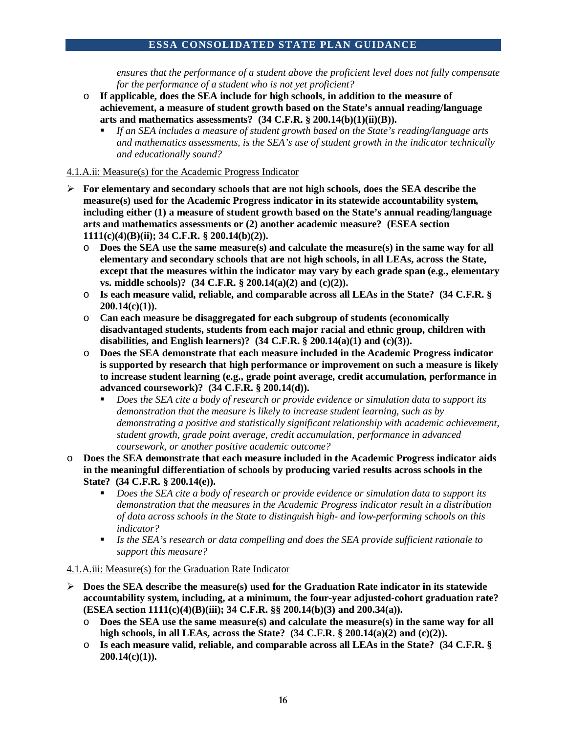*ensures that the performance of a student above the proficient level does not fully compensate for the performance of a student who is not yet proficient?*

- **If applicable, does the SEA include for high schools, in addition to the measure of achievement, a measure of student growth based on the State's annual reading/language arts and mathematics assessments? (34 C.F.R. § 200.14(b)(1)(ii)(B)).**
    - *If an SEA includes a measure of student growth based on the State's reading/language arts and mathematics assessments, is the SEA's use of student growth in the indicator technically and educationally sound?*

<u>4.1.A.ii: Measure(s) for the Academic Progress Indicator</u>

- **For elementary and secondary schools that are not high schools, does the SEA describe the measure(s) used for the Academic Progress indicator in its statewide accountability system, including either (1) a measure of student growth based on the State's annual reading/language arts and mathematics assessments or (2) another academic measure? (ESEA section 1111(c)(4)(B)(ii); 34 C.F.R. § 200.14(b)(2)).**
    - **Does the SEA use the same measure(s) and calculate the measure(s) in the same way for all elementary and secondary schools that are not high schools, in all LEAs, across the State, except that the measures within the indicator may vary by each grade span (e.g., elementary vs. middle schools)? (34 C.F.R. § 200.14(a)(2) and (c)(2)).**
    - **Is each measure valid, reliable, and comparable across all LEAs in the State? (34 C.F.R. § 200.14(c)(1)).**
    - **Can each measure be disaggregated for each subgroup of students (economically disadvantaged students, students from each major racial and ethnic group, children with disabilities, and English learners)? (34 C.F.R. § 200.14(a)(1) and (c)(3)).**
    - **Does the SEA demonstrate that each measure included in the Academic Progress indicator is supported by research that high performance or improvement on such a measure is likely to increase student learning (e.g., grade point average, credit accumulation, performance in advanced coursework)? (34 C.F.R. § 200.14(d)).**
        - *Does the SEA cite a body of research or provide evidence or simulation data to support its demonstration that the measure is likely to increase student learning, such as by demonstrating a positive and statistically significant relationship with academic achievement, student growth, grade point average, credit accumulation, performance in advanced coursework, or another positive academic outcome?*
- **Does the SEA demonstrate that each measure included in the Academic Progress indicator aids in the meaningful differentiation of schools by producing varied results across schools in the State? (34 C.F.R. § 200.14(e)).**
    - *Does the SEA cite a body of research or provide evidence or simulation data to support its demonstration that the measures in the Academic Progress indicator result in a distribution of data across schools in the State to distinguish high- and low-performing schools on this indicator?*
    - *Is the SEA's research or data compelling and does the SEA provide sufficient rationale to support this measure?*

<u>4.1.A.iii: Measure(s) for the Graduation Rate Indicator</u>

- **Does the SEA describe the measure(s) used for the Graduation Rate indicator in its statewide accountability system, including, at a minimum, the four-year adjusted-cohort graduation rate? (ESEA section 1111(c)(4)(B)(iii); 34 C.F.R. §§ 200.14(b)(3) and 200.34(a)).**
    - **Does the SEA use the same measure(s) and calculate the measure(s) in the same way for all high schools, in all LEAs, across the State? (34 C.F.R. § 200.14(a)(2) and (c)(2)).**
    - **Is each measure valid, reliable, and comparable across all LEAs in the State? (34 C.F.R. § 200.14(c)(1)).**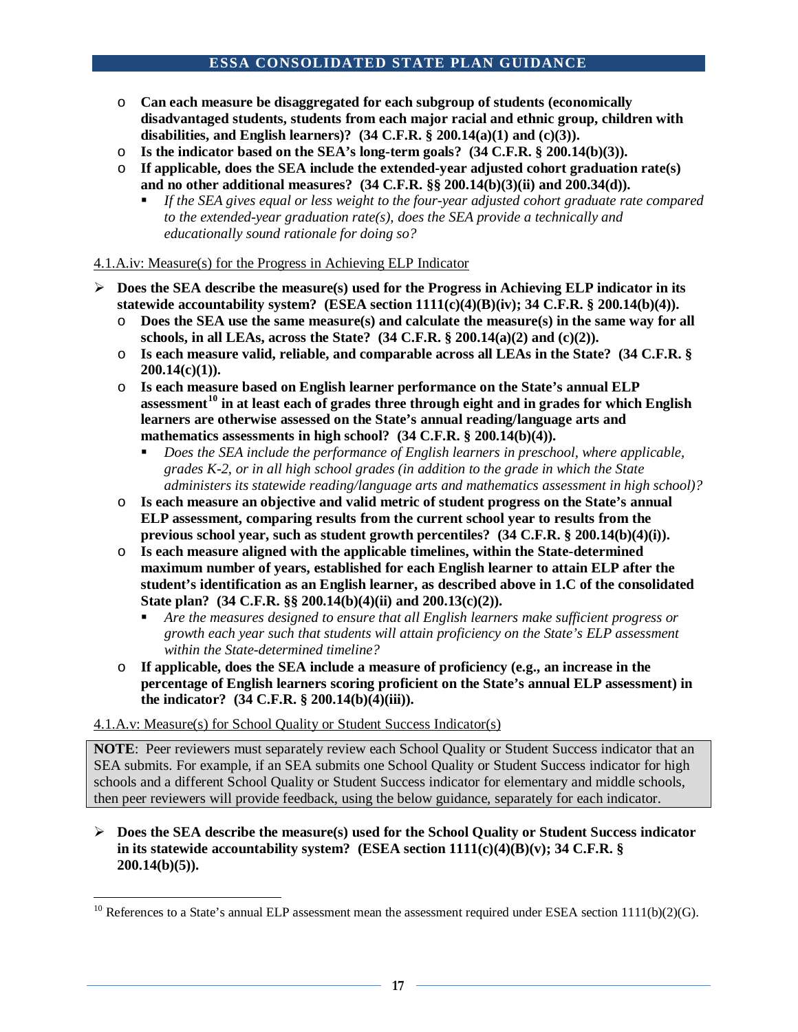- **Can each measure be disaggregated for each subgroup of students (economically disadvantaged students, students from each major racial and ethnic group, children with disabilities, and English learners)? (34 C.F.R. § 200.14(a)(1) and (c)(3)).**
- **Is the indicator based on the SEA's long-term goals? (34 C.F.R. § 200.14(b)(3)).**
- **If applicable, does the SEA include the extended-year adjusted cohort graduation rate(s) and no other additional measures? (34 C.F.R. §§ 200.14(b)(3)(ii) and 200.34(d)).**
  - *If the SEA gives equal or less weight to the four-year adjusted cohort graduate rate compared to the extended-year graduation rate(s), does the SEA provide a technically and educationally sound rationale for doing so?*

4.1.A.iv: Measure(s) for the Progress in Achieving ELP Indicator

- **Does the SEA describe the measure(s) used for the Progress in Achieving ELP indicator in its statewide accountability system? (ESEA section 1111(c)(4)(B)(iv); 34 C.F.R. § 200.14(b)(4)).**
  - **Does the SEA use the same measure(s) and calculate the measure(s) in the same way for all schools, in all LEAs, across the State? (34 C.F.R. § 200.14(a)(2) and (c)(2)).**
  - **Is each measure valid, reliable, and comparable across all LEAs in the State? (34 C.F.R. § 200.14(c)(1)).**
  - **Is each measure based on English learner performance on the State's annual ELP assessment[10] in at least each of grades three through eight and in grades for which English learners are otherwise assessed on the State's annual reading/language arts and mathematics assessments in high school? (34 C.F.R. § 200.14(b)(4)).**
    - *Does the SEA include the performance of English learners in preschool, where applicable, grades K-2, or in all high school grades (in addition to the grade in which the State administers its statewide reading/language arts and mathematics assessment in high school)?*
  - **Is each measure an objective and valid metric of student progress on the State's annual ELP assessment, comparing results from the current school year to results from the previous school year, such as student growth percentiles? (34 C.F.R. § 200.14(b)(4)(i)).**
  - **Is each measure aligned with the applicable timelines, within the State-determined maximum number of years, established for each English learner to attain ELP after the student's identification as an English learner, as described above in 1.C of the consolidated State plan? (34 C.F.R. §§ 200.14(b)(4)(ii) and 200.13(c)(2)).**
    - *Are the measures designed to ensure that all English learners make sufficient progress or growth each year such that students will attain proficiency on the State's ELP assessment within the State-determined timeline?*
  - **If applicable, does the SEA include a measure of proficiency (e.g., an increase in the percentage of English learners scoring proficient on the State's annual ELP assessment) in the indicator? (34 C.F.R. § 200.14(b)(4)(iii)).**

4.1.A.v: Measure(s) for School Quality or Student Success Indicator(s)

**NOTE**: Peer reviewers must separately review each School Quality or Student Success indicator that an SEA submits. For example, if an SEA submits one School Quality or Student Success indicator for high schools and a different School Quality or Student Success indicator for elementary and middle schools, then peer reviewers will provide feedback, using the below guidance, separately for each indicator.

- **Does the SEA describe the measure(s) used for the School Quality or Student Success indicator in its statewide accountability system? (ESEA section 1111(c)(4)(B)(v); 34 C.F.R. § 200.14(b)(5)).**

---

[10] References to a State's annual ELP assessment mean the assessment required under ESEA section 1111(b)(2)(G).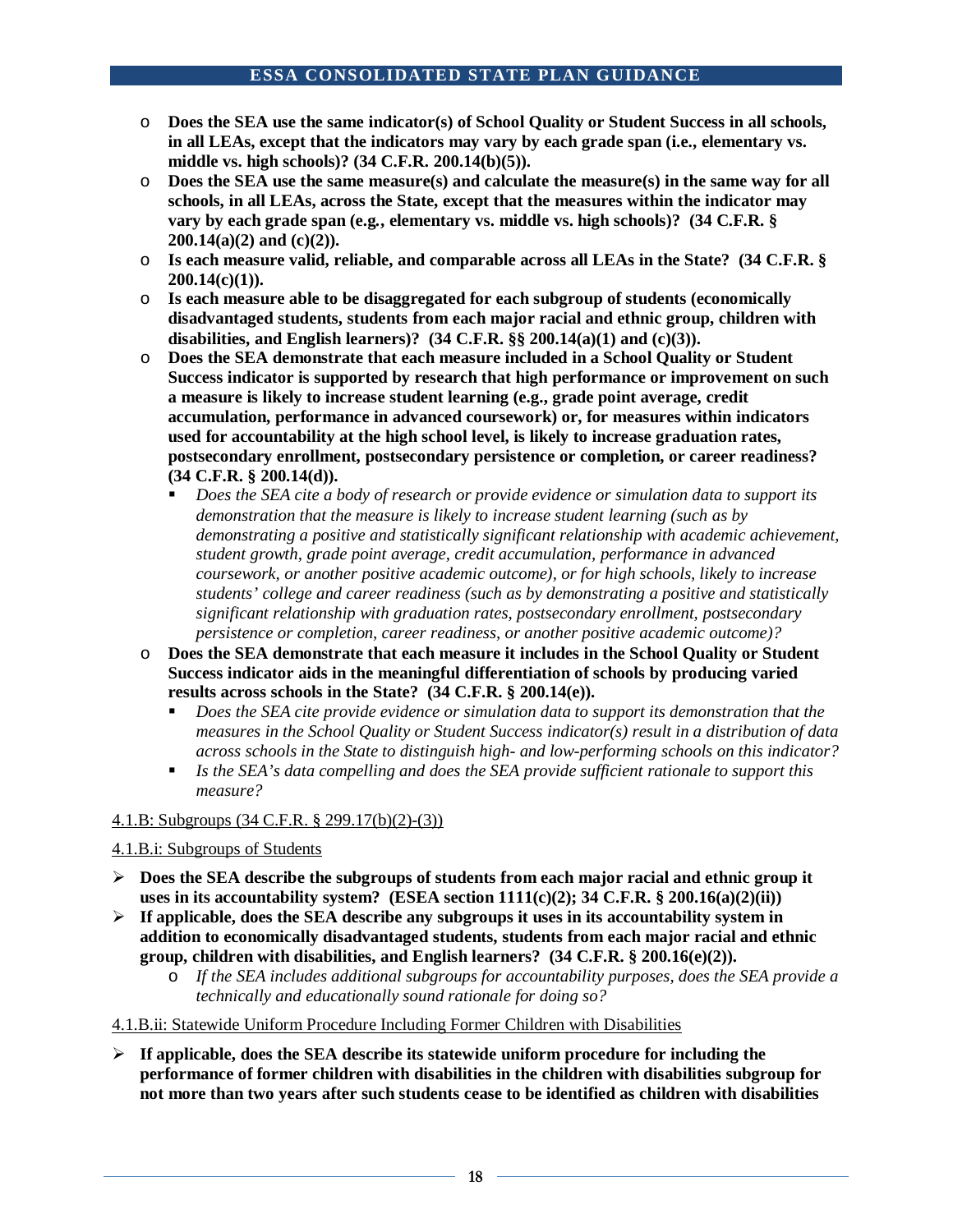- **Does the SEA use the same indicator(s) of School Quality or Student Success in all schools, in all LEAs, except that the indicators may vary by each grade span (i.e., elementary vs. middle vs. high schools)? (34 C.F.R. 200.14(b)(5)).**
- **Does the SEA use the same measure(s) and calculate the measure(s) in the same way for all schools, in all LEAs, across the State, except that the measures within the indicator may vary by each grade span (e.g., elementary vs. middle vs. high schools)? (34 C.F.R. § 200.14(a)(2) and (c)(2)).**
- **Is each measure valid, reliable, and comparable across all LEAs in the State? (34 C.F.R. § 200.14(c)(1)).**
- **Is each measure able to be disaggregated for each subgroup of students (economically disadvantaged students, students from each major racial and ethnic group, children with disabilities, and English learners)? (34 C.F.R. §§ 200.14(a)(1) and (c)(3)).**
- **Does the SEA demonstrate that each measure included in a School Quality or Student Success indicator is supported by research that high performance or improvement on such a measure is likely to increase student learning (e.g., grade point average, credit accumulation, performance in advanced coursework) or, for measures within indicators used for accountability at the high school level, is likely to increase graduation rates, postsecondary enrollment, postsecondary persistence or completion, or career readiness? (34 C.F.R. § 200.14(d)).**
  - *Does the SEA cite a body of research or provide evidence or simulation data to support its demonstration that the measure is likely to increase student learning (such as by demonstrating a positive and statistically significant relationship with academic achievement, student growth, grade point average, credit accumulation, performance in advanced coursework, or another positive academic outcome), or for high schools, likely to increase students' college and career readiness (such as by demonstrating a positive and statistically significant relationship with graduation rates, postsecondary enrollment, postsecondary persistence or completion, career readiness, or another positive academic outcome)?*
- **Does the SEA demonstrate that each measure it includes in the School Quality or Student Success indicator aids in the meaningful differentiation of schools by producing varied results across schools in the State? (34 C.F.R. § 200.14(e)).**
  - *Does the SEA cite provide evidence or simulation data to support its demonstration that the measures in the School Quality or Student Success indicator(s) result in a distribution of data across schools in the State to distinguish high- and low-performing schools on this indicator?*
  - *Is the SEA's data compelling and does the SEA provide sufficient rationale to support this measure?*

4.1.B: Subgroups (34 C.F.R. § 299.17(b)(2)-(3))

4.1.B.i: Subgroups of Students

- **Does the SEA describe the subgroups of students from each major racial and ethnic group it uses in its accountability system? (ESEA section 1111(c)(2); 34 C.F.R. § 200.16(a)(2)(ii))**
- **If applicable, does the SEA describe any subgroups it uses in its accountability system in addition to economically disadvantaged students, students from each major racial and ethnic group, children with disabilities, and English learners? (34 C.F.R. § 200.16(e)(2)).**
  - *If the SEA includes additional subgroups for accountability purposes, does the SEA provide a technically and educationally sound rationale for doing so?*

4.1.B.ii: Statewide Uniform Procedure Including Former Children with Disabilities

- **If applicable, does the SEA describe its statewide uniform procedure for including the performance of former children with disabilities in the children with disabilities subgroup for not more than two years after such students cease to be identified as children with disabilities**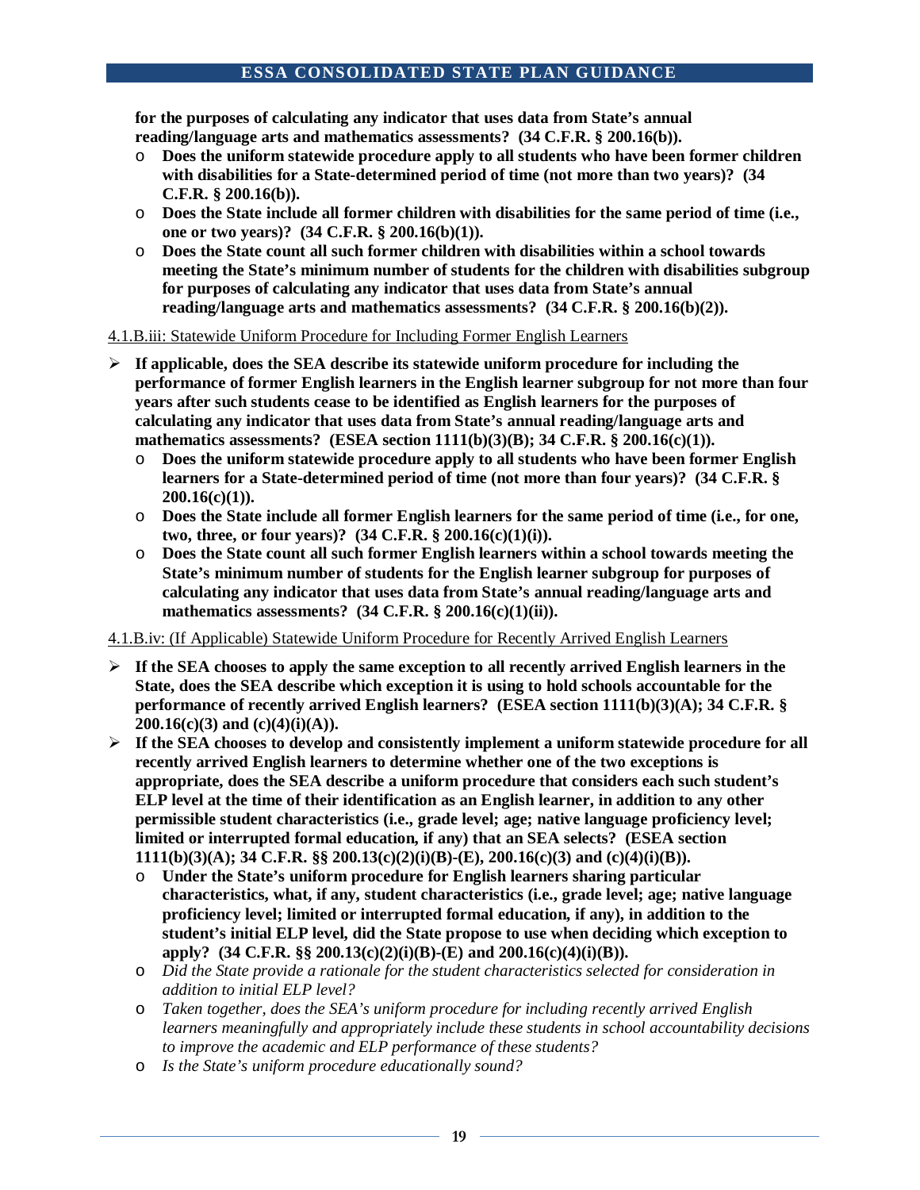**for the purposes of calculating any indicator that uses data from State's annual reading/language arts and mathematics assessments? (34 C.F.R. § 200.16(b)).**

- **Does the uniform statewide procedure apply to all students who have been former children with disabilities for a State-determined period of time (not more than two years)? (34 C.F.R. § 200.16(b)).**
- **Does the State include all former children with disabilities for the same period of time (i.e., one or two years)? (34 C.F.R. § 200.16(b)(1)).**
- **Does the State count all such former children with disabilities within a school towards meeting the State's minimum number of students for the children with disabilities subgroup for purposes of calculating any indicator that uses data from State's annual reading/language arts and mathematics assessments? (34 C.F.R. § 200.16(b)(2)).**

4.1.B.iii: Statewide Uniform Procedure for Including Former English Learners

- **If applicable, does the SEA describe its statewide uniform procedure for including the performance of former English learners in the English learner subgroup for not more than four years after such students cease to be identified as English learners for the purposes of calculating any indicator that uses data from State's annual reading/language arts and mathematics assessments? (ESEA section 1111(b)(3)(B); 34 C.F.R. § 200.16(c)(1)).**
  - **Does the uniform statewide procedure apply to all students who have been former English learners for a State-determined period of time (not more than four years)? (34 C.F.R. § 200.16(c)(1)).**
  - **Does the State include all former English learners for the same period of time (i.e., for one, two, three, or four years)? (34 C.F.R. § 200.16(c)(1)(i)).**
  - **Does the State count all such former English learners within a school towards meeting the State's minimum number of students for the English learner subgroup for purposes of calculating any indicator that uses data from State's annual reading/language arts and mathematics assessments? (34 C.F.R. § 200.16(c)(1)(ii)).**

4.1.B.iv: (If Applicable) Statewide Uniform Procedure for Recently Arrived English Learners

- **If the SEA chooses to apply the same exception to all recently arrived English learners in the State, does the SEA describe which exception it is using to hold schools accountable for the performance of recently arrived English learners? (ESEA section 1111(b)(3)(A); 34 C.F.R. § 200.16(c)(3) and (c)(4)(i)(A)).**
- **If the SEA chooses to develop and consistently implement a uniform statewide procedure for all recently arrived English learners to determine whether one of the two exceptions is appropriate, does the SEA describe a uniform procedure that considers each such student's ELP level at the time of their identification as an English learner, in addition to any other permissible student characteristics (i.e., grade level; age; native language proficiency level; limited or interrupted formal education, if any) that an SEA selects? (ESEA section 1111(b)(3)(A); 34 C.F.R. §§ 200.13(c)(2)(i)(B)-(E), 200.16(c)(3) and (c)(4)(i)(B)).**
  - **Under the State's uniform procedure for English learners sharing particular characteristics, what, if any, student characteristics (i.e., grade level; age; native language proficiency level; limited or interrupted formal education, if any), in addition to the student's initial ELP level, did the State propose to use when deciding which exception to apply? (34 C.F.R. §§ 200.13(c)(2)(i)(B)-(E) and 200.16(c)(4)(i)(B)).**
  - *Did the State provide a rationale for the student characteristics selected for consideration in addition to initial ELP level?*
  - *Taken together, does the SEA's uniform procedure for including recently arrived English learners meaningfully and appropriately include these students in school accountability decisions to improve the academic and ELP performance of these students?*
  - *Is the State's uniform procedure educationally sound?*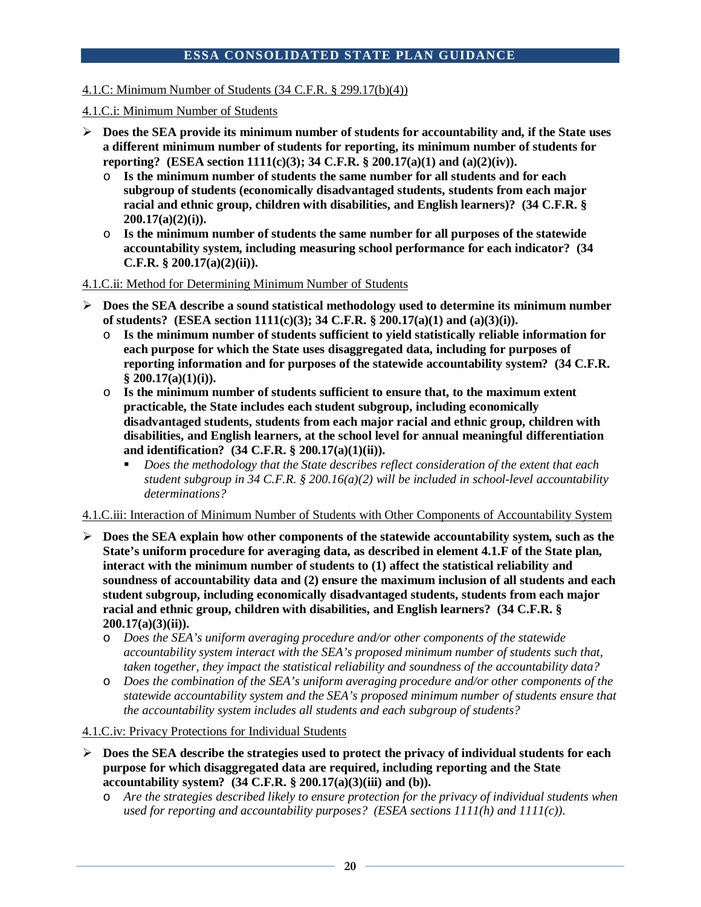4.1.C: Minimum Number of Students (34 C.F.R. § 299.17(b)(4))

4.1.C.i: Minimum Number of Students

- **Does the SEA provide its minimum number of students for accountability and, if the State uses a different minimum number of students for reporting, its minimum number of students for reporting? (ESEA section 1111(c)(3); 34 C.F.R. § 200.17(a)(1) and (a)(2)(iv)).**
  - **Is the minimum number of students the same number for all students and for each subgroup of students (economically disadvantaged students, students from each major racial and ethnic group, children with disabilities, and English learners)? (34 C.F.R. § 200.17(a)(2)(i)).**
  - **Is the minimum number of students the same number for all purposes of the statewide accountability system, including measuring school performance for each indicator? (34 C.F.R. § 200.17(a)(2)(ii)).**

4.1.C.ii: Method for Determining Minimum Number of Students

- **Does the SEA describe a sound statistical methodology used to determine its minimum number of students? (ESEA section 1111(c)(3); 34 C.F.R. § 200.17(a)(1) and (a)(3)(i)).**
  - **Is the minimum number of students sufficient to yield statistically reliable information for each purpose for which the State uses disaggregated data, including for purposes of reporting information and for purposes of the statewide accountability system? (34 C.F.R. § 200.17(a)(1)(i)).**
  - **Is the minimum number of students sufficient to ensure that, to the maximum extent practicable, the State includes each student subgroup, including economically disadvantaged students, students from each major racial and ethnic group, children with disabilities, and English learners, at the school level for annual meaningful differentiation and identification? (34 C.F.R. § 200.17(a)(1)(ii)).**
    - *Does the methodology that the State describes reflect consideration of the extent that each student subgroup in 34 C.F.R. § 200.16(a)(2) will be included in school-level accountability determinations?*

4.1.C.iii: Interaction of Minimum Number of Students with Other Components of Accountability System

- **Does the SEA explain how other components of the statewide accountability system, such as the State's uniform procedure for averaging data, as described in element 4.1.F of the State plan, interact with the minimum number of students to (1) affect the statistical reliability and soundness of accountability data and (2) ensure the maximum inclusion of all students and each student subgroup, including economically disadvantaged students, students from each major racial and ethnic group, children with disabilities, and English learners? (34 C.F.R. § 200.17(a)(3)(ii)).**
  - *Does the SEA's uniform averaging procedure and/or other components of the statewide accountability system interact with the SEA's proposed minimum number of students such that, taken together, they impact the statistical reliability and soundness of the accountability data?*
  - *Does the combination of the SEA's uniform averaging procedure and/or other components of the statewide accountability system and the SEA's proposed minimum number of students ensure that the accountability system includes all students and each subgroup of students?*

4.1.C.iv: Privacy Protections for Individual Students

- **Does the SEA describe the strategies used to protect the privacy of individual students for each purpose for which disaggregated data are required, including reporting and the State accountability system? (34 C.F.R. § 200.17(a)(3)(iii) and (b)).**
  - *Are the strategies described likely to ensure protection for the privacy of individual students when used for reporting and accountability purposes? (ESEA sections 1111(h) and 1111(c)).*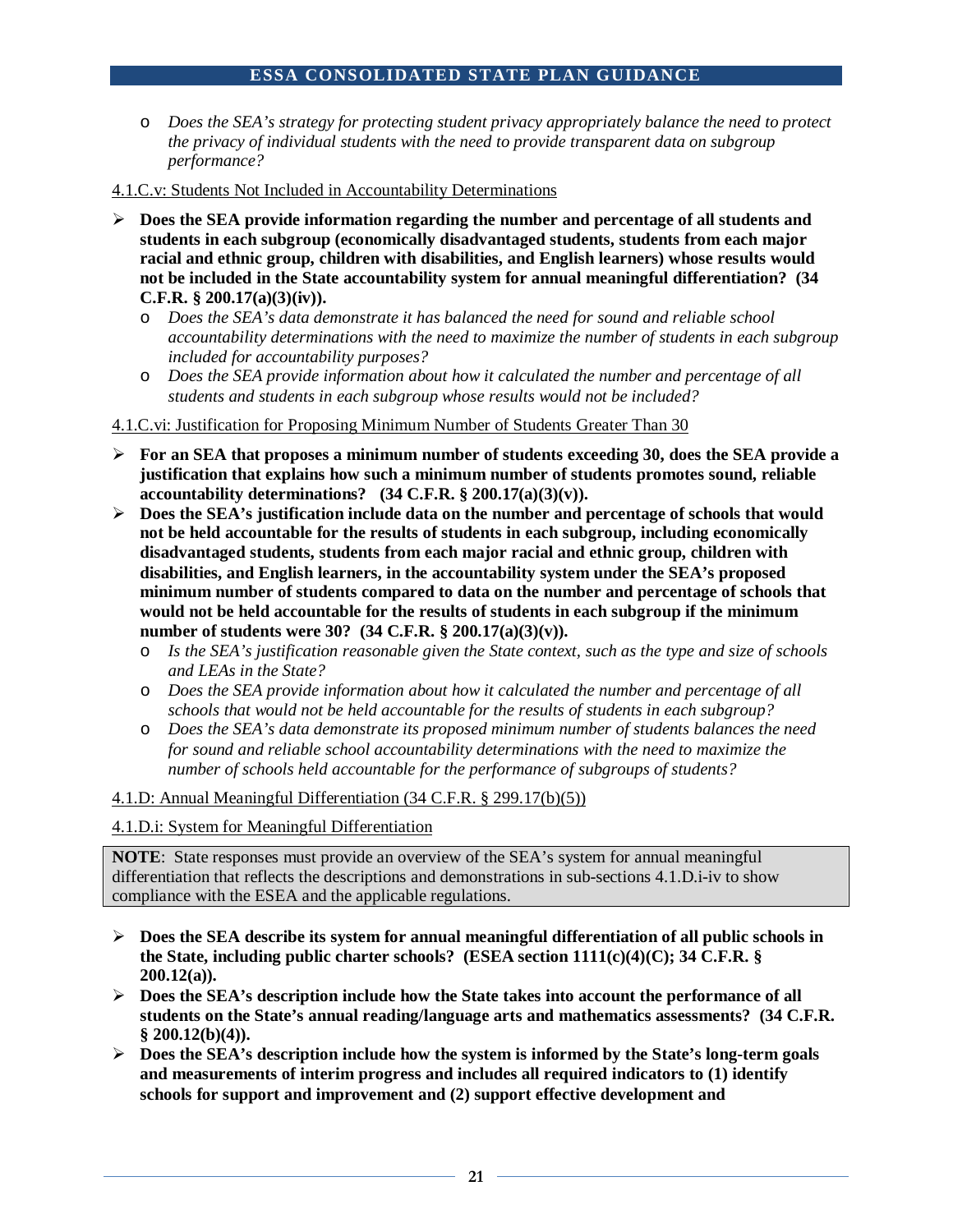- *Does the SEA's strategy for protecting student privacy appropriately balance the need to protect the privacy of individual students with the need to provide transparent data on subgroup performance?*

4.1.C.v: Students Not Included in Accountability Determinations

- **Does the SEA provide information regarding the number and percentage of all students and students in each subgroup (economically disadvantaged students, students from each major racial and ethnic group, children with disabilities, and English learners) whose results would not be included in the State accountability system for annual meaningful differentiation? (34 C.F.R. § 200.17(a)(3)(iv)).**
    - *Does the SEA's data demonstrate it has balanced the need for sound and reliable school accountability determinations with the need to maximize the number of students in each subgroup included for accountability purposes?*
    - *Does the SEA provide information about how it calculated the number and percentage of all students and students in each subgroup whose results would not be included?*

4.1.C.vi: Justification for Proposing Minimum Number of Students Greater Than 30

- **For an SEA that proposes a minimum number of students exceeding 30, does the SEA provide a justification that explains how such a minimum number of students promotes sound, reliable accountability determinations? (34 C.F.R. § 200.17(a)(3)(v)).**
- **Does the SEA's justification include data on the number and percentage of schools that would not be held accountable for the results of students in each subgroup, including economically disadvantaged students, students from each major racial and ethnic group, children with disabilities, and English learners, in the accountability system under the SEA's proposed minimum number of students compared to data on the number and percentage of schools that would not be held accountable for the results of students in each subgroup if the minimum number of students were 30? (34 C.F.R. § 200.17(a)(3)(v)).**
    - *Is the SEA's justification reasonable given the State context, such as the type and size of schools and LEAs in the State?*
    - *Does the SEA provide information about how it calculated the number and percentage of all schools that would not be held accountable for the results of students in each subgroup?*
    - *Does the SEA's data demonstrate its proposed minimum number of students balances the need for sound and reliable school accountability determinations with the need to maximize the number of schools held accountable for the performance of subgroups of students?*

4.1.D: Annual Meaningful Differentiation (34 C.F.R. § 299.17(b)(5))

4.1.D.i: System for Meaningful Differentiation

**NOTE**: State responses must provide an overview of the SEA's system for annual meaningful differentiation that reflects the descriptions and demonstrations in sub-sections 4.1.D.i-iv to show compliance with the ESEA and the applicable regulations.

- **Does the SEA describe its system for annual meaningful differentiation of all public schools in the State, including public charter schools? (ESEA section 1111(c)(4)(C); 34 C.F.R. § 200.12(a)).**
- **Does the SEA's description include how the State takes into account the performance of all students on the State's annual reading/language arts and mathematics assessments? (34 C.F.R. § 200.12(b)(4)).**
- **Does the SEA's description include how the system is informed by the State's long-term goals and measurements of interim progress and includes all required indicators to (1) identify schools for support and improvement and (2) support effective development and**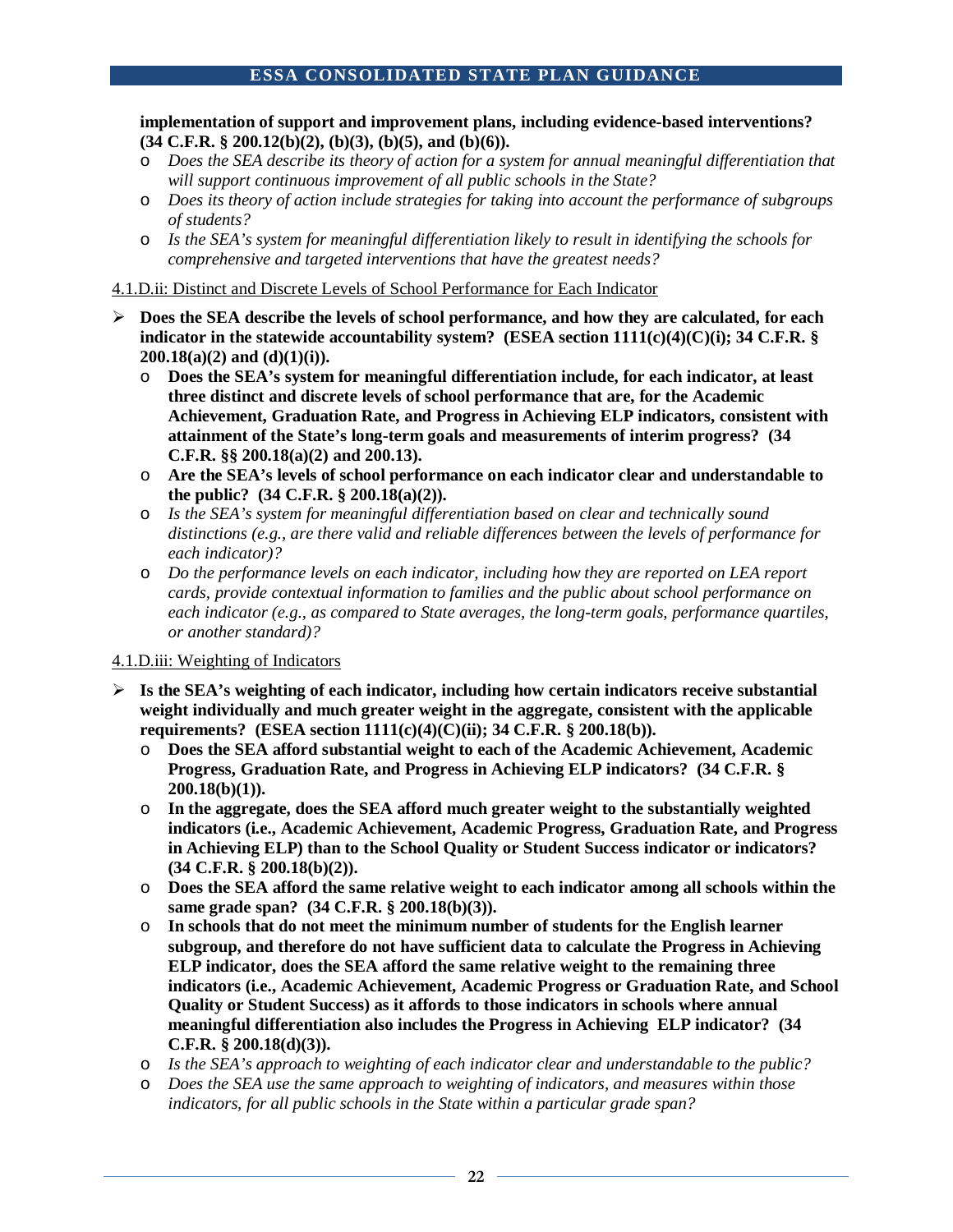**implementation of support and improvement plans, including evidence-based interventions? (34 C.F.R. § 200.12(b)(2), (b)(3), (b)(5), and (b)(6)).**

- *Does the SEA describe its theory of action for a system for annual meaningful differentiation that will support continuous improvement of all public schools in the State?*
- *Does its theory of action include strategies for taking into account the performance of subgroups of students?*
- *Is the SEA's system for meaningful differentiation likely to result in identifying the schools for comprehensive and targeted interventions that have the greatest needs?*

4.1.D.ii: Distinct and Discrete Levels of School Performance for Each Indicator

- **Does the SEA describe the levels of school performance, and how they are calculated, for each indicator in the statewide accountability system? (ESEA section 1111(c)(4)(C)(i); 34 C.F.R. § 200.18(a)(2) and (d)(1)(i)).**
  - **Does the SEA's system for meaningful differentiation include, for each indicator, at least three distinct and discrete levels of school performance that are, for the Academic Achievement, Graduation Rate, and Progress in Achieving ELP indicators, consistent with attainment of the State's long-term goals and measurements of interim progress? (34 C.F.R. §§ 200.18(a)(2) and 200.13).**
  - **Are the SEA's levels of school performance on each indicator clear and understandable to the public? (34 C.F.R. § 200.18(a)(2)).**
  - *Is the SEA's system for meaningful differentiation based on clear and technically sound distinctions (e.g., are there valid and reliable differences between the levels of performance for each indicator)?*
  - *Do the performance levels on each indicator, including how they are reported on LEA report cards, provide contextual information to families and the public about school performance on each indicator (e.g., as compared to State averages, the long-term goals, performance quartiles, or another standard)?*

4.1.D.iii: Weighting of Indicators

- **Is the SEA's weighting of each indicator, including how certain indicators receive substantial weight individually and much greater weight in the aggregate, consistent with the applicable requirements? (ESEA section 1111(c)(4)(C)(ii); 34 C.F.R. § 200.18(b)).**
  - **Does the SEA afford substantial weight to each of the Academic Achievement, Academic Progress, Graduation Rate, and Progress in Achieving ELP indicators? (34 C.F.R. § 200.18(b)(1)).**
  - **In the aggregate, does the SEA afford much greater weight to the substantially weighted indicators (i.e., Academic Achievement, Academic Progress, Graduation Rate, and Progress in Achieving ELP) than to the School Quality or Student Success indicator or indicators? (34 C.F.R. § 200.18(b)(2)).**
  - **Does the SEA afford the same relative weight to each indicator among all schools within the same grade span? (34 C.F.R. § 200.18(b)(3)).**
  - **In schools that do not meet the minimum number of students for the English learner subgroup, and therefore do not have sufficient data to calculate the Progress in Achieving ELP indicator, does the SEA afford the same relative weight to the remaining three indicators (i.e., Academic Achievement, Academic Progress or Graduation Rate, and School Quality or Student Success) as it affords to those indicators in schools where annual meaningful differentiation also includes the Progress in Achieving ELP indicator? (34 C.F.R. § 200.18(d)(3)).**
  - *Is the SEA's approach to weighting of each indicator clear and understandable to the public?*
  - *Does the SEA use the same approach to weighting of indicators, and measures within those indicators, for all public schools in the State within a particular grade span?*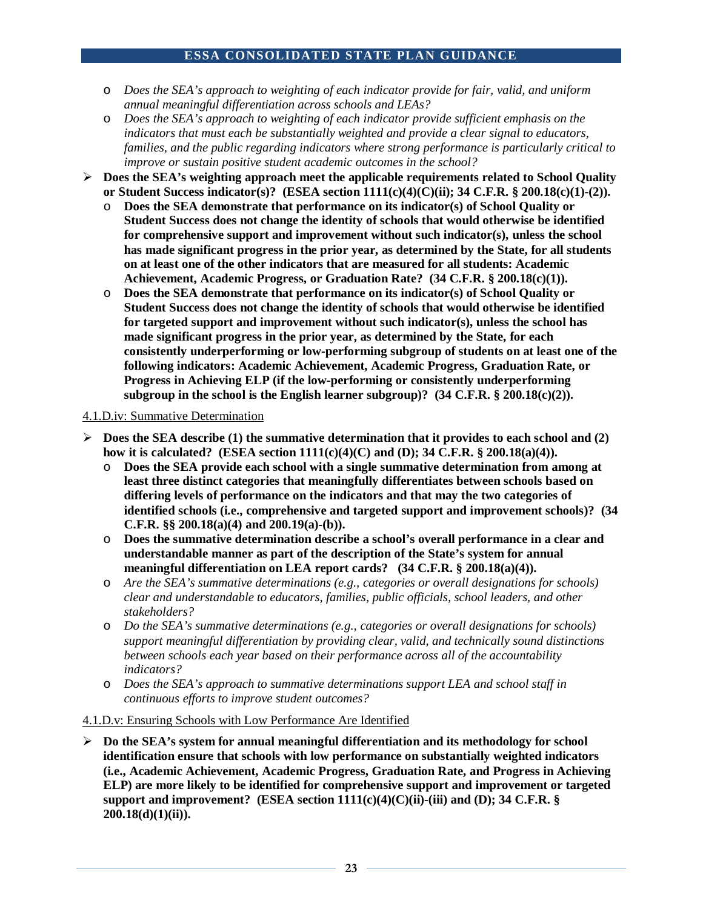- *Does the SEA's approach to weighting of each indicator provide for fair, valid, and uniform annual meaningful differentiation across schools and LEAs?*
  - *Does the SEA's approach to weighting of each indicator provide sufficient emphasis on the indicators that must each be substantially weighted and provide a clear signal to educators, families, and the public regarding indicators where strong performance is particularly critical to improve or sustain positive student academic outcomes in the school?*

- **Does the SEA's weighting approach meet the applicable requirements related to School Quality or Student Success indicator(s)? (ESEA section 1111(c)(4)(C)(ii); 34 C.F.R. § 200.18(c)(1)-(2)).**
  - **Does the SEA demonstrate that performance on its indicator(s) of School Quality or Student Success does not change the identity of schools that would otherwise be identified for comprehensive support and improvement without such indicator(s), unless the school has made significant progress in the prior year, as determined by the State, for all students on at least one of the other indicators that are measured for all students: Academic Achievement, Academic Progress, or Graduation Rate? (34 C.F.R. § 200.18(c)(1)).**
  - **Does the SEA demonstrate that performance on its indicator(s) of School Quality or Student Success does not change the identity of schools that would otherwise be identified for targeted support and improvement without such indicator(s), unless the school has made significant progress in the prior year, as determined by the State, for each consistently underperforming or low-performing subgroup of students on at least one of the following indicators: Academic Achievement, Academic Progress, Graduation Rate, or Progress in Achieving ELP (if the low-performing or consistently underperforming subgroup in the school is the English learner subgroup)? (34 C.F.R. § 200.18(c)(2)).**

4.1.D.iv: Summative Determination

- **Does the SEA describe (1) the summative determination that it provides to each school and (2) how it is calculated? (ESEA section 1111(c)(4)(C) and (D); 34 C.F.R. § 200.18(a)(4)).**
  - **Does the SEA provide each school with a single summative determination from among at least three distinct categories that meaningfully differentiates between schools based on differing levels of performance on the indicators and that may the two categories of identified schools (i.e., comprehensive and targeted support and improvement schools)? (34 C.F.R. §§ 200.18(a)(4) and 200.19(a)-(b)).**
  - **Does the summative determination describe a school's overall performance in a clear and understandable manner as part of the description of the State's system for annual meaningful differentiation on LEA report cards? (34 C.F.R. § 200.18(a)(4)).**
  - *Are the SEA's summative determinations (e.g., categories or overall designations for schools) clear and understandable to educators, families, public officials, school leaders, and other stakeholders?*
  - *Do the SEA's summative determinations (e.g., categories or overall designations for schools) support meaningful differentiation by providing clear, valid, and technically sound distinctions between schools each year based on their performance across all of the accountability indicators?*
  - *Does the SEA's approach to summative determinations support LEA and school staff in continuous efforts to improve student outcomes?*

4.1.D.v: Ensuring Schools with Low Performance Are Identified

- **Do the SEA's system for annual meaningful differentiation and its methodology for school identification ensure that schools with low performance on substantially weighted indicators (i.e., Academic Achievement, Academic Progress, Graduation Rate, and Progress in Achieving ELP) are more likely to be identified for comprehensive support and improvement or targeted support and improvement? (ESEA section 1111(c)(4)(C)(ii)-(iii) and (D); 34 C.F.R. § 200.18(d)(1)(ii)).**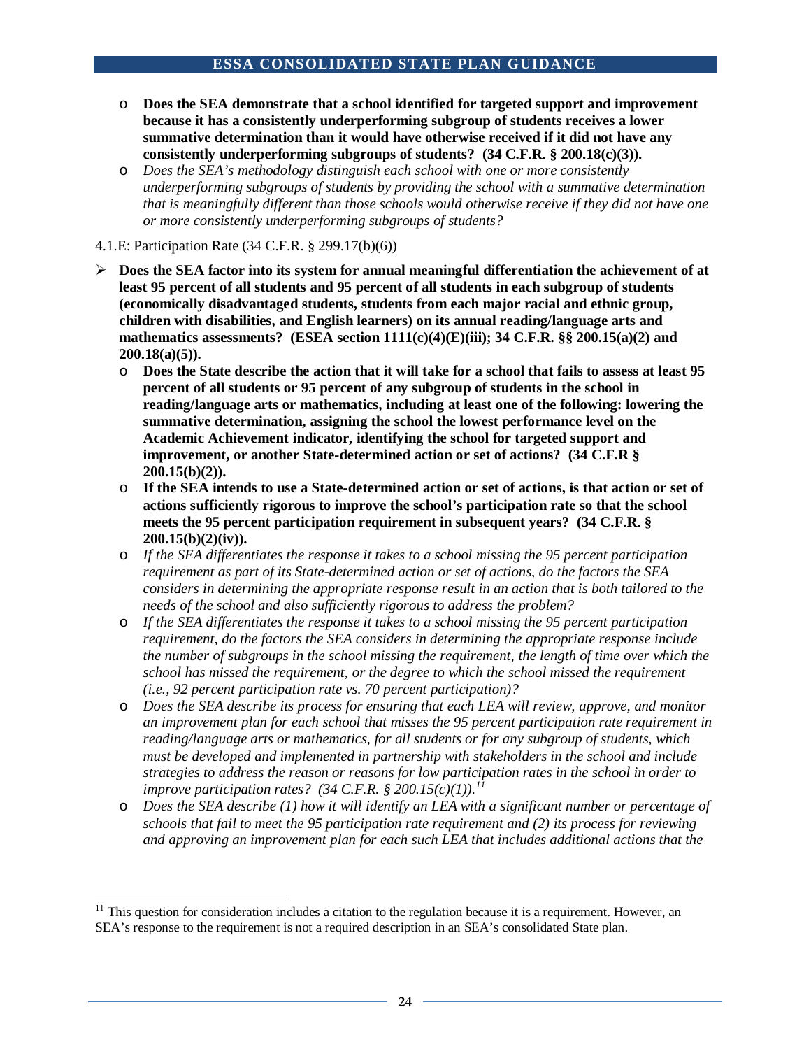- **Does the SEA demonstrate that a school identified for targeted support and improvement because it has a consistently underperforming subgroup of students receives a lower summative determination than it would have otherwise received if it did not have any consistently underperforming subgroups of students? (34 C.F.R. § 200.18(c)(3)).**
- *Does the SEA's methodology distinguish each school with one or more consistently underperforming subgroups of students by providing the school with a summative determination that is meaningfully different than those schools would otherwise receive if they did not have one or more consistently underperforming subgroups of students?*

<u>4.1.E: Participation Rate (34 C.F.R. § 299.17(b)(6))</u>

- **Does the SEA factor into its system for annual meaningful differentiation the achievement of at least 95 percent of all students and 95 percent of all students in each subgroup of students (economically disadvantaged students, students from each major racial and ethnic group, children with disabilities, and English learners) on its annual reading/language arts and mathematics assessments? (ESEA section 1111(c)(4)(E)(iii); 34 C.F.R. §§ 200.15(a)(2) and 200.18(a)(5)).**
  - **Does the State describe the action that it will take for a school that fails to assess at least 95 percent of all students or 95 percent of any subgroup of students in the school in reading/language arts or mathematics, including at least one of the following: lowering the summative determination, assigning the school the lowest performance level on the Academic Achievement indicator, identifying the school for targeted support and improvement, or another State-determined action or set of actions? (34 C.F.R § 200.15(b)(2)).**
  - **If the SEA intends to use a State-determined action or set of actions, is that action or set of actions sufficiently rigorous to improve the school's participation rate so that the school meets the 95 percent participation requirement in subsequent years? (34 C.F.R. § 200.15(b)(2)(iv)).**
  - *If the SEA differentiates the response it takes to a school missing the 95 percent participation requirement as part of its State-determined action or set of actions, do the factors the SEA considers in determining the appropriate response result in an action that is both tailored to the needs of the school and also sufficiently rigorous to address the problem?*
  - *If the SEA differentiates the response it takes to a school missing the 95 percent participation requirement, do the factors the SEA considers in determining the appropriate response include the number of subgroups in the school missing the requirement, the length of time over which the school has missed the requirement, or the degree to which the school missed the requirement (i.e., 92 percent participation rate vs. 70 percent participation)?*
  - *Does the SEA describe its process for ensuring that each LEA will review, approve, and monitor an improvement plan for each school that misses the 95 percent participation rate requirement in reading/language arts or mathematics, for all students or for any subgroup of students, which must be developed and implemented in partnership with stakeholders in the school and include strategies to address the reason or reasons for low participation rates in the school in order to improve participation rates? (34 C.F.R. § 200.15(c)(1)).*[11]
  - *Does the SEA describe (1) how it will identify an LEA with a significant number or percentage of schools that fail to meet the 95 participation rate requirement and (2) its process for reviewing and approving an improvement plan for each such LEA that includes additional actions that the*

[11] This question for consideration includes a citation to the regulation because it is a requirement. However, an SEA's response to the requirement is not a required description in an SEA's consolidated State plan.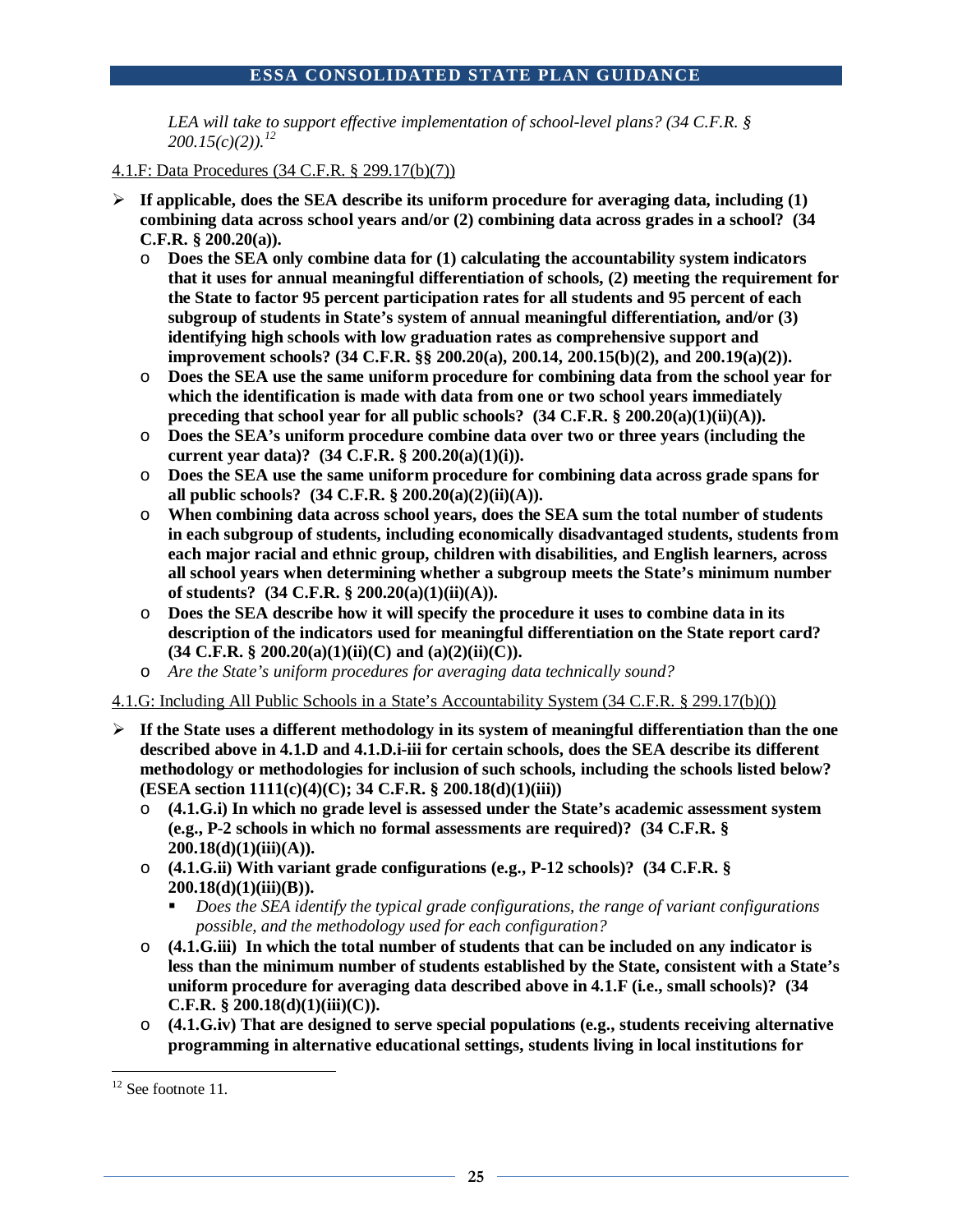*LEA will take to support effective implementation of school-level plans? (34 C.F.R. § 200.15(c)(2)).*[12]

4.1.F: Data Procedures (34 C.F.R. § 299.17(b)(7))

- **If applicable, does the SEA describe its uniform procedure for averaging data, including (1) combining data across school years and/or (2) combining data across grades in a school? (34 C.F.R. § 200.20(a)).**
  - **Does the SEA only combine data for (1) calculating the accountability system indicators that it uses for annual meaningful differentiation of schools, (2) meeting the requirement for the State to factor 95 percent participation rates for all students and 95 percent of each subgroup of students in State's system of annual meaningful differentiation, and/or (3) identifying high schools with low graduation rates as comprehensive support and improvement schools? (34 C.F.R. §§ 200.20(a), 200.14, 200.15(b)(2), and 200.19(a)(2)).**
  - **Does the SEA use the same uniform procedure for combining data from the school year for which the identification is made with data from one or two school years immediately preceding that school year for all public schools? (34 C.F.R. § 200.20(a)(1)(ii)(A)).**
  - **Does the SEA's uniform procedure combine data over two or three years (including the current year data)? (34 C.F.R. § 200.20(a)(1)(i)).**
  - **Does the SEA use the same uniform procedure for combining data across grade spans for all public schools? (34 C.F.R. § 200.20(a)(2)(ii)(A)).**
  - **When combining data across school years, does the SEA sum the total number of students in each subgroup of students, including economically disadvantaged students, students from each major racial and ethnic group, children with disabilities, and English learners, across all school years when determining whether a subgroup meets the State's minimum number of students? (34 C.F.R. § 200.20(a)(1)(ii)(A)).**
  - **Does the SEA describe how it will specify the procedure it uses to combine data in its description of the indicators used for meaningful differentiation on the State report card? (34 C.F.R. § 200.20(a)(1)(ii)(C) and (a)(2)(ii)(C)).**
  - *Are the State's uniform procedures for averaging data technically sound?*

4.1.G: Including All Public Schools in a State's Accountability System (34 C.F.R. § 299.17(b)())

- **If the State uses a different methodology in its system of meaningful differentiation than the one described above in 4.1.D and 4.1.D.i-iii for certain schools, does the SEA describe its different methodology or methodologies for inclusion of such schools, including the schools listed below? (ESEA section 1111(c)(4)(C); 34 C.F.R. § 200.18(d)(1)(iii))**
  - **(4.1.G.i) In which no grade level is assessed under the State's academic assessment system (e.g., P-2 schools in which no formal assessments are required)? (34 C.F.R. § 200.18(d)(1)(iii)(A)).**
  - **(4.1.G.ii) With variant grade configurations (e.g., P-12 schools)? (34 C.F.R. § 200.18(d)(1)(iii)(B)).**
    - *Does the SEA identify the typical grade configurations, the range of variant configurations possible, and the methodology used for each configuration?*
  - **(4.1.G.iii) In which the total number of students that can be included on any indicator is less than the minimum number of students established by the State, consistent with a State's uniform procedure for averaging data described above in 4.1.F (i.e., small schools)? (34 C.F.R. § 200.18(d)(1)(iii)(C)).**
  - **(4.1.G.iv) That are designed to serve special populations (e.g., students receiving alternative programming in alternative educational settings, students living in local institutions for**

[12] See footnote 11.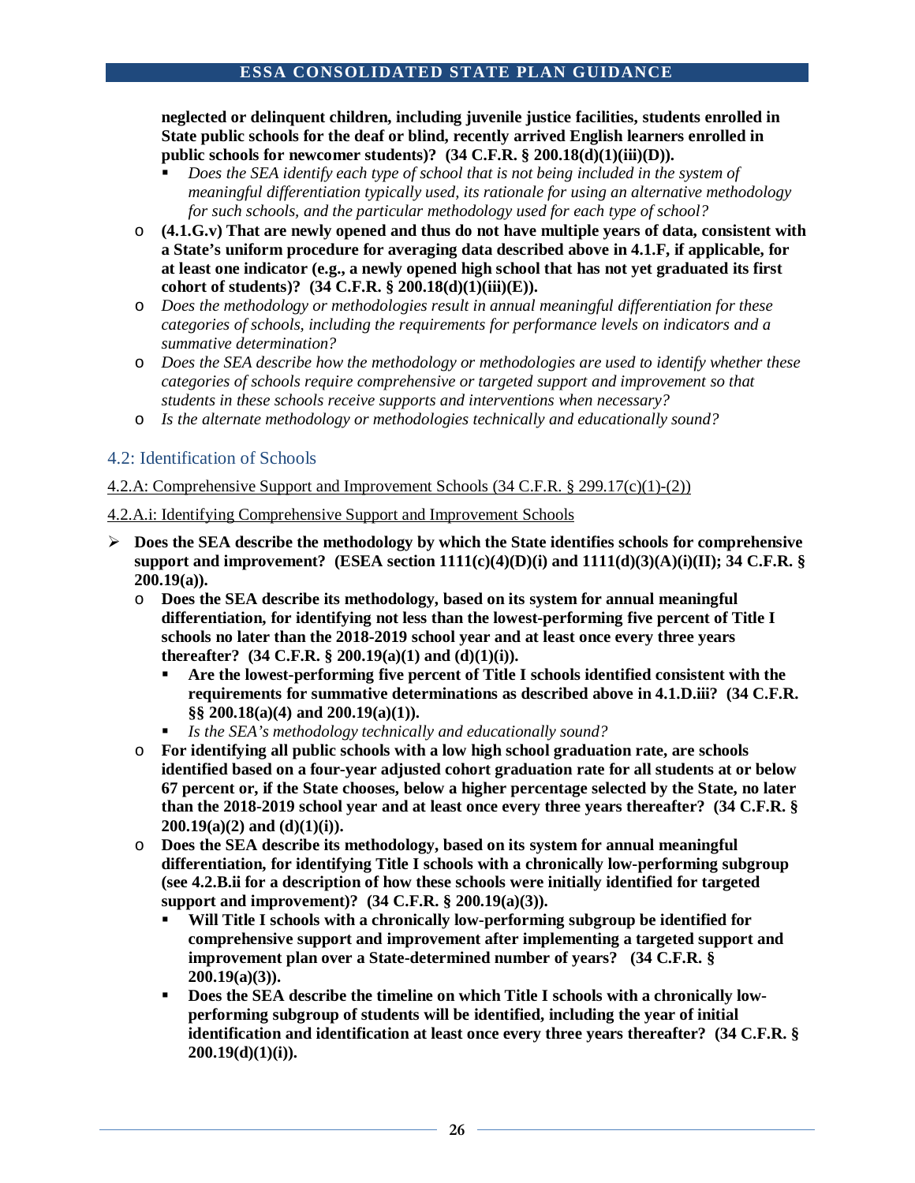**neglected or delinquent children, including juvenile justice facilities, students enrolled in State public schools for the deaf or blind, recently arrived English learners enrolled in public schools for newcomer students)? (34 C.F.R. § 200.18(d)(1)(iii)(D)).**
   - *Does the SEA identify each type of school that is not being included in the system of meaningful differentiation typically used, its rationale for using an alternative methodology for such schools, and the particular methodology used for each type of school?*
- **(4.1.G.v) That are newly opened and thus do not have multiple years of data, consistent with a State's uniform procedure for averaging data described above in 4.1.F, if applicable, for at least one indicator (e.g., a newly opened high school that has not yet graduated its first cohort of students)? (34 C.F.R. § 200.18(d)(1)(iii)(E)).**
- *Does the methodology or methodologies result in annual meaningful differentiation for these categories of schools, including the requirements for performance levels on indicators and a summative determination?*
- *Does the SEA describe how the methodology or methodologies are used to identify whether these categories of schools require comprehensive or targeted support and improvement so that students in these schools receive supports and interventions when necessary?*
- *Is the alternate methodology or methodologies technically and educationally sound?*

## 4.2: Identification of Schools

4.2.A: Comprehensive Support and Improvement Schools (34 C.F.R. § 299.17(c)(1)-(2))

4.2.A.i: Identifying Comprehensive Support and Improvement Schools

- **Does the SEA describe the methodology by which the State identifies schools for comprehensive support and improvement? (ESEA section 1111(c)(4)(D)(i) and 1111(d)(3)(A)(i)(II); 34 C.F.R. § 200.19(a)).**
  - **Does the SEA describe its methodology, based on its system for annual meaningful differentiation, for identifying not less than the lowest-performing five percent of Title I schools no later than the 2018-2019 school year and at least once every three years thereafter? (34 C.F.R. § 200.19(a)(1) and (d)(1)(i)).**
    - **Are the lowest-performing five percent of Title I schools identified consistent with the requirements for summative determinations as described above in 4.1.D.iii? (34 C.F.R. §§ 200.18(a)(4) and 200.19(a)(1)).**
    - *Is the SEA's methodology technically and educationally sound?*
  - **For identifying all public schools with a low high school graduation rate, are schools identified based on a four-year adjusted cohort graduation rate for all students at or below 67 percent or, if the State chooses, below a higher percentage selected by the State, no later than the 2018-2019 school year and at least once every three years thereafter? (34 C.F.R. § 200.19(a)(2) and (d)(1)(i)).**
  - **Does the SEA describe its methodology, based on its system for annual meaningful differentiation, for identifying Title I schools with a chronically low-performing subgroup (see 4.2.B.ii for a description of how these schools were initially identified for targeted support and improvement)? (34 C.F.R. § 200.19(a)(3)).**
    - **Will Title I schools with a chronically low-performing subgroup be identified for comprehensive support and improvement after implementing a targeted support and improvement plan over a State-determined number of years? (34 C.F.R. § 200.19(a)(3)).**
    - **Does the SEA describe the timeline on which Title I schools with a chronically low-performing subgroup of students will be identified, including the year of initial identification and identification at least once every three years thereafter? (34 C.F.R. § 200.19(d)(1)(i)).**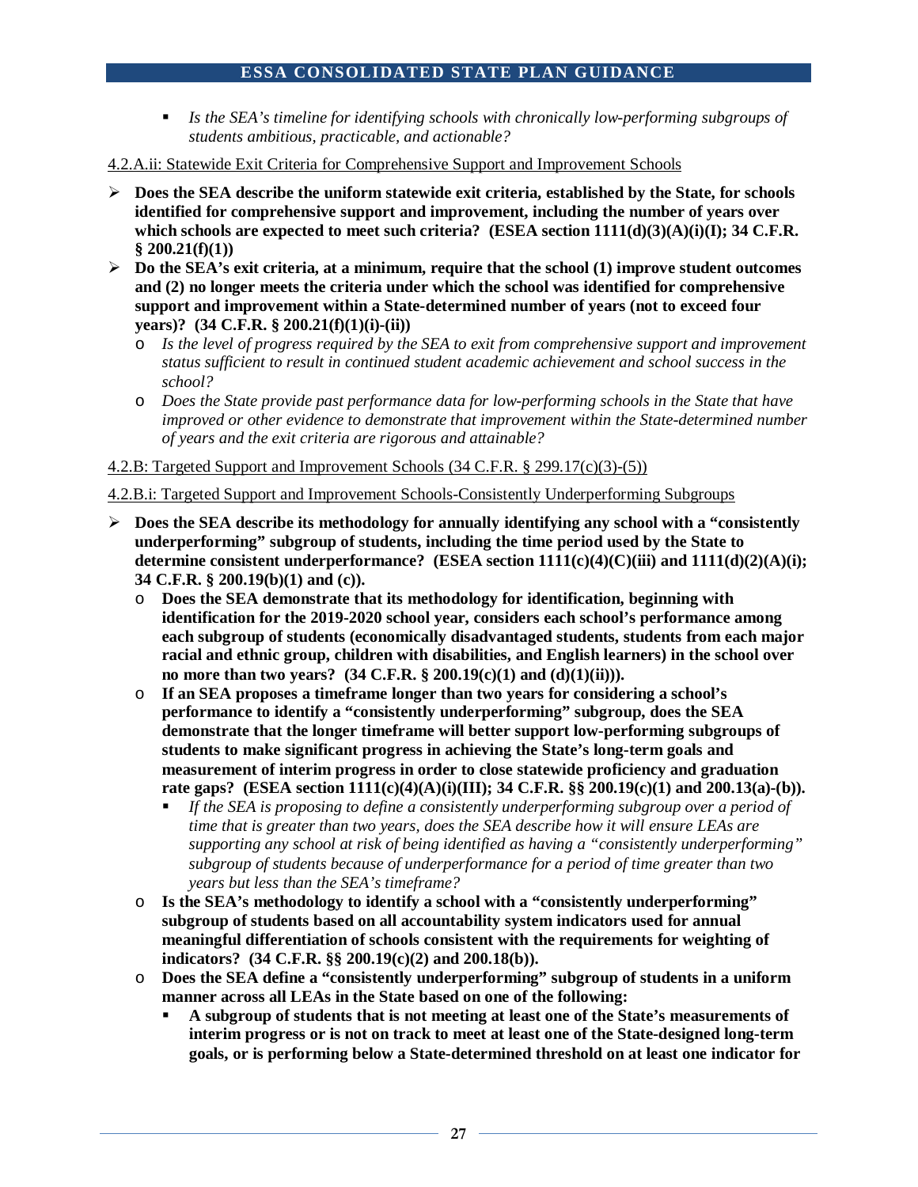- *Is the SEA's timeline for identifying schools with chronically low-performing subgroups of students ambitious, practicable, and actionable?*

<u>4.2.A.ii: Statewide Exit Criteria for Comprehensive Support and Improvement Schools</u>

- **Does the SEA describe the uniform statewide exit criteria, established by the State, for schools identified for comprehensive support and improvement, including the number of years over which schools are expected to meet such criteria? (ESEA section 1111(d)(3)(A)(i)(I); 34 C.F.R. § 200.21(f)(1))**
- **Do the SEA's exit criteria, at a minimum, require that the school (1) improve student outcomes and (2) no longer meets the criteria under which the school was identified for comprehensive support and improvement within a State-determined number of years (not to exceed four years)? (34 C.F.R. § 200.21(f)(1)(i)-(ii))**
  - *Is the level of progress required by the SEA to exit from comprehensive support and improvement status sufficient to result in continued student academic achievement and school success in the school?*
  - *Does the State provide past performance data for low-performing schools in the State that have improved or other evidence to demonstrate that improvement within the State-determined number of years and the exit criteria are rigorous and attainable?*

<u>4.2.B: Targeted Support and Improvement Schools (34 C.F.R. § 299.17(c)(3)-(5))</u>

<u>4.2.B.i: Targeted Support and Improvement Schools-Consistently Underperforming Subgroups</u>

- **Does the SEA describe its methodology for annually identifying any school with a "consistently underperforming" subgroup of students, including the time period used by the State to determine consistent underperformance? (ESEA section 1111(c)(4)(C)(iii) and 1111(d)(2)(A)(i); 34 C.F.R. § 200.19(b)(1) and (c)).**
  - **Does the SEA demonstrate that its methodology for identification, beginning with identification for the 2019-2020 school year, considers each school's performance among each subgroup of students (economically disadvantaged students, students from each major racial and ethnic group, children with disabilities, and English learners) in the school over no more than two years? (34 C.F.R. § 200.19(c)(1) and (d)(1)(ii))).**
  - **If an SEA proposes a timeframe longer than two years for considering a school's performance to identify a "consistently underperforming" subgroup, does the SEA demonstrate that the longer timeframe will better support low-performing subgroups of students to make significant progress in achieving the State's long-term goals and measurement of interim progress in order to close statewide proficiency and graduation rate gaps? (ESEA section 1111(c)(4)(A)(i)(III); 34 C.F.R. §§ 200.19(c)(1) and 200.13(a)-(b)).**
    - *If the SEA is proposing to define a consistently underperforming subgroup over a period of time that is greater than two years, does the SEA describe how it will ensure LEAs are supporting any school at risk of being identified as having a "consistently underperforming" subgroup of students because of underperformance for a period of time greater than two years but less than the SEA's timeframe?*
  - **Is the SEA's methodology to identify a school with a "consistently underperforming" subgroup of students based on all accountability system indicators used for annual meaningful differentiation of schools consistent with the requirements for weighting of indicators? (34 C.F.R. §§ 200.19(c)(2) and 200.18(b)).**
  - **Does the SEA define a "consistently underperforming" subgroup of students in a uniform manner across all LEAs in the State based on one of the following:**
    - **A subgroup of students that is not meeting at least one of the State's measurements of interim progress or is not on track to meet at least one of the State-designed long-term goals, or is performing below a State-determined threshold on at least one indicator for**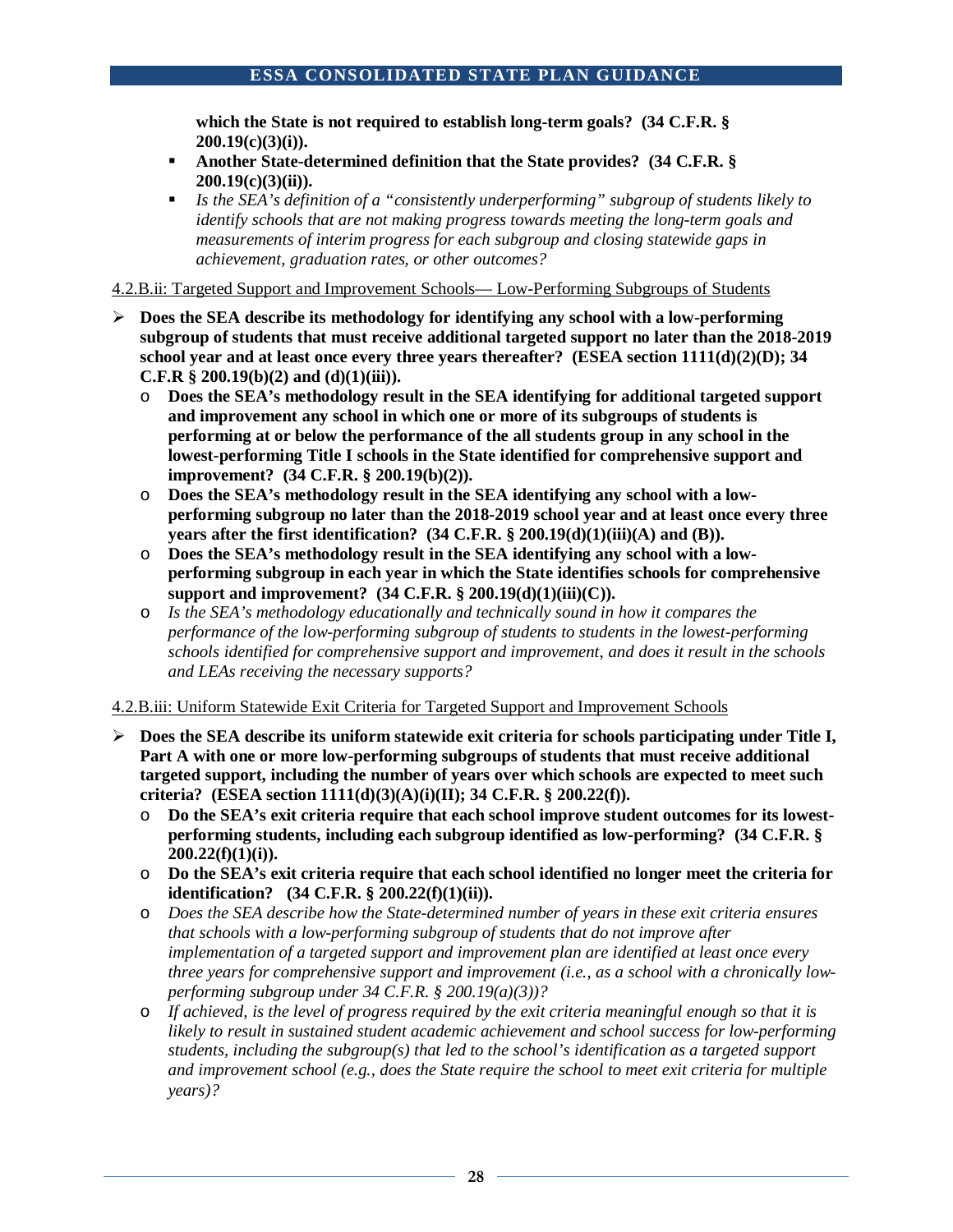**which the State is not required to establish long-term goals? (34 C.F.R. § 200.19(c)(3)(i)).**

- **Another State-determined definition that the State provides? (34 C.F.R. § 200.19(c)(3)(ii)).**
- *Is the SEA's definition of a "consistently underperforming" subgroup of students likely to identify schools that are not making progress towards meeting the long-term goals and measurements of interim progress for each subgroup and closing statewide gaps in achievement, graduation rates, or other outcomes?*

4.2.B.ii: Targeted Support and Improvement Schools— Low-Performing Subgroups of Students

- **Does the SEA describe its methodology for identifying any school with a low-performing subgroup of students that must receive additional targeted support no later than the 2018-2019 school year and at least once every three years thereafter? (ESEA section 1111(d)(2)(D); 34 C.F.R § 200.19(b)(2) and (d)(1)(iii)).**
  - **Does the SEA's methodology result in the SEA identifying for additional targeted support and improvement any school in which one or more of its subgroups of students is performing at or below the performance of the all students group in any school in the lowest-performing Title I schools in the State identified for comprehensive support and improvement? (34 C.F.R. § 200.19(b)(2)).**
  - **Does the SEA's methodology result in the SEA identifying any school with a low-performing subgroup no later than the 2018-2019 school year and at least once every three years after the first identification? (34 C.F.R. § 200.19(d)(1)(iii)(A) and (B)).**
  - **Does the SEA's methodology result in the SEA identifying any school with a low-performing subgroup in each year in which the State identifies schools for comprehensive support and improvement? (34 C.F.R. § 200.19(d)(1)(iii)(C)).**
  - *Is the SEA's methodology educationally and technically sound in how it compares the performance of the low-performing subgroup of students to students in the lowest-performing schools identified for comprehensive support and improvement, and does it result in the schools and LEAs receiving the necessary supports?*

4.2.B.iii: Uniform Statewide Exit Criteria for Targeted Support and Improvement Schools

- **Does the SEA describe its uniform statewide exit criteria for schools participating under Title I, Part A with one or more low-performing subgroups of students that must receive additional targeted support, including the number of years over which schools are expected to meet such criteria? (ESEA section 1111(d)(3)(A)(i)(II); 34 C.F.R. § 200.22(f)).**
  - **Do the SEA's exit criteria require that each school improve student outcomes for its lowest-performing students, including each subgroup identified as low-performing? (34 C.F.R. § 200.22(f)(1)(i)).**
  - **Do the SEA's exit criteria require that each school identified no longer meet the criteria for identification? (34 C.F.R. § 200.22(f)(1)(ii)).**
  - *Does the SEA describe how the State-determined number of years in these exit criteria ensures that schools with a low-performing subgroup of students that do not improve after implementation of a targeted support and improvement plan are identified at least once every three years for comprehensive support and improvement (i.e., as a school with a chronically low-performing subgroup under 34 C.F.R. § 200.19(a)(3))?*
  - *If achieved, is the level of progress required by the exit criteria meaningful enough so that it is likely to result in sustained student academic achievement and school success for low-performing students, including the subgroup(s) that led to the school's identification as a targeted support and improvement school (e.g., does the State require the school to meet exit criteria for multiple years)?*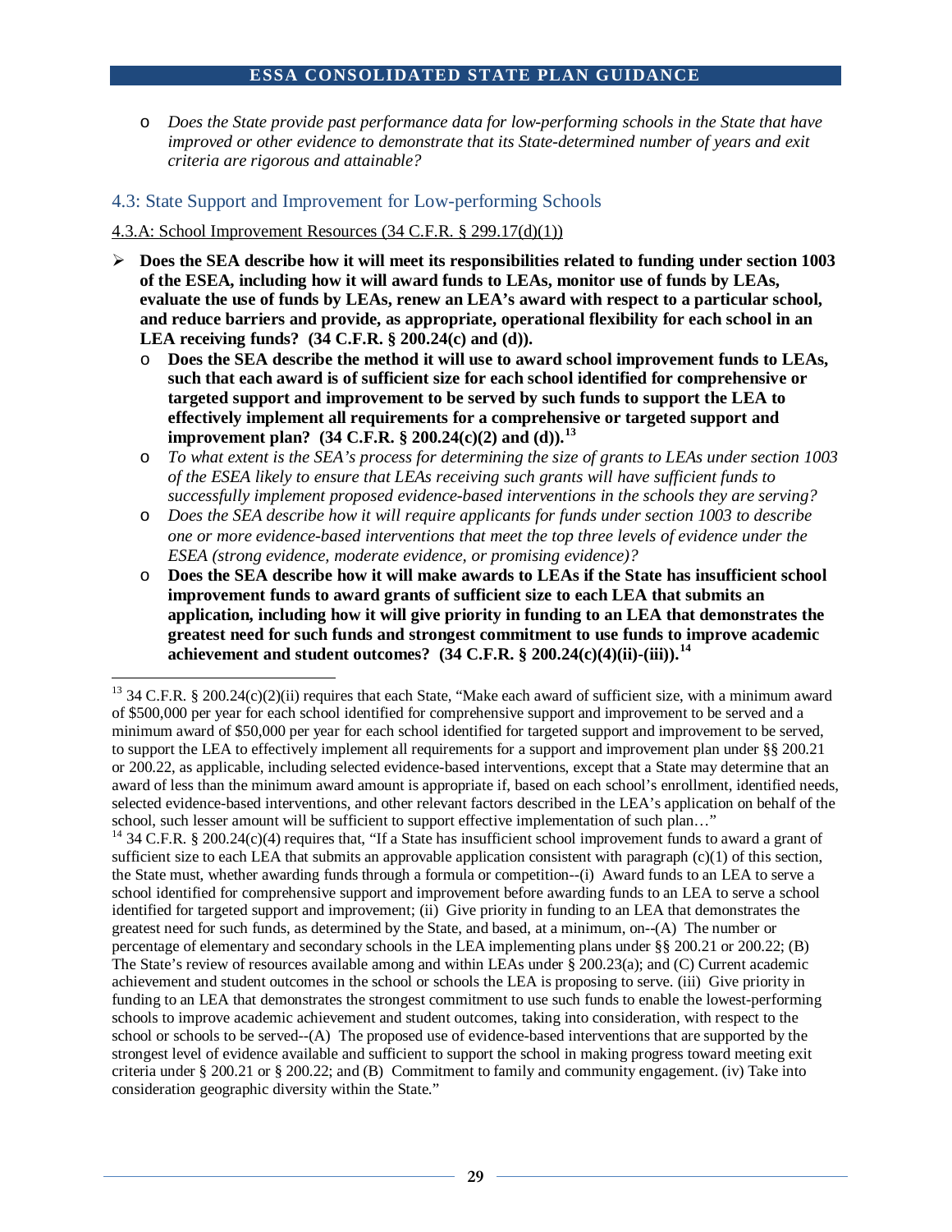- *Does the State provide past performance data for low-performing schools in the State that have improved or other evidence to demonstrate that its State-determined number of years and exit criteria are rigorous and attainable?*

### 4.3: State Support and Improvement for Low-performing Schools

4.3.A: School Improvement Resources (34 C.F.R. § 299.17(d)(1))

- **Does the SEA describe how it will meet its responsibilities related to funding under section 1003 of the ESEA, including how it will award funds to LEAs, monitor use of funds by LEAs, evaluate the use of funds by LEAs, renew an LEA's award with respect to a particular school, and reduce barriers and provide, as appropriate, operational flexibility for each school in an LEA receiving funds? (34 C.F.R. § 200.24(c) and (d)).**
    - **Does the SEA describe the method it will use to award school improvement funds to LEAs, such that each award is of sufficient size for each school identified for comprehensive or targeted support and improvement to be served by such funds to support the LEA to effectively implement all requirements for a comprehensive or targeted support and improvement plan? (34 C.F.R. § 200.24(c)(2) and (d)).**[13]
    - *To what extent is the SEA's process for determining the size of grants to LEAs under section 1003 of the ESEA likely to ensure that LEAs receiving such grants will have sufficient funds to successfully implement proposed evidence-based interventions in the schools they are serving?*
    - *Does the SEA describe how it will require applicants for funds under section 1003 to describe one or more evidence-based interventions that meet the top three levels of evidence under the ESEA (strong evidence, moderate evidence, or promising evidence)?*
    - **Does the SEA describe how it will make awards to LEAs if the State has insufficient school improvement funds to award grants of sufficient size to each LEA that submits an application, including how it will give priority in funding to an LEA that demonstrates the greatest need for such funds and strongest commitment to use funds to improve academic achievement and student outcomes? (34 C.F.R. § 200.24(c)(4)(ii)-(iii)).**[14]

---

[13] 34 C.F.R. § 200.24(c)(2)(ii) requires that each State, "Make each award of sufficient size, with a minimum award of $500,000 per year for each school identified for comprehensive support and improvement to be served and a minimum award of $50,000 per year for each school identified for targeted support and improvement to be served, to support the LEA to effectively implement all requirements for a support and improvement plan under §§ 200.21 or 200.22, as applicable, including selected evidence-based interventions, except that a State may determine that an award of less than the minimum award amount is appropriate if, based on each school's enrollment, identified needs, selected evidence-based interventions, and other relevant factors described in the LEA's application on behalf of the school, such lesser amount will be sufficient to support effective implementation of such plan…"

[14] 34 C.F.R. § 200.24(c)(4) requires that, "If a State has insufficient school improvement funds to award a grant of sufficient size to each LEA that submits an approvable application consistent with paragraph (c)(1) of this section, the State must, whether awarding funds through a formula or competition--(i) Award funds to an LEA to serve a school identified for comprehensive support and improvement before awarding funds to an LEA to serve a school identified for targeted support and improvement; (ii) Give priority in funding to an LEA that demonstrates the greatest need for such funds, as determined by the State, and based, at a minimum, on--(A) The number or percentage of elementary and secondary schools in the LEA implementing plans under §§ 200.21 or 200.22; (B) The State's review of resources available among and within LEAs under § 200.23(a); and (C) Current academic achievement and student outcomes in the school or schools the LEA is proposing to serve. (iii) Give priority in funding to an LEA that demonstrates the strongest commitment to use such funds to enable the lowest-performing schools to improve academic achievement and student outcomes, taking into consideration, with respect to the school or schools to be served--(A) The proposed use of evidence-based interventions that are supported by the strongest level of evidence available and sufficient to support the school in making progress toward meeting exit criteria under § 200.21 or § 200.22; and (B) Commitment to family and community engagement. (iv) Take into consideration geographic diversity within the State."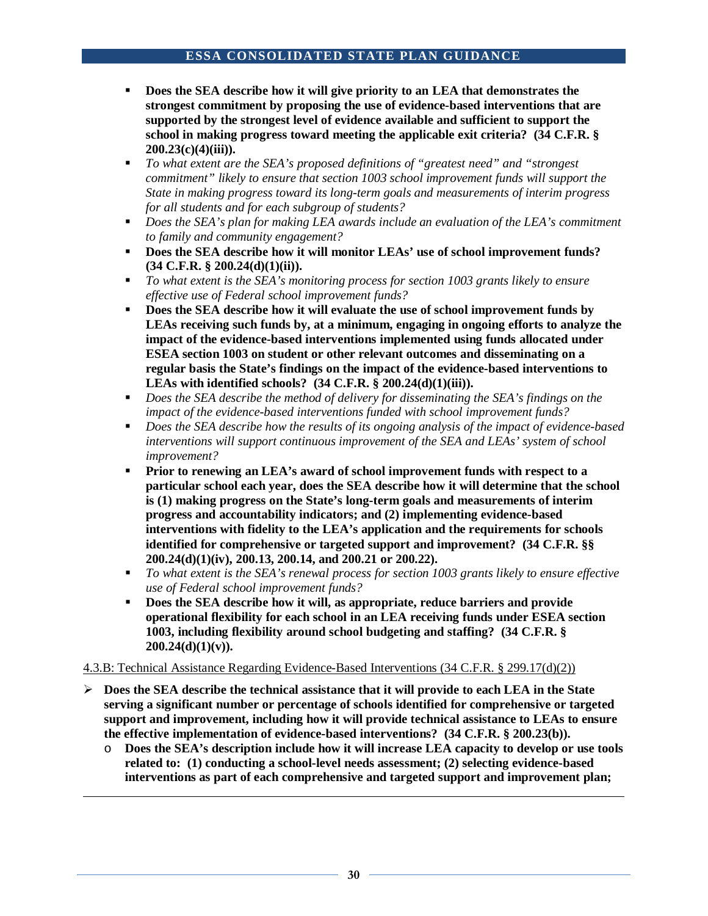- **Does the SEA describe how it will give priority to an LEA that demonstrates the strongest commitment by proposing the use of evidence-based interventions that are supported by the strongest level of evidence available and sufficient to support the school in making progress toward meeting the applicable exit criteria? (34 C.F.R. § 200.23(c)(4)(iii)).**
- *To what extent are the SEA's proposed definitions of "greatest need" and "strongest commitment" likely to ensure that section 1003 school improvement funds will support the State in making progress toward its long-term goals and measurements of interim progress for all students and for each subgroup of students?*
- *Does the SEA's plan for making LEA awards include an evaluation of the LEA's commitment to family and community engagement?*
- **Does the SEA describe how it will monitor LEAs' use of school improvement funds? (34 C.F.R. § 200.24(d)(1)(ii)).**
- *To what extent is the SEA's monitoring process for section 1003 grants likely to ensure effective use of Federal school improvement funds?*
- **Does the SEA describe how it will evaluate the use of school improvement funds by LEAs receiving such funds by, at a minimum, engaging in ongoing efforts to analyze the impact of the evidence-based interventions implemented using funds allocated under ESEA section 1003 on student or other relevant outcomes and disseminating on a regular basis the State's findings on the impact of the evidence-based interventions to LEAs with identified schools? (34 C.F.R. § 200.24(d)(1)(iii)).**
- *Does the SEA describe the method of delivery for disseminating the SEA's findings on the impact of the evidence-based interventions funded with school improvement funds?*
- *Does the SEA describe how the results of its ongoing analysis of the impact of evidence-based interventions will support continuous improvement of the SEA and LEAs' system of school improvement?*
- **Prior to renewing an LEA's award of school improvement funds with respect to a particular school each year, does the SEA describe how it will determine that the school is (1) making progress on the State's long-term goals and measurements of interim progress and accountability indicators; and (2) implementing evidence-based interventions with fidelity to the LEA's application and the requirements for schools identified for comprehensive or targeted support and improvement? (34 C.F.R. §§ 200.24(d)(1)(iv), 200.13, 200.14, and 200.21 or 200.22).**
- *To what extent is the SEA's renewal process for section 1003 grants likely to ensure effective use of Federal school improvement funds?*
- **Does the SEA describe how it will, as appropriate, reduce barriers and provide operational flexibility for each school in an LEA receiving funds under ESEA section 1003, including flexibility around school budgeting and staffing? (34 C.F.R. § 200.24(d)(1)(v)).**

4.3.B: Technical Assistance Regarding Evidence-Based Interventions (34 C.F.R. § 299.17(d)(2))

- **Does the SEA describe the technical assistance that it will provide to each LEA in the State serving a significant number or percentage of schools identified for comprehensive or targeted support and improvement, including how it will provide technical assistance to LEAs to ensure the effective implementation of evidence-based interventions? (34 C.F.R. § 200.23(b)).**
  - **Does the SEA's description include how it will increase LEA capacity to develop or use tools related to: (1) conducting a school-level needs assessment; (2) selecting evidence-based interventions as part of each comprehensive and targeted support and improvement plan;**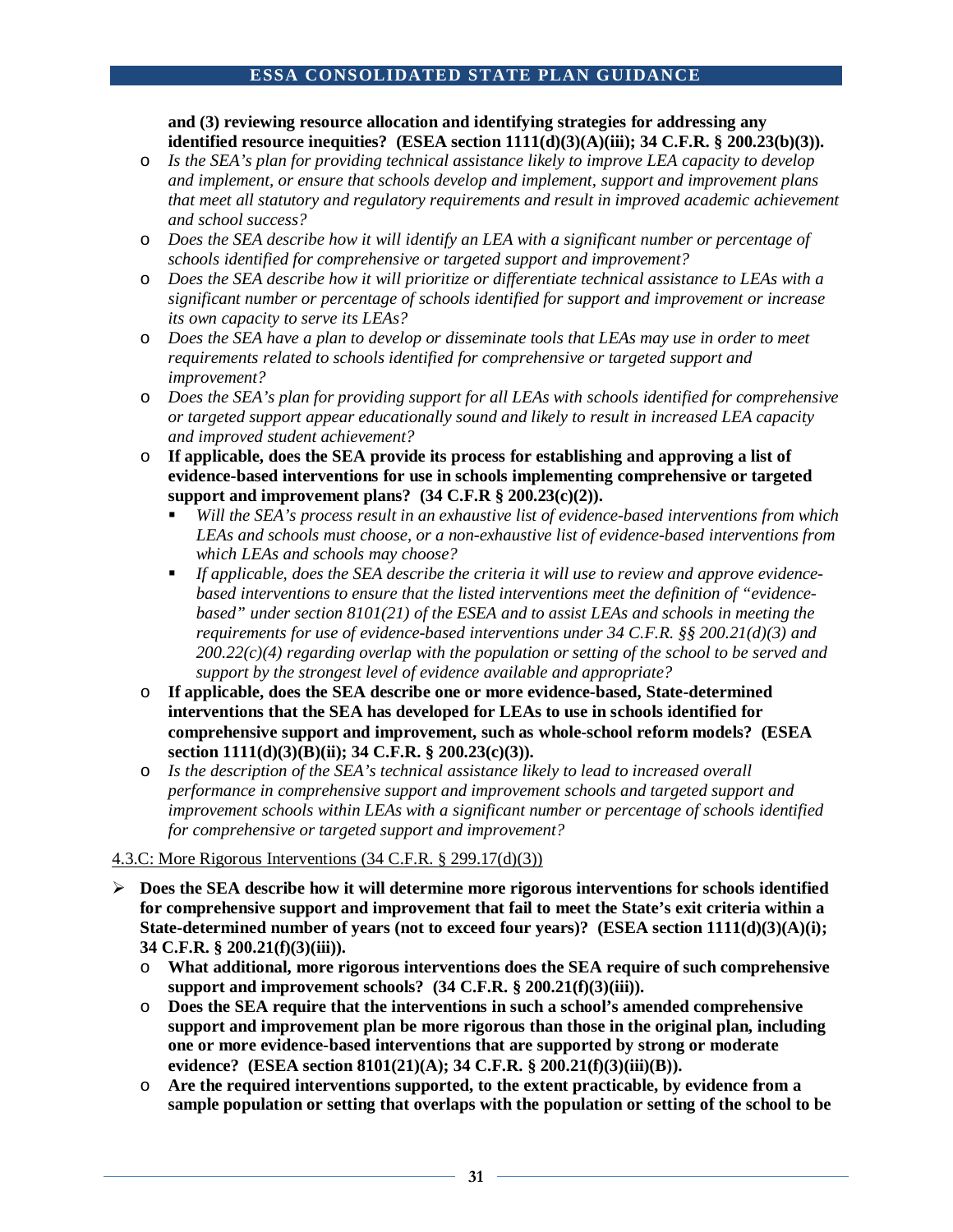**and (3) reviewing resource allocation and identifying strategies for addressing any identified resource inequities? (ESEA section 1111(d)(3)(A)(iii); 34 C.F.R. § 200.23(b)(3)).**

- *Is the SEA's plan for providing technical assistance likely to improve LEA capacity to develop and implement, or ensure that schools develop and implement, support and improvement plans that meet all statutory and regulatory requirements and result in improved academic achievement and school success?*
- *Does the SEA describe how it will identify an LEA with a significant number or percentage of schools identified for comprehensive or targeted support and improvement?*
- *Does the SEA describe how it will prioritize or differentiate technical assistance to LEAs with a significant number or percentage of schools identified for support and improvement or increase its own capacity to serve its LEAs?*
- *Does the SEA have a plan to develop or disseminate tools that LEAs may use in order to meet requirements related to schools identified for comprehensive or targeted support and improvement?*
- *Does the SEA's plan for providing support for all LEAs with schools identified for comprehensive or targeted support appear educationally sound and likely to result in increased LEA capacity and improved student achievement?*
- **If applicable, does the SEA provide its process for establishing and approving a list of evidence-based interventions for use in schools implementing comprehensive or targeted support and improvement plans? (34 C.F.R § 200.23(c)(2)).**
  - *Will the SEA's process result in an exhaustive list of evidence-based interventions from which LEAs and schools must choose, or a non-exhaustive list of evidence-based interventions from which LEAs and schools may choose?*
  - *If applicable, does the SEA describe the criteria it will use to review and approve evidence-based interventions to ensure that the listed interventions meet the definition of "evidence-based" under section 8101(21) of the ESEA and to assist LEAs and schools in meeting the requirements for use of evidence-based interventions under 34 C.F.R. §§ 200.21(d)(3) and 200.22(c)(4) regarding overlap with the population or setting of the school to be served and support by the strongest level of evidence available and appropriate?*
- **If applicable, does the SEA describe one or more evidence-based, State-determined interventions that the SEA has developed for LEAs to use in schools identified for comprehensive support and improvement, such as whole-school reform models? (ESEA section 1111(d)(3)(B)(ii); 34 C.F.R. § 200.23(c)(3)).**
- *Is the description of the SEA's technical assistance likely to lead to increased overall performance in comprehensive support and improvement schools and targeted support and improvement schools within LEAs with a significant number or percentage of schools identified for comprehensive or targeted support and improvement?*

4.3.C: More Rigorous Interventions (34 C.F.R. § 299.17(d)(3))

- **Does the SEA describe how it will determine more rigorous interventions for schools identified for comprehensive support and improvement that fail to meet the State's exit criteria within a State-determined number of years (not to exceed four years)? (ESEA section 1111(d)(3)(A)(i); 34 C.F.R. § 200.21(f)(3)(iii)).**
  - **What additional, more rigorous interventions does the SEA require of such comprehensive support and improvement schools? (34 C.F.R. § 200.21(f)(3)(iii)).**
  - **Does the SEA require that the interventions in such a school's amended comprehensive support and improvement plan be more rigorous than those in the original plan, including one or more evidence-based interventions that are supported by strong or moderate evidence? (ESEA section 8101(21)(A); 34 C.F.R. § 200.21(f)(3)(iii)(B)).**
  - **Are the required interventions supported, to the extent practicable, by evidence from a sample population or setting that overlaps with the population or setting of the school to be**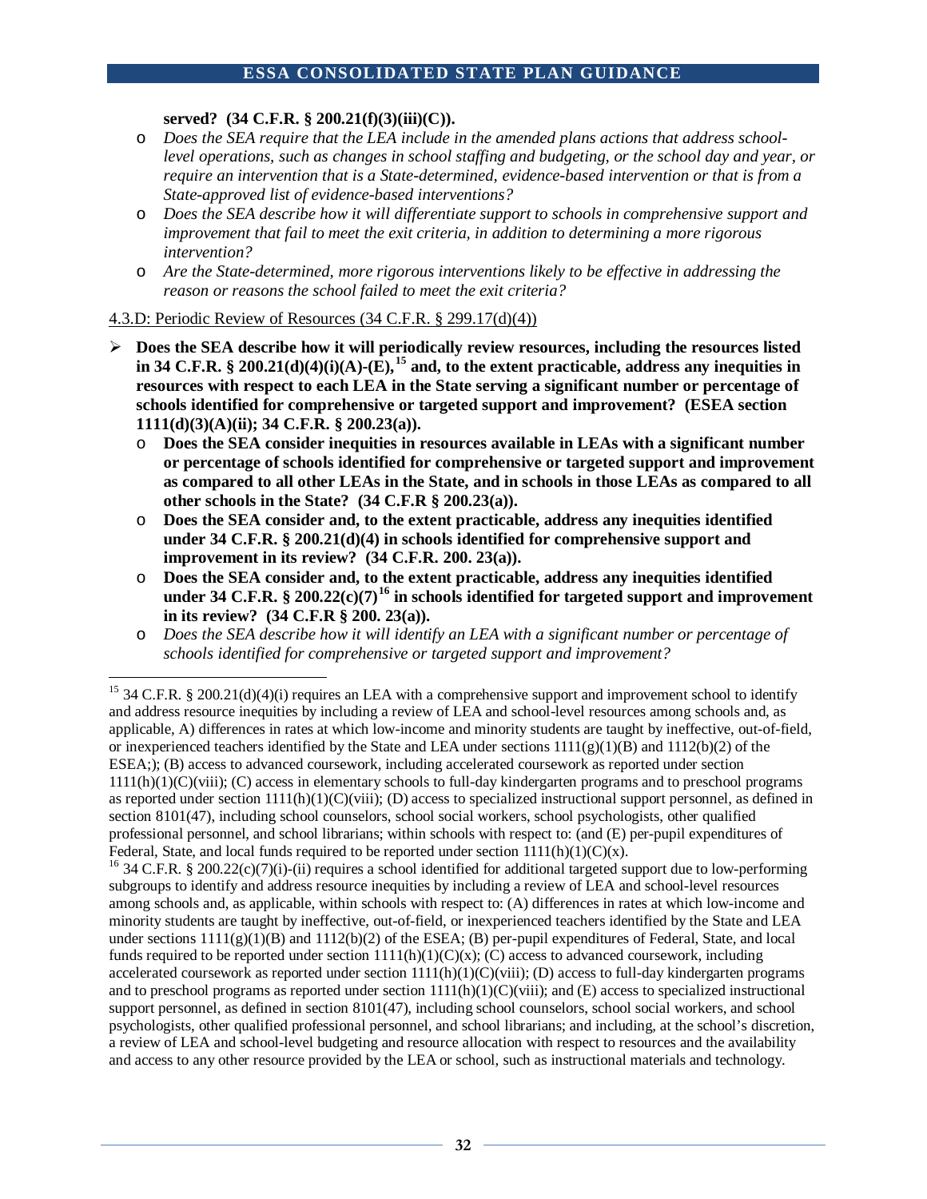**served? (34 C.F.R. § 200.21(f)(3)(iii)(C)).**

- *Does the SEA require that the LEA include in the amended plans actions that address school-level operations, such as changes in school staffing and budgeting, or the school day and year, or require an intervention that is a State-determined, evidence-based intervention or that is from a State-approved list of evidence-based interventions?*
- *Does the SEA describe how it will differentiate support to schools in comprehensive support and improvement that fail to meet the exit criteria, in addition to determining a more rigorous intervention?*
- *Are the State-determined, more rigorous interventions likely to be effective in addressing the reason or reasons the school failed to meet the exit criteria?*

4.3.D: Periodic Review of Resources (34 C.F.R. § 299.17(d)(4))

- **Does the SEA describe how it will periodically review resources, including the resources listed in 34 C.F.R. § 200.21(d)(4)(i)(A)-(E),[15] and, to the extent practicable, address any inequities in resources with respect to each LEA in the State serving a significant number or percentage of schools identified for comprehensive or targeted support and improvement? (ESEA section 1111(d)(3)(A)(ii); 34 C.F.R. § 200.23(a)).**
  - **Does the SEA consider inequities in resources available in LEAs with a significant number or percentage of schools identified for comprehensive or targeted support and improvement as compared to all other LEAs in the State, and in schools in those LEAs as compared to all other schools in the State? (34 C.F.R § 200.23(a)).**
  - **Does the SEA consider and, to the extent practicable, address any inequities identified under 34 C.F.R. § 200.21(d)(4) in schools identified for comprehensive support and improvement in its review? (34 C.F.R. 200. 23(a)).**
  - **Does the SEA consider and, to the extent practicable, address any inequities identified under 34 C.F.R. § 200.22(c)(7)[16] in schools identified for targeted support and improvement in its review? (34 C.F.R § 200. 23(a)).**
  - *Does the SEA describe how it will identify an LEA with a significant number or percentage of schools identified for comprehensive or targeted support and improvement?*

---

[15] 34 C.F.R. § 200.21(d)(4)(i) requires an LEA with a comprehensive support and improvement school to identify and address resource inequities by including a review of LEA and school-level resources among schools and, as applicable, A) differences in rates at which low-income and minority students are taught by ineffective, out-of-field, or inexperienced teachers identified by the State and LEA under sections 1111(g)(1)(B) and 1112(b)(2) of the ESEA;); (B) access to advanced coursework, including accelerated coursework as reported under section 1111(h)(1)(C)(viii); (C) access in elementary schools to full-day kindergarten programs and to preschool programs as reported under section 1111(h)(1)(C)(viii); (D) access to specialized instructional support personnel, as defined in section 8101(47), including school counselors, school social workers, school psychologists, other qualified professional personnel, and school librarians; within schools with respect to: (and (E) per-pupil expenditures of Federal, State, and local funds required to be reported under section 1111(h)(1)(C)(x).

[16] 34 C.F.R. § 200.22(c)(7)(i)-(ii) requires a school identified for additional targeted support due to low-performing subgroups to identify and address resource inequities by including a review of LEA and school-level resources among schools and, as applicable, within schools with respect to: (A) differences in rates at which low-income and minority students are taught by ineffective, out-of-field, or inexperienced teachers identified by the State and LEA under sections 1111(g)(1)(B) and 1112(b)(2) of the ESEA; (B) per-pupil expenditures of Federal, State, and local funds required to be reported under section 1111(h)(1)(C)(x); (C) access to advanced coursework, including accelerated coursework as reported under section 1111(h)(1)(C)(viii); (D) access to full-day kindergarten programs and to preschool programs as reported under section 1111(h)(1)(C)(viii); and (E) access to specialized instructional support personnel, as defined in section 8101(47), including school counselors, school social workers, and school psychologists, other qualified professional personnel, and school librarians; and including, at the school's discretion, a review of LEA and school-level budgeting and resource allocation with respect to resources and the availability and access to any other resource provided by the LEA or school, such as instructional materials and technology.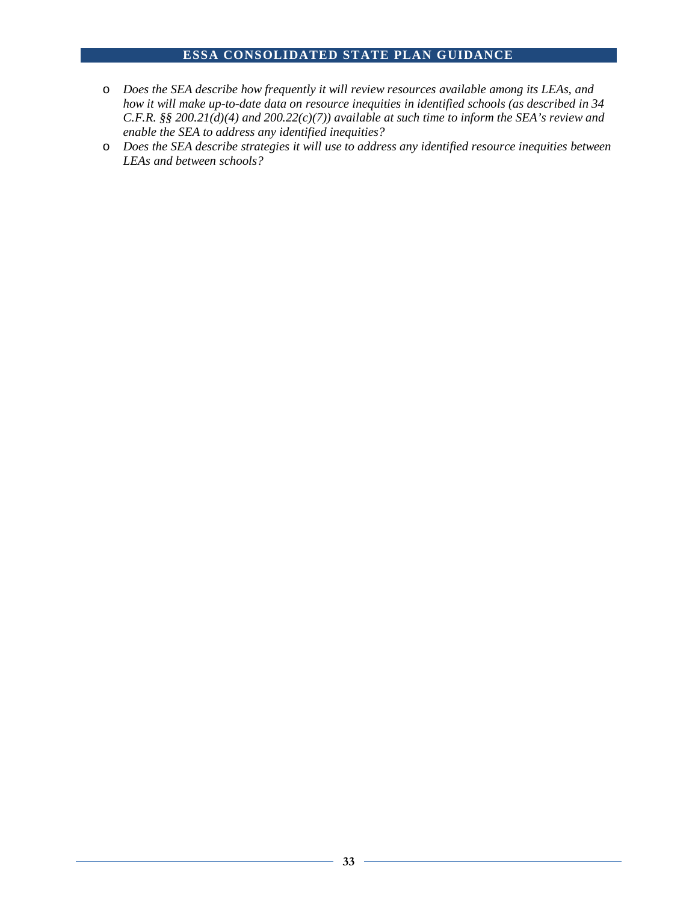- *Does the SEA describe how frequently it will review resources available among its LEAs, and how it will make up-to-date data on resource inequities in identified schools (as described in 34 C.F.R. §§ 200.21(d)(4) and 200.22(c)(7)) available at such time to inform the SEA's review and enable the SEA to address any identified inequities?*
- *Does the SEA describe strategies it will use to address any identified resource inequities between LEAs and between schools?*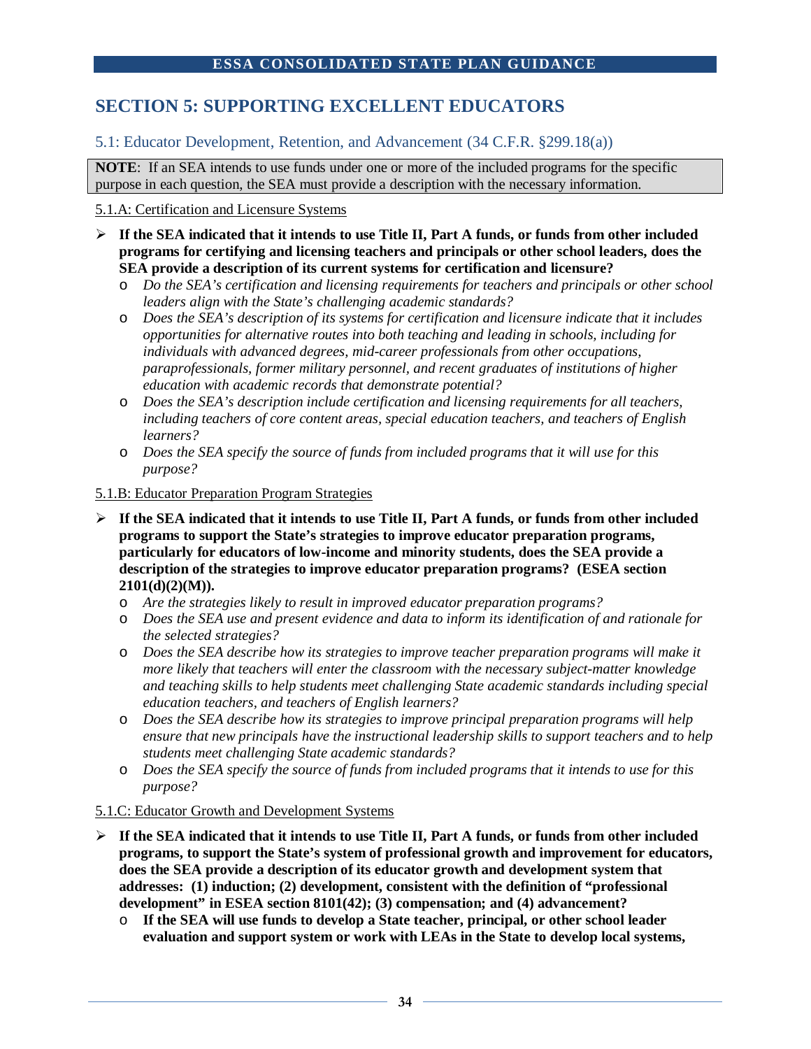## SECTION 5: SUPPORTING EXCELLENT EDUCATORS

### 5.1: Educator Development, Retention, and Advancement (34 C.F.R. §299.18(a))

**NOTE**: If an SEA intends to use funds under one or more of the included programs for the specific purpose in each question, the SEA must provide a description with the necessary information.

5.1.A: Certification and Licensure Systems

- **If the SEA indicated that it intends to use Title II, Part A funds, or funds from other included programs for certifying and licensing teachers and principals or other school leaders, does the SEA provide a description of its current systems for certification and licensure?**
  - *Do the SEA's certification and licensing requirements for teachers and principals or other school leaders align with the State's challenging academic standards?*
  - *Does the SEA's description of its systems for certification and licensure indicate that it includes opportunities for alternative routes into both teaching and leading in schools, including for individuals with advanced degrees, mid-career professionals from other occupations, paraprofessionals, former military personnel, and recent graduates of institutions of higher education with academic records that demonstrate potential?*
  - *Does the SEA's description include certification and licensing requirements for all teachers, including teachers of core content areas, special education teachers, and teachers of English learners?*
  - *Does the SEA specify the source of funds from included programs that it will use for this purpose?*

5.1.B: Educator Preparation Program Strategies

- **If the SEA indicated that it intends to use Title II, Part A funds, or funds from other included programs to support the State's strategies to improve educator preparation programs, particularly for educators of low-income and minority students, does the SEA provide a description of the strategies to improve educator preparation programs? (ESEA section 2101(d)(2)(M)).**
  - *Are the strategies likely to result in improved educator preparation programs?*
  - *Does the SEA use and present evidence and data to inform its identification of and rationale for the selected strategies?*
  - *Does the SEA describe how its strategies to improve teacher preparation programs will make it more likely that teachers will enter the classroom with the necessary subject-matter knowledge and teaching skills to help students meet challenging State academic standards including special education teachers, and teachers of English learners?*
  - *Does the SEA describe how its strategies to improve principal preparation programs will help ensure that new principals have the instructional leadership skills to support teachers and to help students meet challenging State academic standards?*
  - *Does the SEA specify the source of funds from included programs that it intends to use for this purpose?*

5.1.C: Educator Growth and Development Systems

- **If the SEA indicated that it intends to use Title II, Part A funds, or funds from other included programs, to support the State's system of professional growth and improvement for educators, does the SEA provide a description of its educator growth and development system that addresses: (1) induction; (2) development, consistent with the definition of "professional development" in ESEA section 8101(42); (3) compensation; and (4) advancement?**
  - **If the SEA will use funds to develop a State teacher, principal, or other school leader evaluation and support system or work with LEAs in the State to develop local systems,**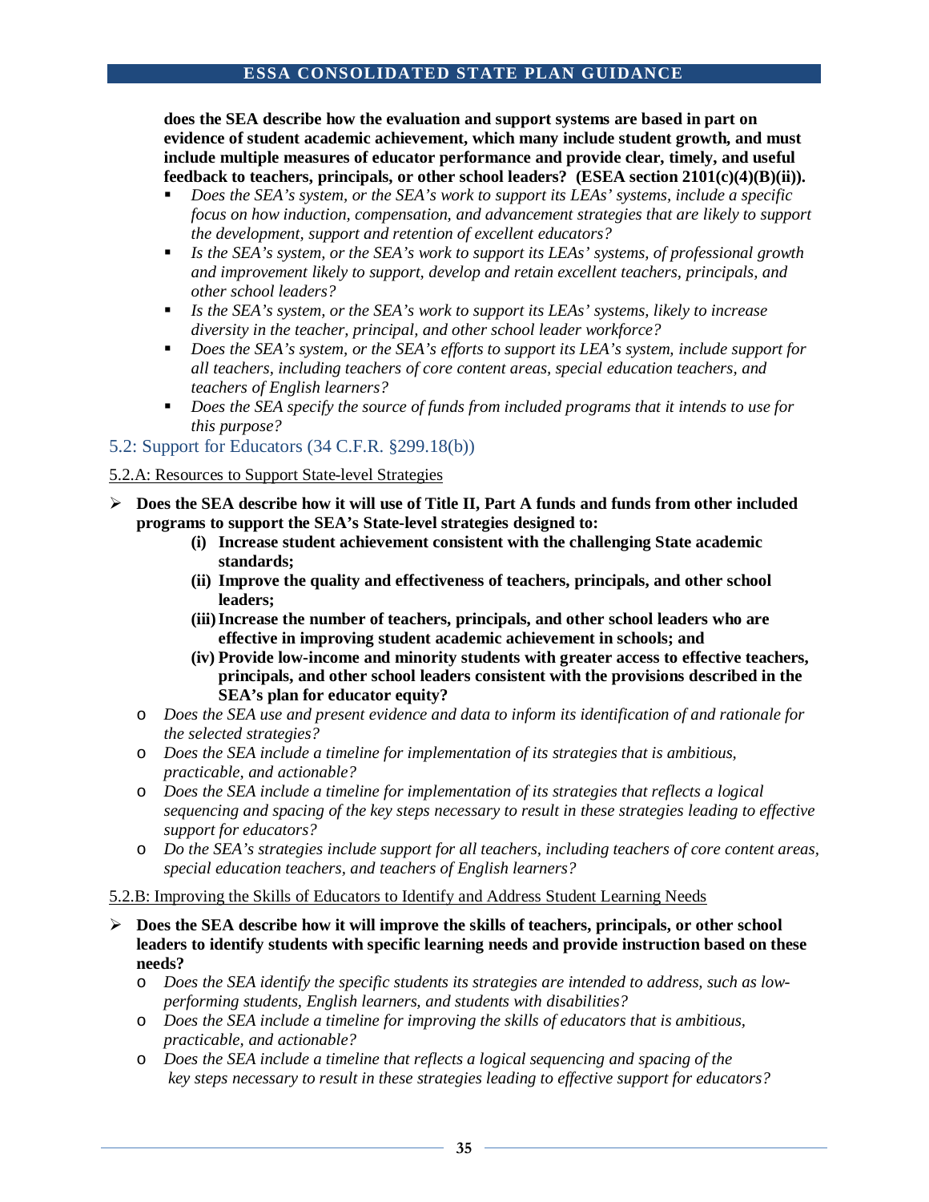**does the SEA describe how the evaluation and support systems are based in part on evidence of student academic achievement, which many include student growth, and must include multiple measures of educator performance and provide clear, timely, and useful feedback to teachers, principals, or other school leaders? (ESEA section 2101(c)(4)(B)(ii)).**

- *Does the SEA's system, or the SEA's work to support its LEAs' systems, include a specific focus on how induction, compensation, and advancement strategies that are likely to support the development, support and retention of excellent educators?*
- *Is the SEA's system, or the SEA's work to support its LEAs' systems, of professional growth and improvement likely to support, develop and retain excellent teachers, principals, and other school leaders?*
- *Is the SEA's system, or the SEA's work to support its LEAs' systems, likely to increase diversity in the teacher, principal, and other school leader workforce?*
- *Does the SEA's system, or the SEA's efforts to support its LEA's system, include support for all teachers, including teachers of core content areas, special education teachers, and teachers of English learners?*
- *Does the SEA specify the source of funds from included programs that it intends to use for this purpose?*

## 5.2: Support for Educators (34 C.F.R. §299.18(b))

### 5.2.A: Resources to Support State-level Strategies

- **Does the SEA describe how it will use of Title II, Part A funds and funds from other included programs to support the SEA's State-level strategies designed to:**
  - **(i) Increase student achievement consistent with the challenging State academic standards;**
  - **(ii) Improve the quality and effectiveness of teachers, principals, and other school leaders;**
  - **(iii) Increase the number of teachers, principals, and other school leaders who are effective in improving student academic achievement in schools; and**
  - **(iv) Provide low-income and minority students with greater access to effective teachers, principals, and other school leaders consistent with the provisions described in the SEA's plan for educator equity?**
  - *Does the SEA use and present evidence and data to inform its identification of and rationale for the selected strategies?*
  - *Does the SEA include a timeline for implementation of its strategies that is ambitious, practicable, and actionable?*
  - *Does the SEA include a timeline for implementation of its strategies that reflects a logical sequencing and spacing of the key steps necessary to result in these strategies leading to effective support for educators?*
  - *Do the SEA's strategies include support for all teachers, including teachers of core content areas, special education teachers, and teachers of English learners?*

### 5.2.B: Improving the Skills of Educators to Identify and Address Student Learning Needs

- **Does the SEA describe how it will improve the skills of teachers, principals, or other school leaders to identify students with specific learning needs and provide instruction based on these needs?**
  - *Does the SEA identify the specific students its strategies are intended to address, such as low-performing students, English learners, and students with disabilities?*
  - *Does the SEA include a timeline for improving the skills of educators that is ambitious, practicable, and actionable?*
  - *Does the SEA include a timeline that reflects a logical sequencing and spacing of the key steps necessary to result in these strategies leading to effective support for educators?*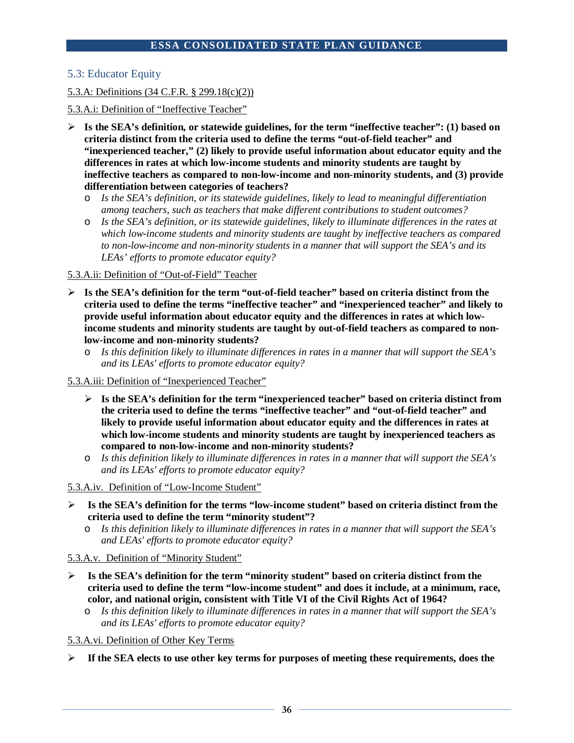## 5.3: Educator Equity

5.3.A: Definitions (34 C.F.R. § 299.18(c)(2))

5.3.A.i: Definition of "Ineffective Teacher"

- **Is the SEA's definition, or statewide guidelines, for the term "ineffective teacher": (1) based on criteria distinct from the criteria used to define the terms "out-of-field teacher" and "inexperienced teacher," (2) likely to provide useful information about educator equity and the differences in rates at which low-income students and minority students are taught by ineffective teachers as compared to non-low-income and non-minority students, and (3) provide differentiation between categories of teachers?**
  - *Is the SEA's definition, or its statewide guidelines, likely to lead to meaningful differentiation among teachers, such as teachers that make different contributions to student outcomes?*
  - *Is the SEA's definition, or its statewide guidelines, likely to illuminate differences in the rates at which low-income students and minority students are taught by ineffective teachers as compared to non-low-income and non-minority students in a manner that will support the SEA's and its LEAs' efforts to promote educator equity?*

5.3.A.ii: Definition of "Out-of-Field" Teacher

- **Is the SEA's definition for the term "out-of-field teacher" based on criteria distinct from the criteria used to define the terms "ineffective teacher" and "inexperienced teacher" and likely to provide useful information about educator equity and the differences in rates at which low-income students and minority students are taught by out-of-field teachers as compared to non-low-income and non-minority students?**
  - *Is this definition likely to illuminate differences in rates in a manner that will support the SEA's and its LEAs' efforts to promote educator equity?*

5.3.A.iii: Definition of "Inexperienced Teacher"

- **Is the SEA's definition for the term "inexperienced teacher" based on criteria distinct from the criteria used to define the terms "ineffective teacher" and "out-of-field teacher" and likely to provide useful information about educator equity and the differences in rates at which low-income students and minority students are taught by inexperienced teachers as compared to non-low-income and non-minority students?**
  - *Is this definition likely to illuminate differences in rates in a manner that will support the SEA's and its LEAs' efforts to promote educator equity?*

5.3.A.iv. Definition of "Low-Income Student"

- **Is the SEA's definition for the terms "low-income student" based on criteria distinct from the criteria used to define the term "minority student"?**
  - *Is this definition likely to illuminate differences in rates in a manner that will support the SEA's and LEAs' efforts to promote educator equity?*

5.3.A.v. Definition of "Minority Student"

- **Is the SEA's definition for the term "minority student" based on criteria distinct from the criteria used to define the term "low-income student" and does it include, at a minimum, race, color, and national origin, consistent with Title VI of the Civil Rights Act of 1964?**
  - *Is this definition likely to illuminate differences in rates in a manner that will support the SEA's and its LEAs' efforts to promote educator equity?*

5.3.A.vi. Definition of Other Key Terms

- **If the SEA elects to use other key terms for purposes of meeting these requirements, does the**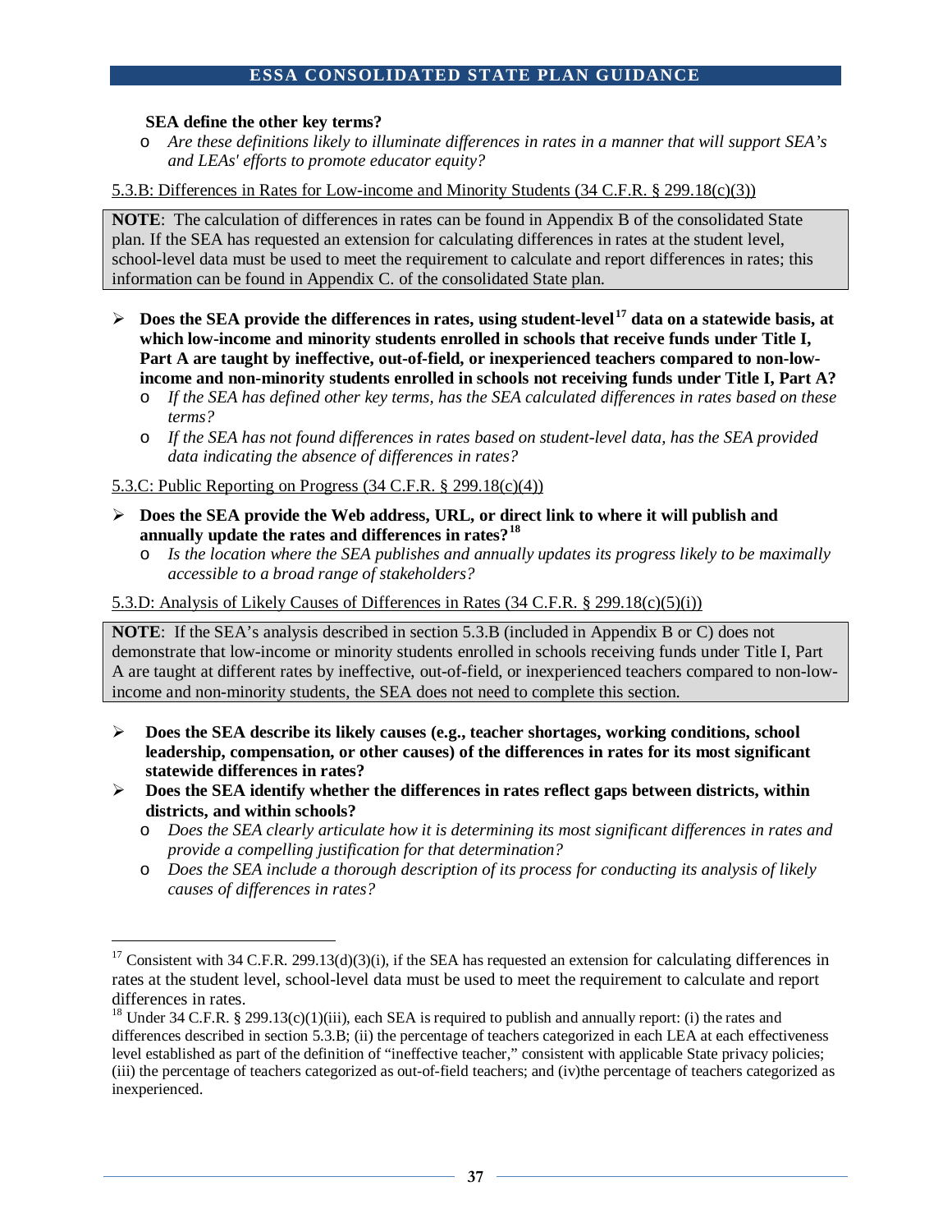**SEA define the other key terms?**

- *Are these definitions likely to illuminate differences in rates in a manner that will support SEA's and LEAs' efforts to promote educator equity?*

5.3.B: Differences in Rates for Low-income and Minority Students (34 C.F.R. § 299.18(c)(3))

> **NOTE**: The calculation of differences in rates can be found in Appendix B of the consolidated State plan. If the SEA has requested an extension for calculating differences in rates at the student level, school-level data must be used to meet the requirement to calculate and report differences in rates; this information can be found in Appendix C. of the consolidated State plan.

- **Does the SEA provide the differences in rates, using student-level[17] data on a statewide basis, at which low-income and minority students enrolled in schools that receive funds under Title I, Part A are taught by ineffective, out-of-field, or inexperienced teachers compared to non-low-income and non-minority students enrolled in schools not receiving funds under Title I, Part A?**
  - *If the SEA has defined other key terms, has the SEA calculated differences in rates based on these terms?*
  - *If the SEA has not found differences in rates based on student-level data, has the SEA provided data indicating the absence of differences in rates?*

5.3.C: Public Reporting on Progress (34 C.F.R. § 299.18(c)(4))

- **Does the SEA provide the Web address, URL, or direct link to where it will publish and annually update the rates and differences in rates?[18]**
  - *Is the location where the SEA publishes and annually updates its progress likely to be maximally accessible to a broad range of stakeholders?*

5.3.D: Analysis of Likely Causes of Differences in Rates (34 C.F.R. § 299.18(c)(5)(i))

> **NOTE**: If the SEA's analysis described in section 5.3.B (included in Appendix B or C) does not demonstrate that low-income or minority students enrolled in schools receiving funds under Title I, Part A are taught at different rates by ineffective, out-of-field, or inexperienced teachers compared to non-low-income and non-minority students, the SEA does not need to complete this section.

- **Does the SEA describe its likely causes (e.g., teacher shortages, working conditions, school leadership, compensation, or other causes) of the differences in rates for its most significant statewide differences in rates?**
- **Does the SEA identify whether the differences in rates reflect gaps between districts, within districts, and within schools?**
  - *Does the SEA clearly articulate how it is determining its most significant differences in rates and provide a compelling justification for that determination?*
  - *Does the SEA include a thorough description of its process for conducting its analysis of likely causes of differences in rates?*

---

[17] Consistent with 34 C.F.R. 299.13(d)(3)(i), if the SEA has requested an extension for calculating differences in rates at the student level, school-level data must be used to meet the requirement to calculate and report differences in rates.

[18] Under 34 C.F.R. § 299.13(c)(1)(iii), each SEA is required to publish and annually report: (i) the rates and differences described in section 5.3.B; (ii) the percentage of teachers categorized in each LEA at each effectiveness level established as part of the definition of "ineffective teacher," consistent with applicable State privacy policies; (iii) the percentage of teachers categorized as out-of-field teachers; and (iv)the percentage of teachers categorized as inexperienced.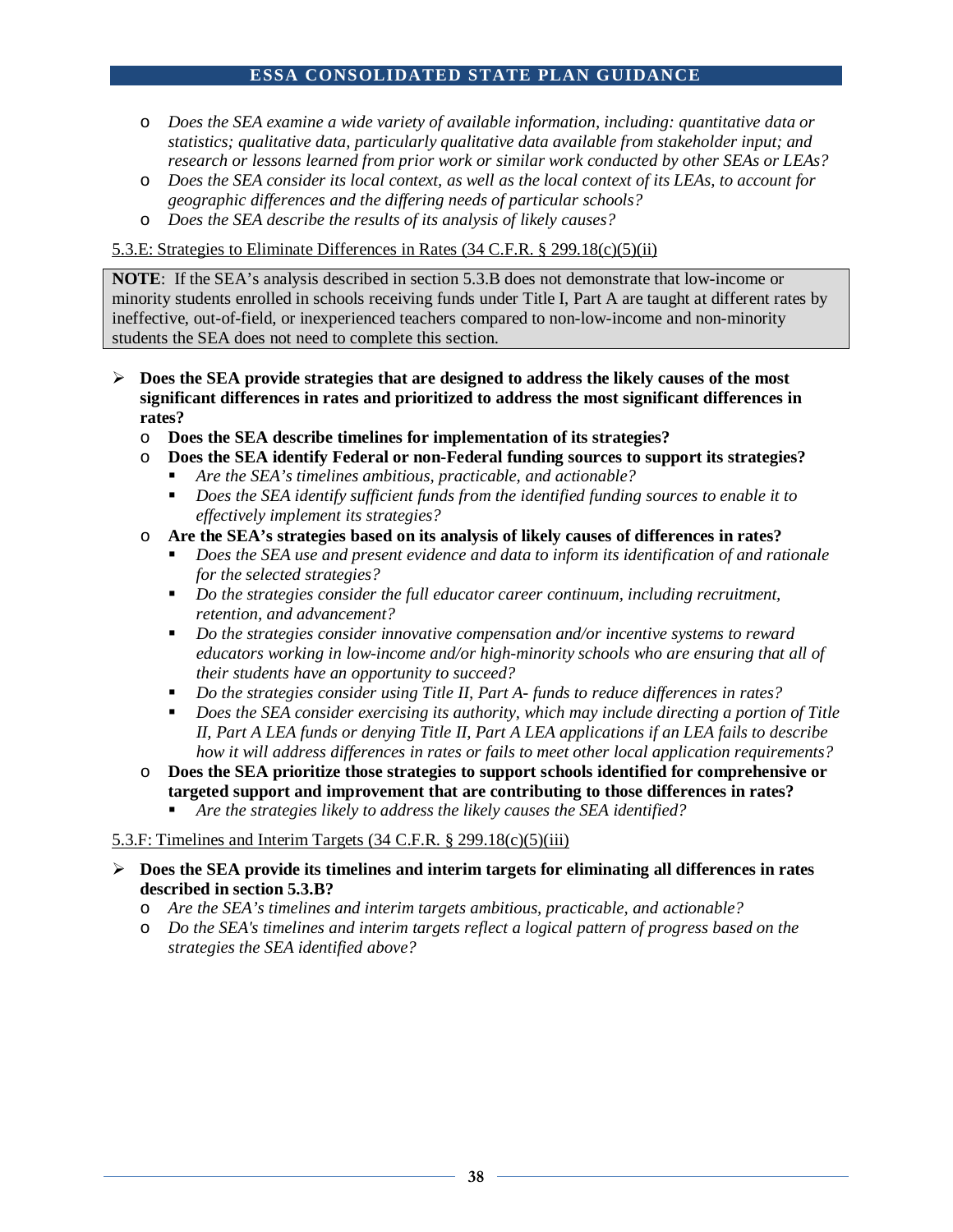- *Does the SEA examine a wide variety of available information, including: quantitative data or statistics; qualitative data, particularly qualitative data available from stakeholder input; and research or lessons learned from prior work or similar work conducted by other SEAs or LEAs?*
- *Does the SEA consider its local context, as well as the local context of its LEAs, to account for geographic differences and the differing needs of particular schools?*
- *Does the SEA describe the results of its analysis of likely causes?*

5.3.E: Strategies to Eliminate Differences in Rates (34 C.F.R. § 299.18(c)(5)(ii)

> **NOTE**: If the SEA's analysis described in section 5.3.B does not demonstrate that low-income or minority students enrolled in schools receiving funds under Title I, Part A are taught at different rates by ineffective, out-of-field, or inexperienced teachers compared to non-low-income and non-minority students the SEA does not need to complete this section.

- **Does the SEA provide strategies that are designed to address the likely causes of the most significant differences in rates and prioritized to address the most significant differences in rates?**
  - **Does the SEA describe timelines for implementation of its strategies?**
  - **Does the SEA identify Federal or non-Federal funding sources to support its strategies?**
    - *Are the SEA's timelines ambitious, practicable, and actionable?*
    - *Does the SEA identify sufficient funds from the identified funding sources to enable it to effectively implement its strategies?*
  - **Are the SEA's strategies based on its analysis of likely causes of differences in rates?**
    - *Does the SEA use and present evidence and data to inform its identification of and rationale for the selected strategies?*
    - *Do the strategies consider the full educator career continuum, including recruitment, retention, and advancement?*
    - *Do the strategies consider innovative compensation and/or incentive systems to reward educators working in low-income and/or high-minority schools who are ensuring that all of their students have an opportunity to succeed?*
    - *Do the strategies consider using Title II, Part A- funds to reduce differences in rates?*
    - *Does the SEA consider exercising its authority, which may include directing a portion of Title II, Part A LEA funds or denying Title II, Part A LEA applications if an LEA fails to describe how it will address differences in rates or fails to meet other local application requirements?*
  - **Does the SEA prioritize those strategies to support schools identified for comprehensive or targeted support and improvement that are contributing to those differences in rates?**
    - *Are the strategies likely to address the likely causes the SEA identified?*

5.3.F: Timelines and Interim Targets (34 C.F.R. § 299.18(c)(5)(iii)

- **Does the SEA provide its timelines and interim targets for eliminating all differences in rates described in section 5.3.B?**
  - *Are the SEA's timelines and interim targets ambitious, practicable, and actionable?*
  - *Do the SEA's timelines and interim targets reflect a logical pattern of progress based on the strategies the SEA identified above?*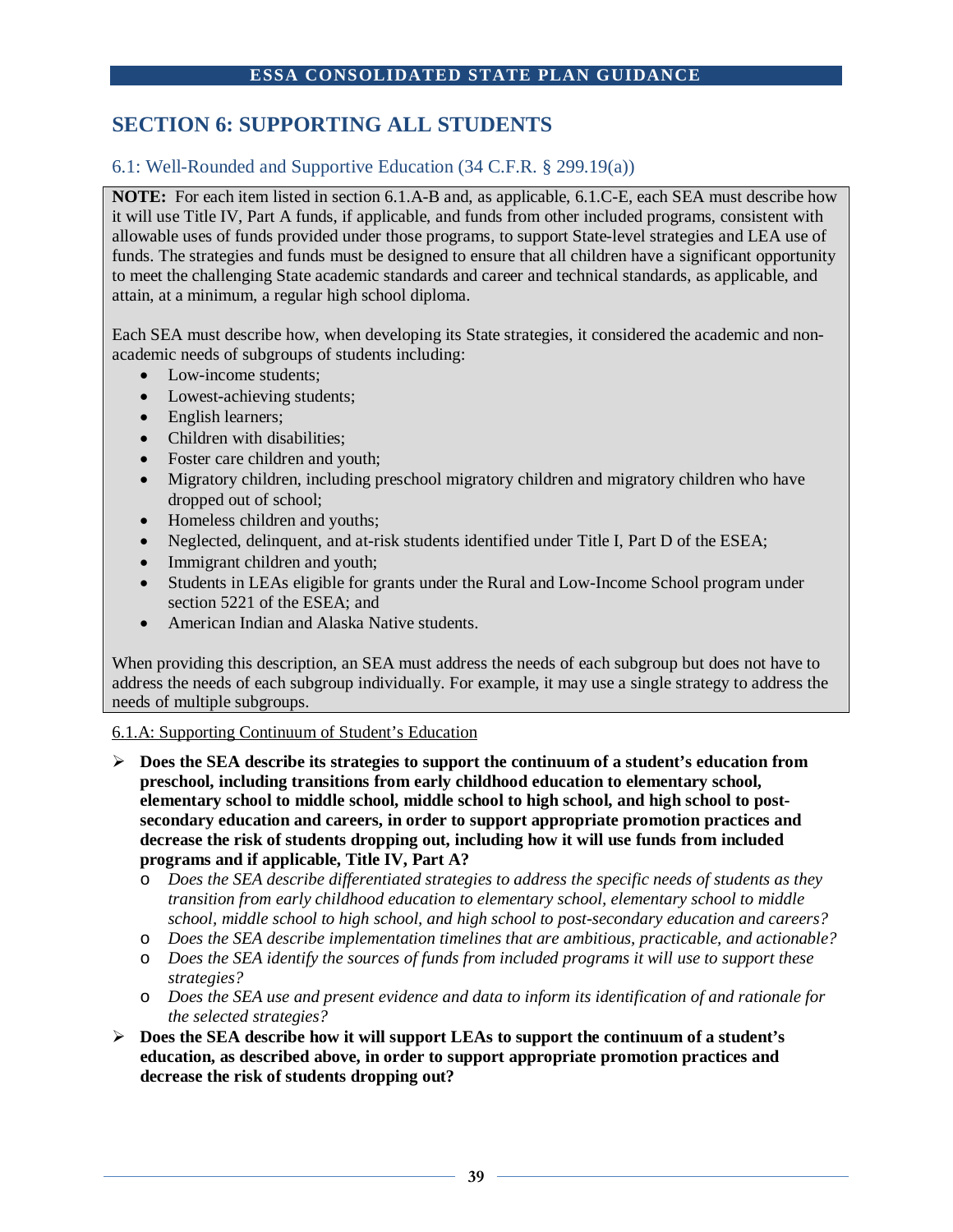## SECTION 6: SUPPORTING ALL STUDENTS

### 6.1: Well-Rounded and Supportive Education (34 C.F.R. § 299.19(a))

**NOTE:** For each item listed in section 6.1.A-B and, as applicable, 6.1.C-E, each SEA must describe how it will use Title IV, Part A funds, if applicable, and funds from other included programs, consistent with allowable uses of funds provided under those programs, to support State-level strategies and LEA use of funds. The strategies and funds must be designed to ensure that all children have a significant opportunity to meet the challenging State academic standards and career and technical standards, as applicable, and attain, at a minimum, a regular high school diploma.

Each SEA must describe how, when developing its State strategies, it considered the academic and non-academic needs of subgroups of students including:

- Low-income students;
- Lowest-achieving students;
- English learners;
- Children with disabilities;
- Foster care children and youth;
- Migratory children, including preschool migratory children and migratory children who have dropped out of school;
- Homeless children and youths;
- Neglected, delinquent, and at-risk students identified under Title I, Part D of the ESEA;
- Immigrant children and youth;
- Students in LEAs eligible for grants under the Rural and Low-Income School program under section 5221 of the ESEA; and
- American Indian and Alaska Native students.

When providing this description, an SEA must address the needs of each subgroup but does not have to address the needs of each subgroup individually. For example, it may use a single strategy to address the needs of multiple subgroups.

6.1.A: Supporting Continuum of Student's Education

- **Does the SEA describe its strategies to support the continuum of a student's education from preschool, including transitions from early childhood education to elementary school, elementary school to middle school, middle school to high school, and high school to post-secondary education and careers, in order to support appropriate promotion practices and decrease the risk of students dropping out, including how it will use funds from included programs and if applicable, Title IV, Part A?**
  - *Does the SEA describe differentiated strategies to address the specific needs of students as they transition from early childhood education to elementary school, elementary school to middle school, middle school to high school, and high school to post-secondary education and careers?*
  - *Does the SEA describe implementation timelines that are ambitious, practicable, and actionable?*
  - *Does the SEA identify the sources of funds from included programs it will use to support these strategies?*
  - *Does the SEA use and present evidence and data to inform its identification of and rationale for the selected strategies?*
- **Does the SEA describe how it will support LEAs to support the continuum of a student's education, as described above, in order to support appropriate promotion practices and decrease the risk of students dropping out?**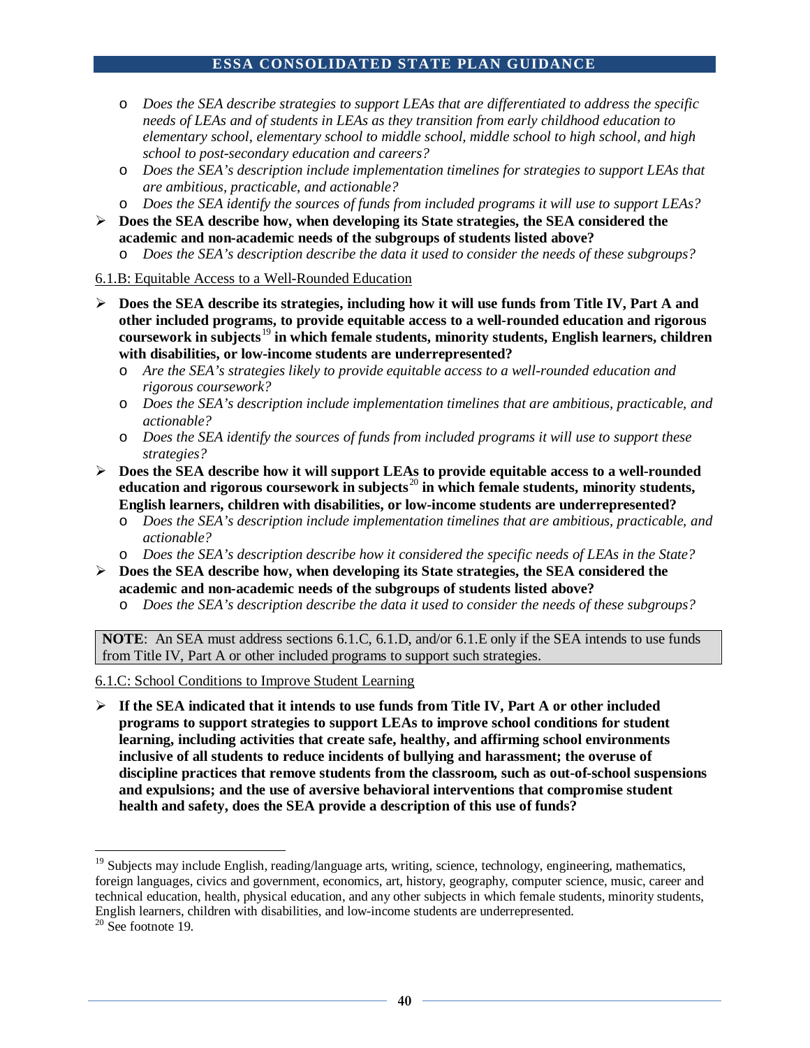- *Does the SEA describe strategies to support LEAs that are differentiated to address the specific needs of LEAs and of students in LEAs as they transition from early childhood education to elementary school, elementary school to middle school, middle school to high school, and high school to post-secondary education and careers?*
- *Does the SEA's description include implementation timelines for strategies to support LEAs that are ambitious, practicable, and actionable?*
- *Does the SEA identify the sources of funds from included programs it will use to support LEAs?*

➢ **Does the SEA describe how, when developing its State strategies, the SEA considered the academic and non-academic needs of the subgroups of students listed above?**
- *Does the SEA's description describe the data it used to consider the needs of these subgroups?*

6.1.B: Equitable Access to a Well-Rounded Education

➢ **Does the SEA describe its strategies, including how it will use funds from Title IV, Part A and other included programs, to provide equitable access to a well-rounded education and rigorous coursework in subjects[19] in which female students, minority students, English learners, children with disabilities, or low-income students are underrepresented?**
- *Are the SEA's strategies likely to provide equitable access to a well-rounded education and rigorous coursework?*
- *Does the SEA's description include implementation timelines that are ambitious, practicable, and actionable?*
- *Does the SEA identify the sources of funds from included programs it will use to support these strategies?*

➢ **Does the SEA describe how it will support LEAs to provide equitable access to a well-rounded education and rigorous coursework in subjects[20] in which female students, minority students, English learners, children with disabilities, or low-income students are underrepresented?**
- *Does the SEA's description include implementation timelines that are ambitious, practicable, and actionable?*
- *Does the SEA's description describe how it considered the specific needs of LEAs in the State?*

➢ **Does the SEA describe how, when developing its State strategies, the SEA considered the academic and non-academic needs of the subgroups of students listed above?**
- *Does the SEA's description describe the data it used to consider the needs of these subgroups?*

**NOTE**: An SEA must address sections 6.1.C, 6.1.D, and/or 6.1.E only if the SEA intends to use funds from Title IV, Part A or other included programs to support such strategies.

6.1.C: School Conditions to Improve Student Learning

➢ **If the SEA indicated that it intends to use funds from Title IV, Part A or other included programs to support strategies to support LEAs to improve school conditions for student learning, including activities that create safe, healthy, and affirming school environments inclusive of all students to reduce incidents of bullying and harassment; the overuse of discipline practices that remove students from the classroom, such as out-of-school suspensions and expulsions; and the use of aversive behavioral interventions that compromise student health and safety, does the SEA provide a description of this use of funds?**

---

[19] Subjects may include English, reading/language arts, writing, science, technology, engineering, mathematics, foreign languages, civics and government, economics, art, history, geography, computer science, music, career and technical education, health, physical education, and any other subjects in which female students, minority students, English learners, children with disabilities, and low-income students are underrepresented.

[20] See footnote 19.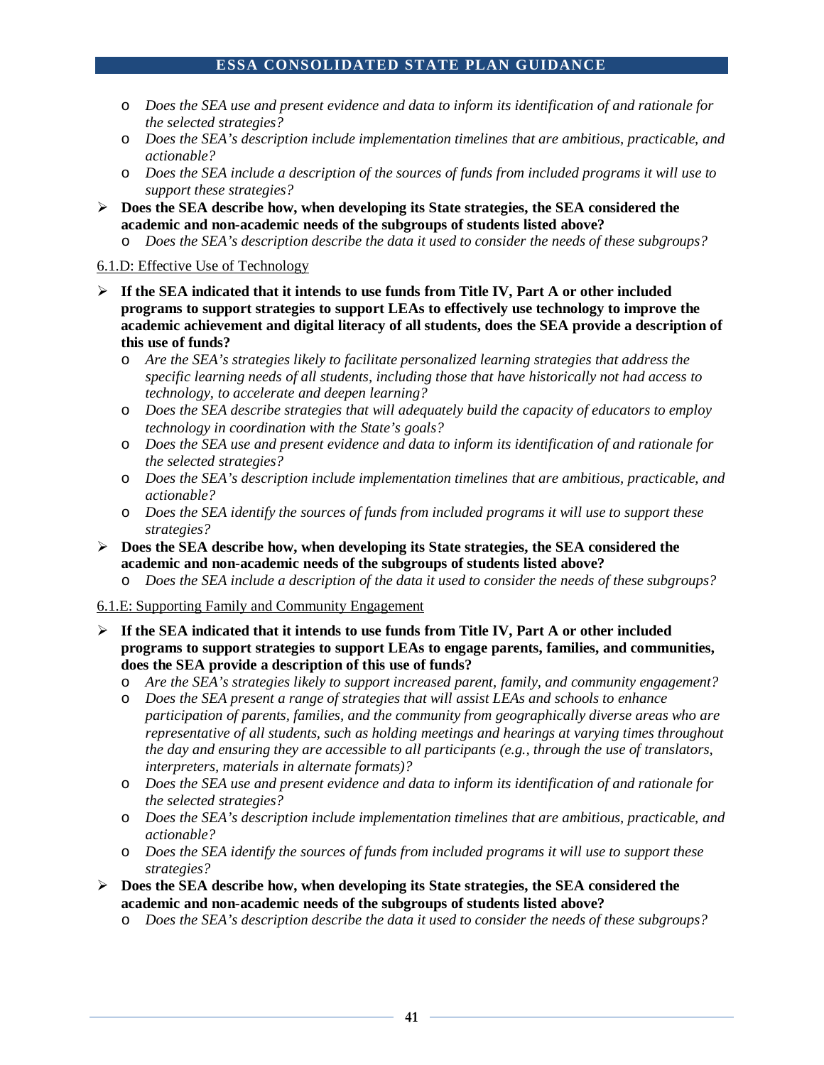- *Does the SEA use and present evidence and data to inform its identification of and rationale for the selected strategies?*
   - *Does the SEA's description include implementation timelines that are ambitious, practicable, and actionable?*
   - *Does the SEA include a description of the sources of funds from included programs it will use to support these strategies?*
- **Does the SEA describe how, when developing its State strategies, the SEA considered the academic and non-academic needs of the subgroups of students listed above?**
   - *Does the SEA's description describe the data it used to consider the needs of these subgroups?*

<u>6.1.D: Effective Use of Technology</u>

- **If the SEA indicated that it intends to use funds from Title IV, Part A or other included programs to support strategies to support LEAs to effectively use technology to improve the academic achievement and digital literacy of all students, does the SEA provide a description of this use of funds?**
   - *Are the SEA's strategies likely to facilitate personalized learning strategies that address the specific learning needs of all students, including those that have historically not had access to technology, to accelerate and deepen learning?*
   - *Does the SEA describe strategies that will adequately build the capacity of educators to employ technology in coordination with the State's goals?*
   - *Does the SEA use and present evidence and data to inform its identification of and rationale for the selected strategies?*
   - *Does the SEA's description include implementation timelines that are ambitious, practicable, and actionable?*
   - *Does the SEA identify the sources of funds from included programs it will use to support these strategies?*
- **Does the SEA describe how, when developing its State strategies, the SEA considered the academic and non-academic needs of the subgroups of students listed above?**
   - *Does the SEA include a description of the data it used to consider the needs of these subgroups?*

<u>6.1.E: Supporting Family and Community Engagement</u>

- **If the SEA indicated that it intends to use funds from Title IV, Part A or other included programs to support strategies to support LEAs to engage parents, families, and communities, does the SEA provide a description of this use of funds?**
   - *Are the SEA's strategies likely to support increased parent, family, and community engagement?*
   - *Does the SEA present a range of strategies that will assist LEAs and schools to enhance participation of parents, families, and the community from geographically diverse areas who are representative of all students, such as holding meetings and hearings at varying times throughout the day and ensuring they are accessible to all participants (e.g., through the use of translators, interpreters, materials in alternate formats)?*
   - *Does the SEA use and present evidence and data to inform its identification of and rationale for the selected strategies?*
   - *Does the SEA's description include implementation timelines that are ambitious, practicable, and actionable?*
   - *Does the SEA identify the sources of funds from included programs it will use to support these strategies?*
- **Does the SEA describe how, when developing its State strategies, the SEA considered the academic and non-academic needs of the subgroups of students listed above?**
   - *Does the SEA's description describe the data it used to consider the needs of these subgroups?*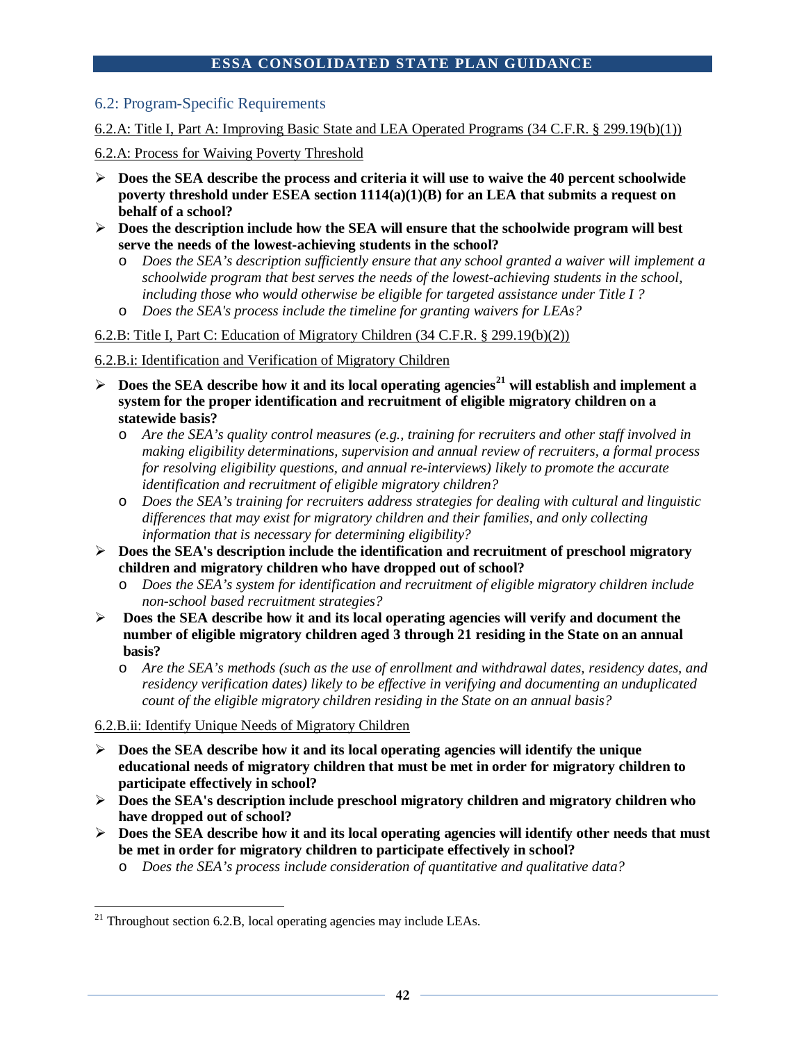## 6.2: Program-Specific Requirements

6.2.A: Title I, Part A: Improving Basic State and LEA Operated Programs (34 C.F.R. § 299.19(b)(1))

6.2.A: Process for Waiving Poverty Threshold

- **Does the SEA describe the process and criteria it will use to waive the 40 percent schoolwide poverty threshold under ESEA section 1114(a)(1)(B) for an LEA that submits a request on behalf of a school?**
- **Does the description include how the SEA will ensure that the schoolwide program will best serve the needs of the lowest-achieving students in the school?**
  - *Does the SEA's description sufficiently ensure that any school granted a waiver will implement a schoolwide program that best serves the needs of the lowest-achieving students in the school, including those who would otherwise be eligible for targeted assistance under Title I ?*
  - *Does the SEA's process include the timeline for granting waivers for LEAs?*

6.2.B: Title I, Part C: Education of Migratory Children (34 C.F.R. § 299.19(b)(2))

6.2.B.i: Identification and Verification of Migratory Children

- **Does the SEA describe how it and its local operating agencies[21] will establish and implement a system for the proper identification and recruitment of eligible migratory children on a statewide basis?**
  - *Are the SEA's quality control measures (e.g., training for recruiters and other staff involved in making eligibility determinations, supervision and annual review of recruiters, a formal process for resolving eligibility questions, and annual re-interviews) likely to promote the accurate identification and recruitment of eligible migratory children?*
  - *Does the SEA's training for recruiters address strategies for dealing with cultural and linguistic differences that may exist for migratory children and their families, and only collecting information that is necessary for determining eligibility?*
- **Does the SEA's description include the identification and recruitment of preschool migratory children and migratory children who have dropped out of school?**
  - *Does the SEA's system for identification and recruitment of eligible migratory children include non-school based recruitment strategies?*
- **Does the SEA describe how it and its local operating agencies will verify and document the number of eligible migratory children aged 3 through 21 residing in the State on an annual basis?**
  - *Are the SEA's methods (such as the use of enrollment and withdrawal dates, residency dates, and residency verification dates) likely to be effective in verifying and documenting an unduplicated count of the eligible migratory children residing in the State on an annual basis?*

6.2.B.ii: Identify Unique Needs of Migratory Children

- **Does the SEA describe how it and its local operating agencies will identify the unique educational needs of migratory children that must be met in order for migratory children to participate effectively in school?**
- **Does the SEA's description include preschool migratory children and migratory children who have dropped out of school?**
- **Does the SEA describe how it and its local operating agencies will identify other needs that must be met in order for migratory children to participate effectively in school?**
  - *Does the SEA's process include consideration of quantitative and qualitative data?*

---

[21] Throughout section 6.2.B, local operating agencies may include LEAs.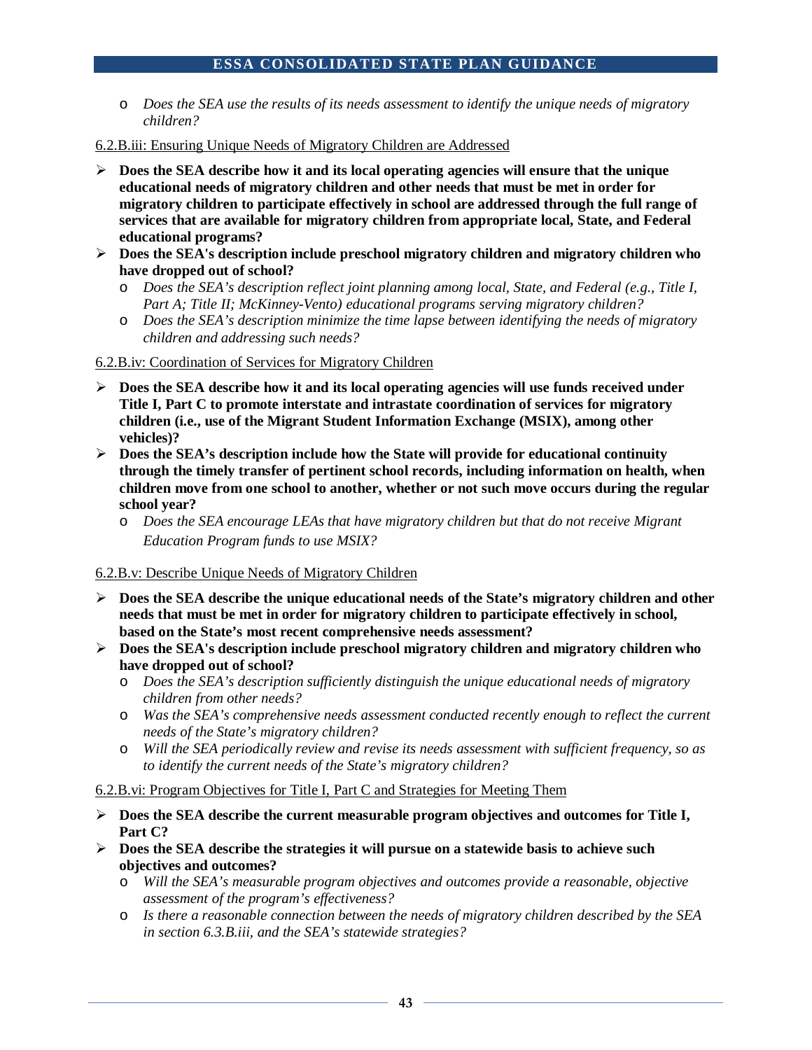- *Does the SEA use the results of its needs assessment to identify the unique needs of migratory children?*

6.2.B.iii: Ensuring Unique Needs of Migratory Children are Addressed

- **Does the SEA describe how it and its local operating agencies will ensure that the unique educational needs of migratory children and other needs that must be met in order for migratory children to participate effectively in school are addressed through the full range of services that are available for migratory children from appropriate local, State, and Federal educational programs?**
- **Does the SEA's description include preschool migratory children and migratory children who have dropped out of school?**
  - *Does the SEA's description reflect joint planning among local, State, and Federal (e.g., Title I, Part A; Title II; McKinney-Vento) educational programs serving migratory children?*
  - *Does the SEA's description minimize the time lapse between identifying the needs of migratory children and addressing such needs?*

6.2.B.iv: Coordination of Services for Migratory Children

- **Does the SEA describe how it and its local operating agencies will use funds received under Title I, Part C to promote interstate and intrastate coordination of services for migratory children (i.e., use of the Migrant Student Information Exchange (MSIX), among other vehicles)?**
- **Does the SEA's description include how the State will provide for educational continuity through the timely transfer of pertinent school records, including information on health, when children move from one school to another, whether or not such move occurs during the regular school year?**
  - *Does the SEA encourage LEAs that have migratory children but that do not receive Migrant Education Program funds to use MSIX?*

6.2.B.v: Describe Unique Needs of Migratory Children

- **Does the SEA describe the unique educational needs of the State's migratory children and other needs that must be met in order for migratory children to participate effectively in school, based on the State's most recent comprehensive needs assessment?**
- **Does the SEA's description include preschool migratory children and migratory children who have dropped out of school?**
  - *Does the SEA's description sufficiently distinguish the unique educational needs of migratory children from other needs?*
  - *Was the SEA's comprehensive needs assessment conducted recently enough to reflect the current needs of the State's migratory children?*
  - *Will the SEA periodically review and revise its needs assessment with sufficient frequency, so as to identify the current needs of the State's migratory children?*

6.2.B.vi: Program Objectives for Title I, Part C and Strategies for Meeting Them

- **Does the SEA describe the current measurable program objectives and outcomes for Title I, Part C?**
- **Does the SEA describe the strategies it will pursue on a statewide basis to achieve such objectives and outcomes?**
  - *Will the SEA's measurable program objectives and outcomes provide a reasonable, objective assessment of the program's effectiveness?*
  - *Is there a reasonable connection between the needs of migratory children described by the SEA in section 6.3.B.iii, and the SEA's statewide strategies?*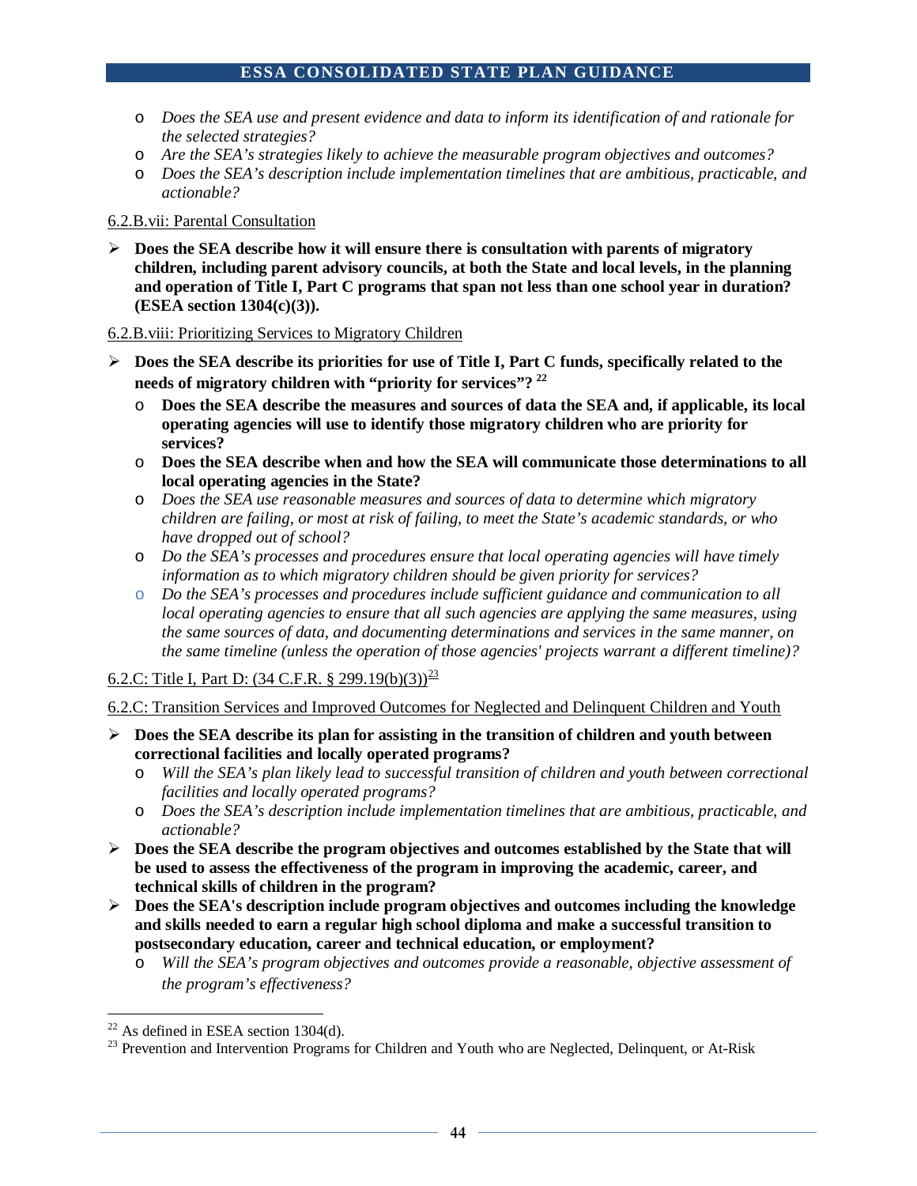- *Does the SEA use and present evidence and data to inform its identification of and rationale for the selected strategies?*
- *Are the SEA's strategies likely to achieve the measurable program objectives and outcomes?*
- *Does the SEA's description include implementation timelines that are ambitious, practicable, and actionable?*

6.2.B.vii: Parental Consultation

- **Does the SEA describe how it will ensure there is consultation with parents of migratory children, including parent advisory councils, at both the State and local levels, in the planning and operation of Title I, Part C programs that span not less than one school year in duration? (ESEA section 1304(c)(3)).**

6.2.B.viii: Prioritizing Services to Migratory Children

- **Does the SEA describe its priorities for use of Title I, Part C funds, specifically related to the needs of migratory children with "priority for services"?** [22]
  - **Does the SEA describe the measures and sources of data the SEA and, if applicable, its local operating agencies will use to identify those migratory children who are priority for services?**
  - **Does the SEA describe when and how the SEA will communicate those determinations to all local operating agencies in the State?**
  - *Does the SEA use reasonable measures and sources of data to determine which migratory children are failing, or most at risk of failing, to meet the State's academic standards, or who have dropped out of school?*
  - *Do the SEA's processes and procedures ensure that local operating agencies will have timely information as to which migratory children should be given priority for services?*
  - *Do the SEA's processes and procedures include sufficient guidance and communication to all local operating agencies to ensure that all such agencies are applying the same measures, using the same sources of data, and documenting determinations and services in the same manner, on the same timeline (unless the operation of those agencies' projects warrant a different timeline)?*

6.2.C: Title I, Part D: (34 C.F.R. § 299.19(b)(3))[23]

6.2.C: Transition Services and Improved Outcomes for Neglected and Delinquent Children and Youth

- **Does the SEA describe its plan for assisting in the transition of children and youth between correctional facilities and locally operated programs?**
  - *Will the SEA's plan likely lead to successful transition of children and youth between correctional facilities and locally operated programs?*
  - *Does the SEA's description include implementation timelines that are ambitious, practicable, and actionable?*
- **Does the SEA describe the program objectives and outcomes established by the State that will be used to assess the effectiveness of the program in improving the academic, career, and technical skills of children in the program?**
- **Does the SEA's description include program objectives and outcomes including the knowledge and skills needed to earn a regular high school diploma and make a successful transition to postsecondary education, career and technical education, or employment?**
  - *Will the SEA's program objectives and outcomes provide a reasonable, objective assessment of the program's effectiveness?*

---

[22] As defined in ESEA section 1304(d).

[23] Prevention and Intervention Programs for Children and Youth who are Neglected, Delinquent, or At-Risk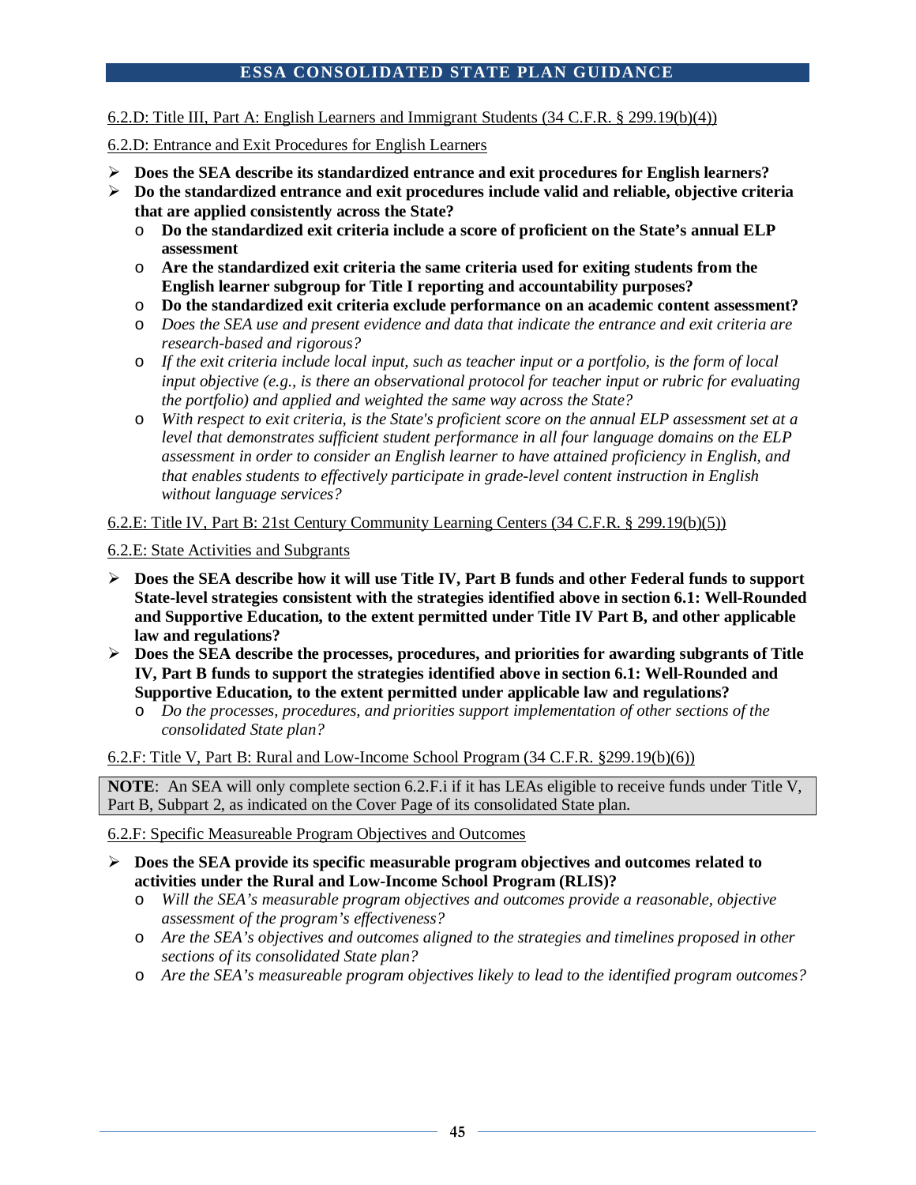6.2.D: Title III, Part A: English Learners and Immigrant Students (34 C.F.R. § 299.19(b)(4))

6.2.D: Entrance and Exit Procedures for English Learners

- **Does the SEA describe its standardized entrance and exit procedures for English learners?**
- **Do the standardized entrance and exit procedures include valid and reliable, objective criteria that are applied consistently across the State?**
  - **Do the standardized exit criteria include a score of proficient on the State's annual ELP assessment**
  - **Are the standardized exit criteria the same criteria used for exiting students from the English learner subgroup for Title I reporting and accountability purposes?**
  - **Do the standardized exit criteria exclude performance on an academic content assessment?**
  - *Does the SEA use and present evidence and data that indicate the entrance and exit criteria are research-based and rigorous?*
  - *If the exit criteria include local input, such as teacher input or a portfolio, is the form of local input objective (e.g., is there an observational protocol for teacher input or rubric for evaluating the portfolio) and applied and weighted the same way across the State?*
  - *With respect to exit criteria, is the State's proficient score on the annual ELP assessment set at a level that demonstrates sufficient student performance in all four language domains on the ELP assessment in order to consider an English learner to have attained proficiency in English, and that enables students to effectively participate in grade-level content instruction in English without language services?*

6.2.E: Title IV, Part B: 21st Century Community Learning Centers (34 C.F.R. § 299.19(b)(5))

6.2.E: State Activities and Subgrants

- **Does the SEA describe how it will use Title IV, Part B funds and other Federal funds to support State-level strategies consistent with the strategies identified above in section 6.1: Well-Rounded and Supportive Education, to the extent permitted under Title IV Part B, and other applicable law and regulations?**
- **Does the SEA describe the processes, procedures, and priorities for awarding subgrants of Title IV, Part B funds to support the strategies identified above in section 6.1: Well-Rounded and Supportive Education, to the extent permitted under applicable law and regulations?**
  - *Do the processes, procedures, and priorities support implementation of other sections of the consolidated State plan?*

6.2.F: Title V, Part B: Rural and Low-Income School Program (34 C.F.R. §299.19(b)(6))

**NOTE**: An SEA will only complete section 6.2.F.i if it has LEAs eligible to receive funds under Title V, Part B, Subpart 2, as indicated on the Cover Page of its consolidated State plan.

6.2.F: Specific Measureable Program Objectives and Outcomes

- **Does the SEA provide its specific measurable program objectives and outcomes related to activities under the Rural and Low-Income School Program (RLIS)?**
  - *Will the SEA's measurable program objectives and outcomes provide a reasonable, objective assessment of the program's effectiveness?*
  - *Are the SEA's objectives and outcomes aligned to the strategies and timelines proposed in other sections of its consolidated State plan?*
  - *Are the SEA's measureable program objectives likely to lead to the identified program outcomes?*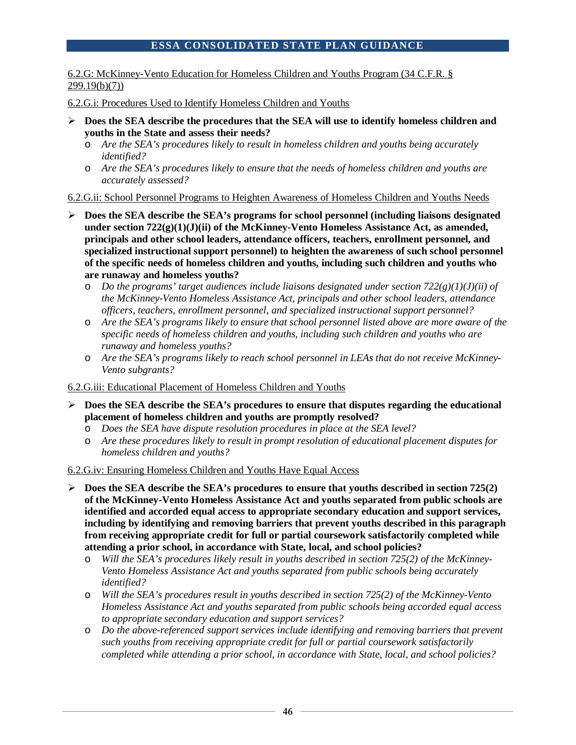6.2.G: McKinney-Vento Education for Homeless Children and Youths Program (34 C.F.R. § 299.19(b)(7))

6.2.G.i: Procedures Used to Identify Homeless Children and Youths

- **Does the SEA describe the procedures that the SEA will use to identify homeless children and youths in the State and assess their needs?**
  - *Are the SEA's procedures likely to result in homeless children and youths being accurately identified?*
  - *Are the SEA's procedures likely to ensure that the needs of homeless children and youths are accurately assessed?*

6.2.G.ii: School Personnel Programs to Heighten Awareness of Homeless Children and Youths Needs

- **Does the SEA describe the SEA's programs for school personnel (including liaisons designated under section 722(g)(1)(J)(ii) of the McKinney-Vento Homeless Assistance Act, as amended, principals and other school leaders, attendance officers, teachers, enrollment personnel, and specialized instructional support personnel) to heighten the awareness of such school personnel of the specific needs of homeless children and youths, including such children and youths who are runaway and homeless youths?**
  - *Do the programs' target audiences include liaisons designated under section 722(g)(1)(J)(ii) of the McKinney-Vento Homeless Assistance Act, principals and other school leaders, attendance officers, teachers, enrollment personnel, and specialized instructional support personnel?*
  - *Are the SEA's programs likely to ensure that school personnel listed above are more aware of the specific needs of homeless children and youths, including such children and youths who are runaway and homeless youths?*
  - *Are the SEA's programs likely to reach school personnel in LEAs that do not receive McKinney-Vento subgrants?*

6.2.G.iii: Educational Placement of Homeless Children and Youths

- **Does the SEA describe the SEA's procedures to ensure that disputes regarding the educational placement of homeless children and youths are promptly resolved?**
  - *Does the SEA have dispute resolution procedures in place at the SEA level?*
  - *Are these procedures likely to result in prompt resolution of educational placement disputes for homeless children and youths?*

6.2.G.iv: Ensuring Homeless Children and Youths Have Equal Access

- **Does the SEA describe the SEA's procedures to ensure that youths described in section 725(2) of the McKinney-Vento Homeless Assistance Act and youths separated from public schools are identified and accorded equal access to appropriate secondary education and support services, including by identifying and removing barriers that prevent youths described in this paragraph from receiving appropriate credit for full or partial coursework satisfactorily completed while attending a prior school, in accordance with State, local, and school policies?**
  - *Will the SEA's procedures likely result in youths described in section 725(2) of the McKinney-Vento Homeless Assistance Act and youths separated from public schools being accurately identified?*
  - *Will the SEA's procedures result in youths described in section 725(2) of the McKinney-Vento Homeless Assistance Act and youths separated from public schools being accorded equal access to appropriate secondary education and support services?*
  - *Do the above-referenced support services include identifying and removing barriers that prevent such youths from receiving appropriate credit for full or partial coursework satisfactorily completed while attending a prior school, in accordance with State, local, and school policies?*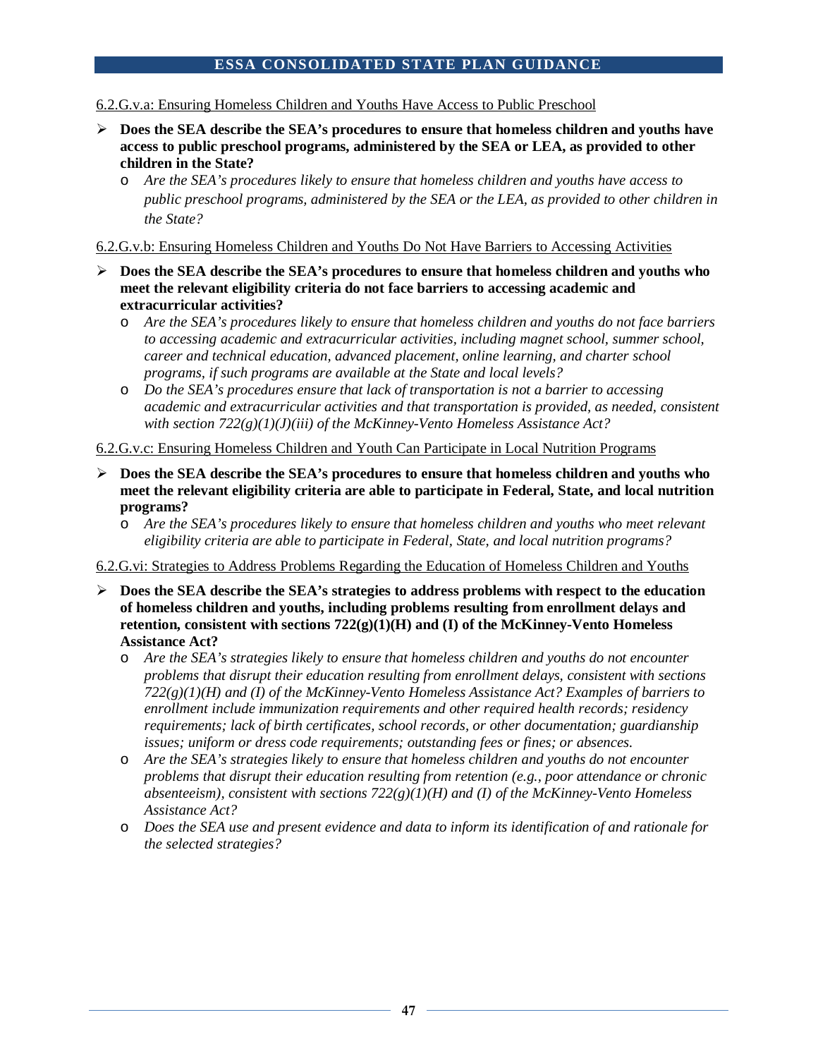6.2.G.v.a: Ensuring Homeless Children and Youths Have Access to Public Preschool

- **Does the SEA describe the SEA's procedures to ensure that homeless children and youths have access to public preschool programs, administered by the SEA or LEA, as provided to other children in the State?**
  - *Are the SEA's procedures likely to ensure that homeless children and youths have access to public preschool programs, administered by the SEA or the LEA, as provided to other children in the State?*

6.2.G.v.b: Ensuring Homeless Children and Youths Do Not Have Barriers to Accessing Activities

- **Does the SEA describe the SEA's procedures to ensure that homeless children and youths who meet the relevant eligibility criteria do not face barriers to accessing academic and extracurricular activities?**
  - *Are the SEA's procedures likely to ensure that homeless children and youths do not face barriers to accessing academic and extracurricular activities, including magnet school, summer school, career and technical education, advanced placement, online learning, and charter school programs, if such programs are available at the State and local levels?*
  - *Do the SEA's procedures ensure that lack of transportation is not a barrier to accessing academic and extracurricular activities and that transportation is provided, as needed, consistent with section 722(g)(1)(J)(iii) of the McKinney-Vento Homeless Assistance Act?*

6.2.G.v.c: Ensuring Homeless Children and Youth Can Participate in Local Nutrition Programs

- **Does the SEA describe the SEA's procedures to ensure that homeless children and youths who meet the relevant eligibility criteria are able to participate in Federal, State, and local nutrition programs?**
  - *Are the SEA's procedures likely to ensure that homeless children and youths who meet relevant eligibility criteria are able to participate in Federal, State, and local nutrition programs?*

6.2.G.vi: Strategies to Address Problems Regarding the Education of Homeless Children and Youths

- **Does the SEA describe the SEA's strategies to address problems with respect to the education of homeless children and youths, including problems resulting from enrollment delays and retention, consistent with sections 722(g)(1)(H) and (I) of the McKinney-Vento Homeless Assistance Act?**
  - *Are the SEA's strategies likely to ensure that homeless children and youths do not encounter problems that disrupt their education resulting from enrollment delays, consistent with sections 722(g)(1)(H) and (I) of the McKinney-Vento Homeless Assistance Act? Examples of barriers to enrollment include immunization requirements and other required health records; residency requirements; lack of birth certificates, school records, or other documentation; guardianship issues; uniform or dress code requirements; outstanding fees or fines; or absences.*
  - *Are the SEA's strategies likely to ensure that homeless children and youths do not encounter problems that disrupt their education resulting from retention (e.g., poor attendance or chronic absenteeism), consistent with sections 722(g)(1)(H) and (I) of the McKinney-Vento Homeless Assistance Act?*
  - *Does the SEA use and present evidence and data to inform its identification of and rationale for the selected strategies?*